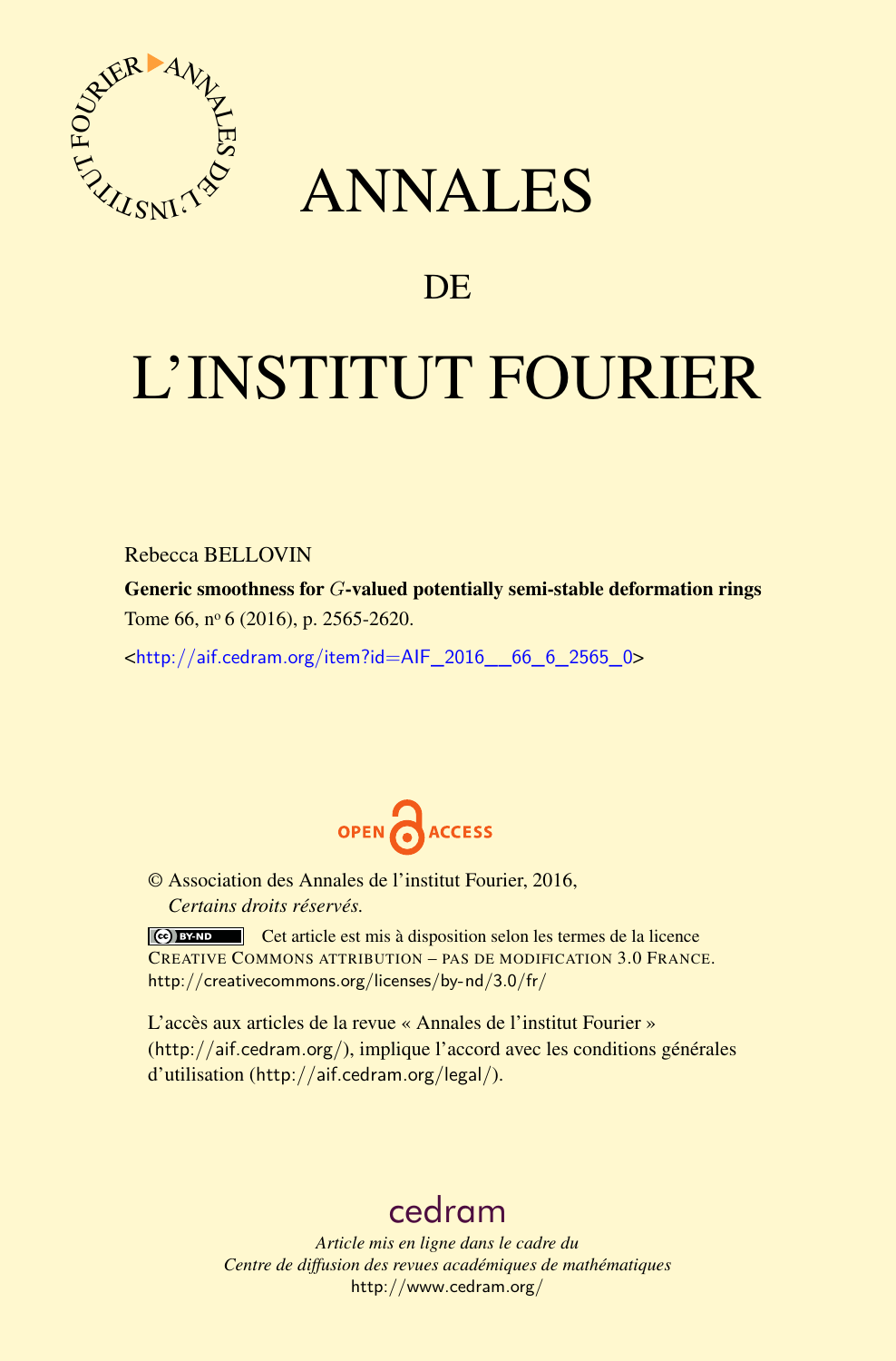# ANNALES

## DE

# L'INSTITUT FOURIER

Rebecca BELLOVIN

**Generic smoothness for $G$-valued potentially semi-stable deformation rings**

Tome 66, nº 6 (2016), p. 2565-2620.

<http://aif.cedram.org/item?id=AIF_2016__66_6_2565_0>

OPEN ACCESS

© Association des Annales de l'institut Fourier, 2016,
*Certains droits réservés.*

Cet article est mis à disposition selon les termes de la licence CREATIVE COMMONS ATTRIBUTION – PAS DE MODIFICATION 3.0 FRANCE.
http://creativecommons.org/licenses/by-nd/3.0/fr/

L'accès aux articles de la revue « Annales de l'institut Fourier » (http://aif.cedram.org/), implique l'accord avec les conditions générales d'utilisation (http://aif.cedram.org/legal/).

cedram

*Article mis en ligne dans le cadre du*
*Centre de diffusion des revues académiques de mathématiques*
http://www.cedram.org/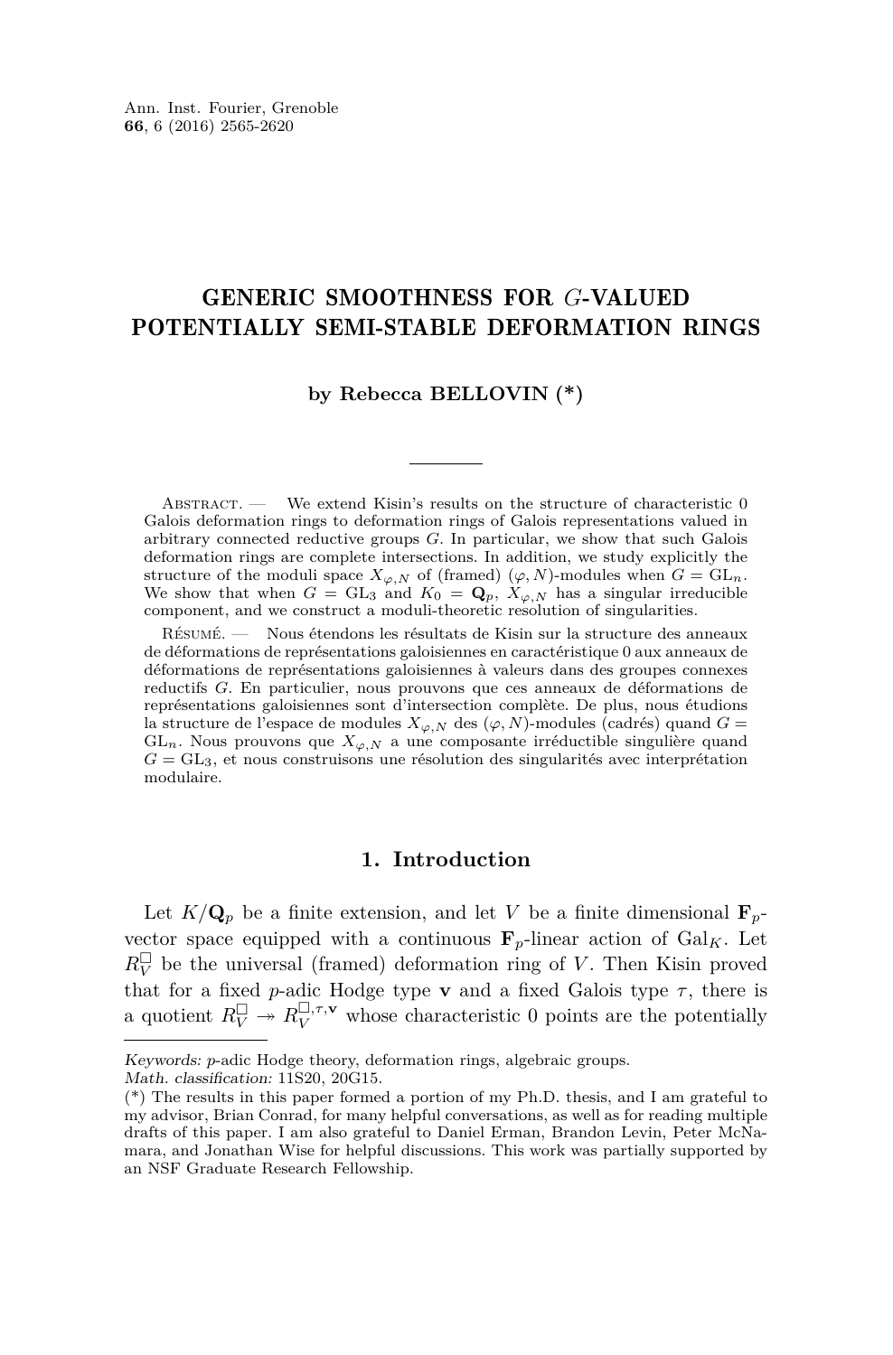# GENERIC SMOOTHNESS FOR $G$-VALUED POTENTIALLY SEMI-STABLE DEFORMATION RINGS

**by Rebecca BELLOVIN (*)**

Abstract. — We extend Kisin's results on the structure of characteristic 0 Galois deformation rings to deformation rings of Galois representations valued in arbitrary connected reductive groups $G$. In particular, we show that such Galois deformation rings are complete intersections. In addition, we study explicitly the structure of the moduli space $X_{\varphi,N}$ of (framed) $(\varphi,N)$-modules when $G = \mathrm{GL}_n$. We show that when $G = \mathrm{GL}_3$ and $K_0 = \mathbf{Q}_p$, $X_{\varphi,N}$ has a singular irreducible component, and we construct a moduli-theoretic resolution of singularities.

Résumé. — Nous étendons les résultats de Kisin sur la structure des anneaux de déformations de représentations galoisiennes en caractéristique 0 aux anneaux de déformations de représentations galoisiennes à valeurs dans des groupes connexes reductifs $G$. En particulier, nous prouvons que ces anneaux de déformations de représentations galoisiennes sont d'intersection complète. De plus, nous étudions la structure de l'espace de modules $X_{\varphi,N}$ des $(\varphi,N)$-modules (cadrés) quand $G = \mathrm{GL}_n$. Nous prouvons que $X_{\varphi,N}$ a une composante irréductible singulière quand $G = \mathrm{GL}_3$, et nous construisons une résolution des singularités avec interprétation modulaire.

## 1. Introduction

Let $K/\mathbf{Q}_p$ be a finite extension, and let $V$ be a finite dimensional $\mathbf{F}_p$-vector space equipped with a continuous $\mathbf{F}_p$-linear action of $\mathrm{Gal}_K$. Let $R_V^\square$ be the universal (framed) deformation ring of $V$. Then Kisin proved that for a fixed $p$-adic Hodge type $\mathbf{v}$ and a fixed Galois type $\tau$, there is a quotient $R_V^\square \twoheadrightarrow R_V^{\square,\tau,\mathbf{v}}$ whose characteristic 0 points are the potentially

Keywords: $p$-adic Hodge theory, deformation rings, algebraic groups.
Math. classification: 11S20, 20G15.

(*) The results in this paper formed a portion of my Ph.D. thesis, and I am grateful to my advisor, Brian Conrad, for many helpful conversations, as well as for reading multiple drafts of this paper. I am also grateful to Daniel Erman, Brandon Levin, Peter McNamara, and Jonathan Wise for helpful discussions. This work was partially supported by an NSF Graduate Research Fellowship.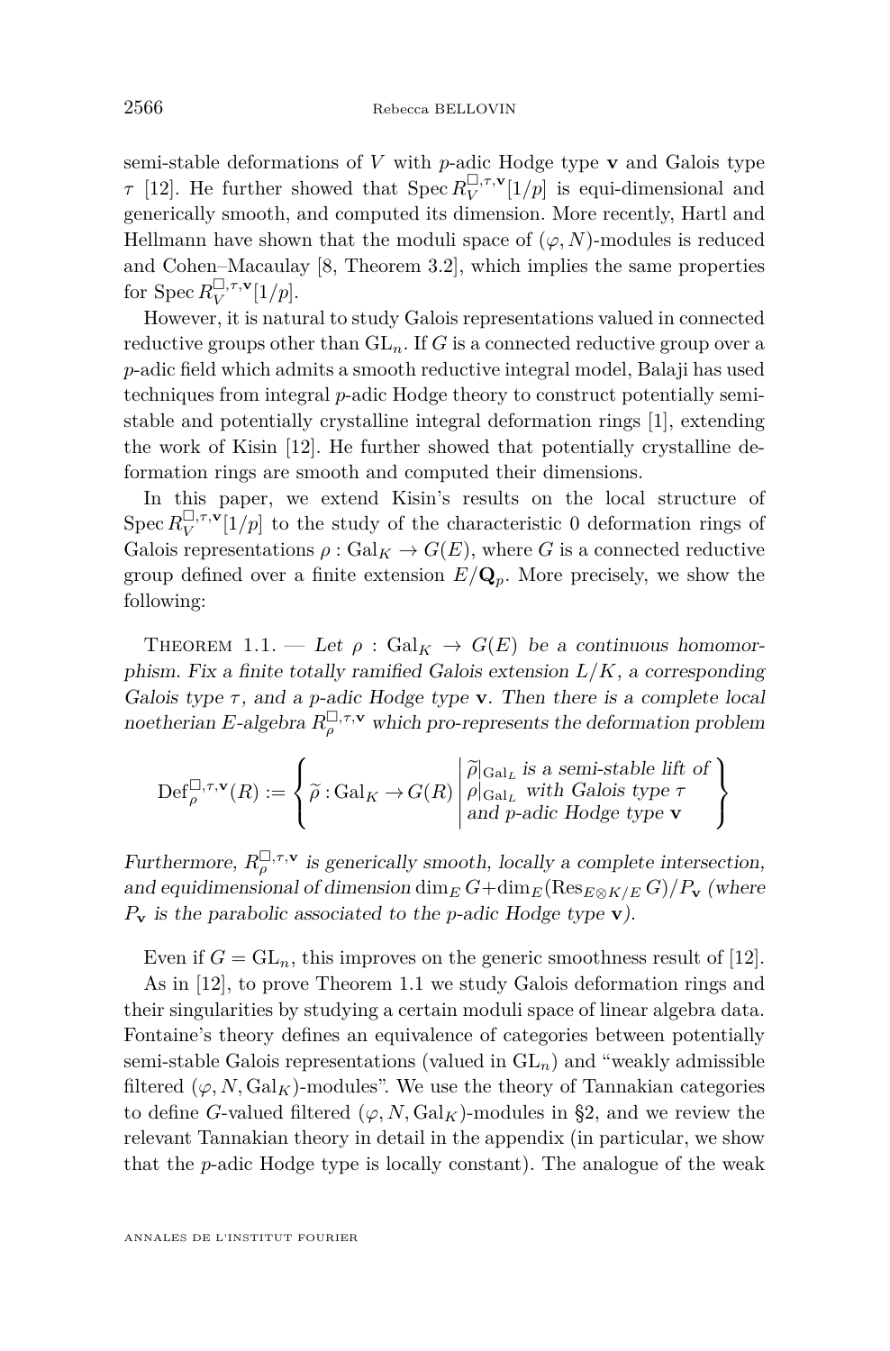semi-stable deformations of $V$ with $p$-adic Hodge type $\mathbf{v}$ and Galois type $\tau$ [12]. He further showed that $\operatorname{Spec} R_V^{\square,\tau,\mathbf{v}}[1/p]$ is equi-dimensional and generically smooth, and computed its dimension. More recently, Hartl and Hellmann have shown that the moduli space of $(\varphi, N)$-modules is reduced and Cohen–Macaulay [8, Theorem 3.2], which implies the same properties for $\operatorname{Spec} R_V^{\square,\tau,\mathbf{v}}[1/p]$.

However, it is natural to study Galois representations valued in connected reductive groups other than $\mathrm{GL}_n$. If $G$ is a connected reductive group over a $p$-adic field which admits a smooth reductive integral model, Balaji has used techniques from integral $p$-adic Hodge theory to construct potentially semi-stable and potentially crystalline integral deformation rings [1], extending the work of Kisin [12]. He further showed that potentially crystalline deformation rings are smooth and computed their dimensions.

In this paper, we extend Kisin's results on the local structure of $\operatorname{Spec} R_V^{\square,\tau,\mathbf{v}}[1/p]$ to the study of the characteristic 0 deformation rings of Galois representations $\rho : \mathrm{Gal}_K \to G(E)$, where $G$ is a connected reductive group defined over a finite extension $E/\mathbf{Q}_p$. More precisely, we show the following:

Theorem 1.1. — *Let $\rho : \mathrm{Gal}_K \to G(E)$ be a continuous homomorphism. Fix a finite totally ramified Galois extension $L/K$, a corresponding Galois type $\tau$, and a $p$-adic Hodge type $\mathbf{v}$. Then there is a complete local noetherian $E$-algebra $R_\rho^{\square,\tau,\mathbf{v}}$ which pro-represents the deformation problem*

$$\mathrm{Def}_\rho^{\square,\tau,\mathbf{v}}(R) := \left\{ \widetilde{\rho} : \mathrm{Gal}_K \to G(R) \,\middle|\, \begin{array}{l} \widetilde{\rho}|_{\mathrm{Gal}_L} \text{ is a semi-stable lift of} \\ \rho|_{\mathrm{Gal}_L} \text{ with Galois type } \tau \\ \text{and } p\text{-adic Hodge type } \mathbf{v} \end{array} \right\}$$

*Furthermore, $R_\rho^{\square,\tau,\mathbf{v}}$ is generically smooth, locally a complete intersection, and equidimensional of dimension $\dim_E G + \dim_E(\operatorname{Res}_{E\otimes K/E} G)/P_{\mathbf{v}}$ (where $P_{\mathbf{v}}$ is the parabolic associated to the $p$-adic Hodge type $\mathbf{v}$).*

Even if $G = \mathrm{GL}_n$, this improves on the generic smoothness result of [12].

As in [12], to prove Theorem 1.1 we study Galois deformation rings and their singularities by studying a certain moduli space of linear algebra data. Fontaine's theory defines an equivalence of categories between potentially semi-stable Galois representations (valued in $\mathrm{GL}_n$) and "weakly admissible filtered $(\varphi, N, \mathrm{Gal}_K)$-modules". We use the theory of Tannakian categories to define $G$-valued filtered $(\varphi, N, \mathrm{Gal}_K)$-modules in §2, and we review the relevant Tannakian theory in detail in the appendix (in particular, we show that the $p$-adic Hodge type is locally constant). The analogue of the weak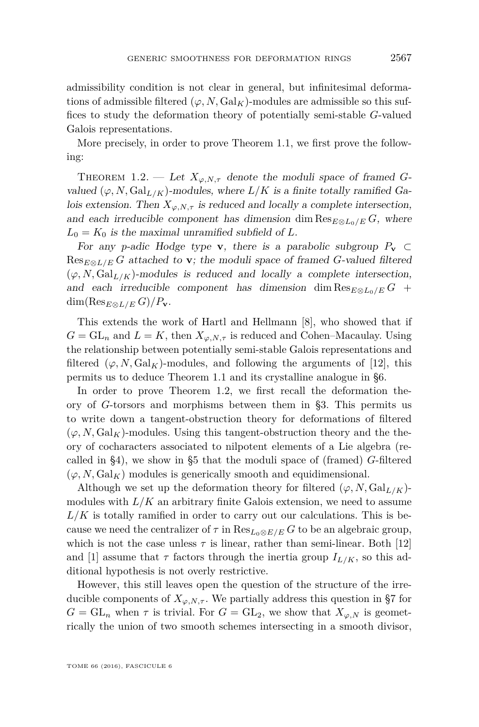admissibility condition is not clear in general, but infinitesimal deformations of admissible filtered $(\varphi, N, \mathrm{Gal}_K)$-modules are admissible so this suffices to study the deformation theory of potentially semi-stable $G$-valued Galois representations.

More precisely, in order to prove Theorem 1.1, we first prove the following:

Theorem 1.2. — *Let $X_{\varphi,N,\tau}$ denote the moduli space of framed $G$-valued $(\varphi, N, \mathrm{Gal}_{L/K})$-modules, where $L/K$ is a finite totally ramified Galois extension. Then $X_{\varphi,N,\tau}$ is reduced and locally a complete intersection, and each irreducible component has dimension $\dim \mathrm{Res}_{E\otimes L_0/E} G$, where $L_0 = K_0$ is the maximal unramified subfield of $L$.*

*For any $p$-adic Hodge type $\mathbf{v}$, there is a parabolic subgroup $P_{\mathbf{v}} \subset \mathrm{Res}_{E\otimes L/E} G$ attached to $\mathbf{v}$; the moduli space of framed $G$-valued filtered $(\varphi, N, \mathrm{Gal}_{L/K})$-modules is reduced and locally a complete intersection, and each irreducible component has dimension $\dim \mathrm{Res}_{E\otimes L_0/E} G + \dim(\mathrm{Res}_{E\otimes L/E} G)/P_{\mathbf{v}}$.*

This extends the work of Hartl and Hellmann [8], who showed that if $G = \mathrm{GL}_n$ and $L = K$, then $X_{\varphi,N,\tau}$ is reduced and Cohen–Macaulay. Using the relationship between potentially semi-stable Galois representations and filtered $(\varphi, N, \mathrm{Gal}_K)$-modules, and following the arguments of [12], this permits us to deduce Theorem 1.1 and its crystalline analogue in §6.

In order to prove Theorem 1.2, we first recall the deformation theory of $G$-torsors and morphisms between them in §3. This permits us to write down a tangent-obstruction theory for deformations of filtered $(\varphi, N, \mathrm{Gal}_K)$-modules. Using this tangent-obstruction theory and the theory of cocharacters associated to nilpotent elements of a Lie algebra (recalled in §4), we show in §5 that the moduli space of (framed) $G$-filtered $(\varphi, N, \mathrm{Gal}_K)$ modules is generically smooth and equidimensional.

Although we set up the deformation theory for filtered $(\varphi, N, \mathrm{Gal}_{L/K})$-modules with $L/K$ an arbitrary finite Galois extension, we need to assume $L/K$ is totally ramified in order to carry out our calculations. This is because we need the centralizer of $\tau$ in $\mathrm{Res}_{L_0\otimes E/E} G$ to be an algebraic group, which is not the case unless $\tau$ is linear, rather than semi-linear. Both [12] and [1] assume that $\tau$ factors through the inertia group $I_{L/K}$, so this additional hypothesis is not overly restrictive.

However, this still leaves open the question of the structure of the irreducible components of $X_{\varphi,N,\tau}$. We partially address this question in §7 for $G = \mathrm{GL}_n$ when $\tau$ is trivial. For $G = \mathrm{GL}_2$, we show that $X_{\varphi,N}$ is geometrically the union of two smooth schemes intersecting in a smooth divisor,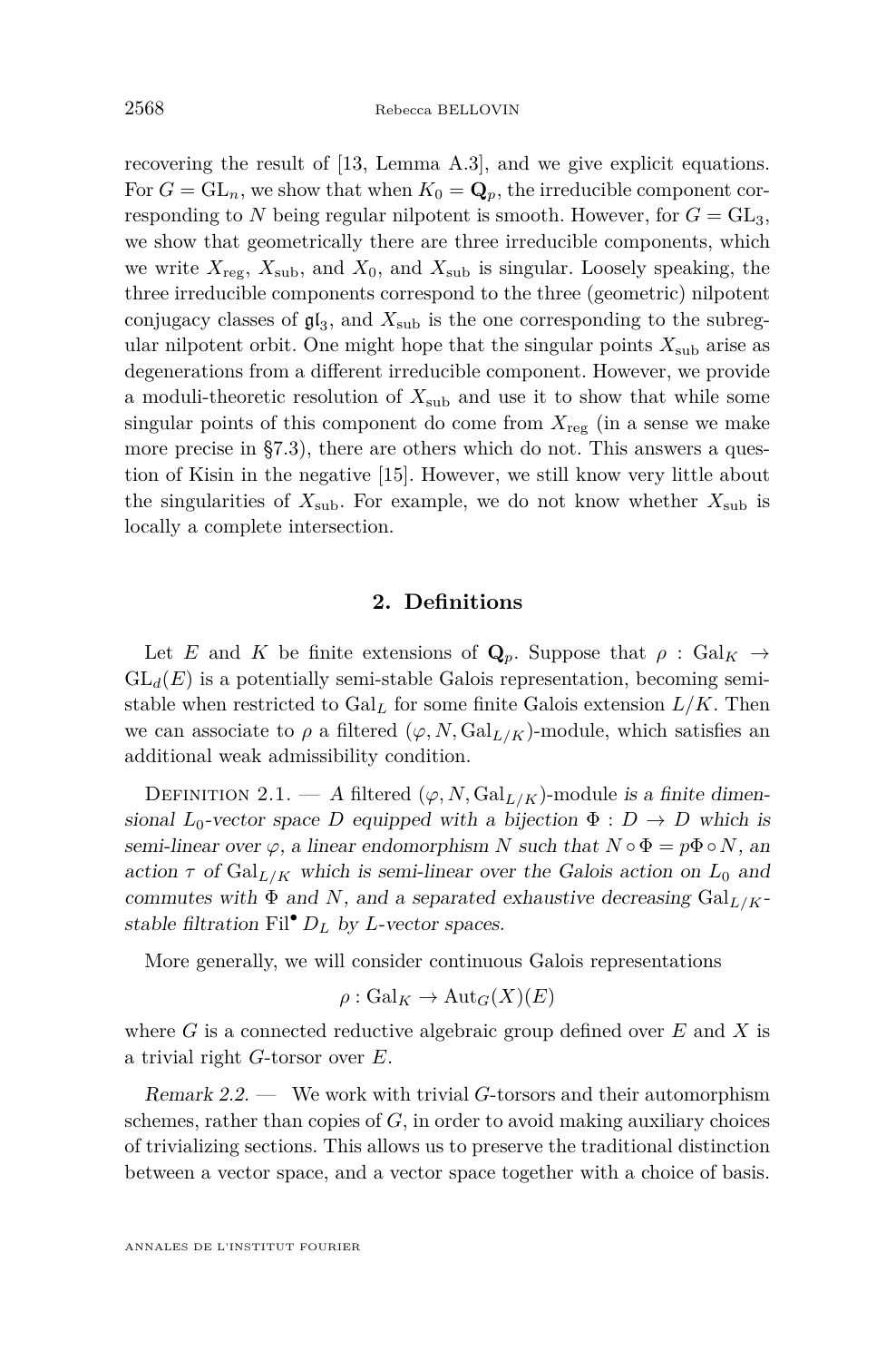recovering the result of [13, Lemma A.3], and we give explicit equations. For $G = \mathrm{GL}_n$, we show that when $K_0 = \mathbf{Q}_p$, the irreducible component corresponding to $N$ being regular nilpotent is smooth. However, for $G = \mathrm{GL}_3$, we show that geometrically there are three irreducible components, which we write $X_{\mathrm{reg}}$, $X_{\mathrm{sub}}$, and $X_0$, and $X_{\mathrm{sub}}$ is singular. Loosely speaking, the three irreducible components correspond to the three (geometric) nilpotent conjugacy classes of $\mathfrak{gl}_3$, and $X_{\mathrm{sub}}$ is the one corresponding to the subregular nilpotent orbit. One might hope that the singular points $X_{\mathrm{sub}}$ arise as degenerations from a different irreducible component. However, we provide a moduli-theoretic resolution of $X_{\mathrm{sub}}$ and use it to show that while some singular points of this component do come from $X_{\mathrm{reg}}$ (in a sense we make more precise in §7.3), there are others which do not. This answers a question of Kisin in the negative [15]. However, we still know very little about the singularities of $X_{\mathrm{sub}}$. For example, we do not know whether $X_{\mathrm{sub}}$ is locally a complete intersection.

## 2. Definitions

Let $E$ and $K$ be finite extensions of $\mathbf{Q}_p$. Suppose that $\rho : \mathrm{Gal}_K \to \mathrm{GL}_d(E)$ is a potentially semi-stable Galois representation, becoming semi-stable when restricted to $\mathrm{Gal}_L$ for some finite Galois extension $L/K$. Then we can associate to $\rho$ a filtered $(\varphi, N, \mathrm{Gal}_{L/K})$-module, which satisfies an additional weak admissibility condition.

Definition 2.1. — *A* filtered $(\varphi, N, \mathrm{Gal}_{L/K})$-module *is a finite dimensional $L_0$-vector space $D$ equipped with a bijection $\Phi : D \to D$ which is semi-linear over $\varphi$, a linear endomorphism $N$ such that $N \circ \Phi = p\Phi \circ N$, an action $\tau$ of $\mathrm{Gal}_{L/K}$ which is semi-linear over the Galois action on $L_0$ and commutes with $\Phi$ and $N$, and a separated exhaustive decreasing $\mathrm{Gal}_{L/K}$-stable filtration $\mathrm{Fil}^\bullet D_L$ by $L$-vector spaces.*

More generally, we will consider continuous Galois representations

$$\rho : \mathrm{Gal}_K \to \mathrm{Aut}_G(X)(E)$$

where $G$ is a connected reductive algebraic group defined over $E$ and $X$ is a trivial right $G$-torsor over $E$.

*Remark 2.2.* — We work with trivial $G$-torsors and their automorphism schemes, rather than copies of $G$, in order to avoid making auxiliary choices of trivializing sections. This allows us to preserve the traditional distinction between a vector space, and a vector space together with a choice of basis.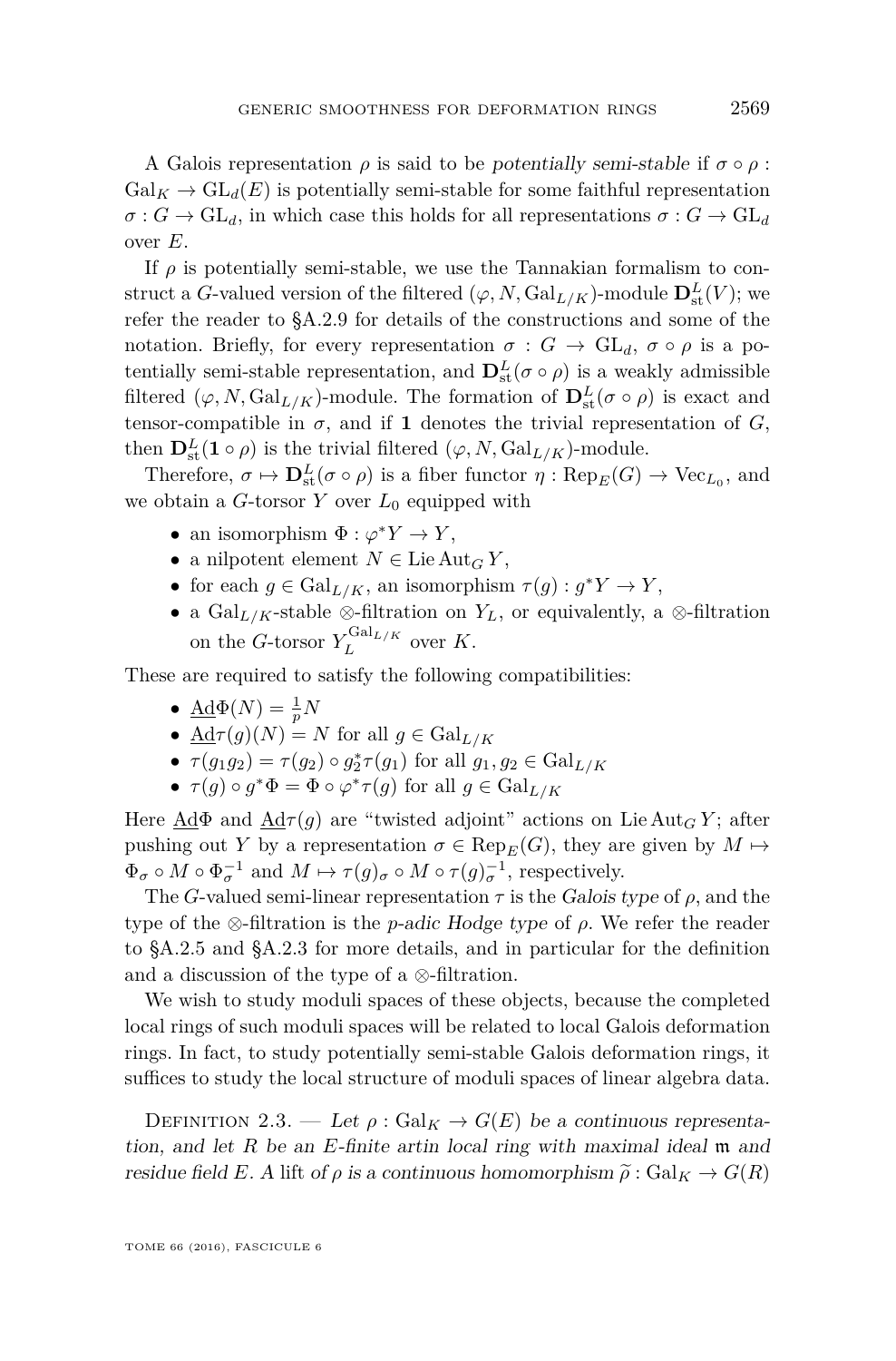A Galois representation $\rho$ is said to be *potentially semi-stable* if $\sigma \circ \rho : \mathrm{Gal}_K \to \mathrm{GL}_d(E)$ is potentially semi-stable for some faithful representation $\sigma : G \to \mathrm{GL}_d$, in which case this holds for all representations $\sigma : G \to \mathrm{GL}_d$ over $E$.

If $\rho$ is potentially semi-stable, we use the Tannakian formalism to construct a $G$-valued version of the filtered $(\varphi, N, \mathrm{Gal}_{L/K})$-module $\mathbf{D}_{\mathrm{st}}^L(V)$; we refer the reader to §A.2.9 for details of the constructions and some of the notation. Briefly, for every representation $\sigma : G \to \mathrm{GL}_d$, $\sigma \circ \rho$ is a potentially semi-stable representation, and $\mathbf{D}_{\mathrm{st}}^L(\sigma \circ \rho)$ is a weakly admissible filtered $(\varphi, N, \mathrm{Gal}_{L/K})$-module. The formation of $\mathbf{D}_{\mathrm{st}}^L(\sigma \circ \rho)$ is exact and tensor-compatible in $\sigma$, and if $\mathbf{1}$ denotes the trivial representation of $G$, then $\mathbf{D}_{\mathrm{st}}^L(\mathbf{1} \circ \rho)$ is the trivial filtered $(\varphi, N, \mathrm{Gal}_{L/K})$-module.

Therefore, $\sigma \mapsto \mathbf{D}_{\mathrm{st}}^L(\sigma \circ \rho)$ is a fiber functor $\eta : \mathrm{Rep}_E(G) \to \mathrm{Vec}_{L_0}$, and we obtain a $G$-torsor $Y$ over $L_0$ equipped with

- an isomorphism $\Phi : \varphi^* Y \to Y$,
- a nilpotent element $N \in \mathrm{Lie}\,\mathrm{Aut}_G\, Y$,
- for each $g \in \mathrm{Gal}_{L/K}$, an isomorphism $\tau(g) : g^* Y \to Y$,
- a $\mathrm{Gal}_{L/K}$-stable $\otimes$-filtration on $Y_L$, or equivalently, a $\otimes$-filtration on the $G$-torsor $Y_L^{\mathrm{Gal}_{L/K}}$ over $K$.

These are required to satisfy the following compatibilities:

- $\underline{\mathrm{Ad}}\Phi(N) = \frac{1}{p} N$
- $\underline{\mathrm{Ad}}\tau(g)(N) = N$ for all $g \in \mathrm{Gal}_{L/K}$
- $\tau(g_1 g_2) = \tau(g_2) \circ g_2^* \tau(g_1)$ for all $g_1, g_2 \in \mathrm{Gal}_{L/K}$
- $\tau(g) \circ g^* \Phi = \Phi \circ \varphi^* \tau(g)$ for all $g \in \mathrm{Gal}_{L/K}$

Here $\underline{\mathrm{Ad}}\Phi$ and $\underline{\mathrm{Ad}}\tau(g)$ are "twisted adjoint" actions on $\mathrm{Lie}\,\mathrm{Aut}_G\, Y$; after pushing out $Y$ by a representation $\sigma \in \mathrm{Rep}_E(G)$, they are given by $M \mapsto \Phi_\sigma \circ M \circ \Phi_\sigma^{-1}$ and $M \mapsto \tau(g)_\sigma \circ M \circ \tau(g)_\sigma^{-1}$, respectively.

The $G$-valued semi-linear representation $\tau$ is the *Galois type* of $\rho$, and the type of the $\otimes$-filtration is the *p-adic Hodge type* of $\rho$. We refer the reader to §A.2.5 and §A.2.3 for more details, and in particular for the definition and a discussion of the type of a $\otimes$-filtration.

We wish to study moduli spaces of these objects, because the completed local rings of such moduli spaces will be related to local Galois deformation rings. In fact, to study potentially semi-stable Galois deformation rings, it suffices to study the local structure of moduli spaces of linear algebra data.

Definition 2.3. — *Let $\rho : \mathrm{Gal}_K \to G(E)$ be a continuous representation, and let $R$ be an $E$-finite artin local ring with maximal ideal $\mathfrak{m}$ and residue field $E$. A* lift *of $\rho$ is a continuous homomorphism $\widetilde{\rho} : \mathrm{Gal}_K \to G(R)$*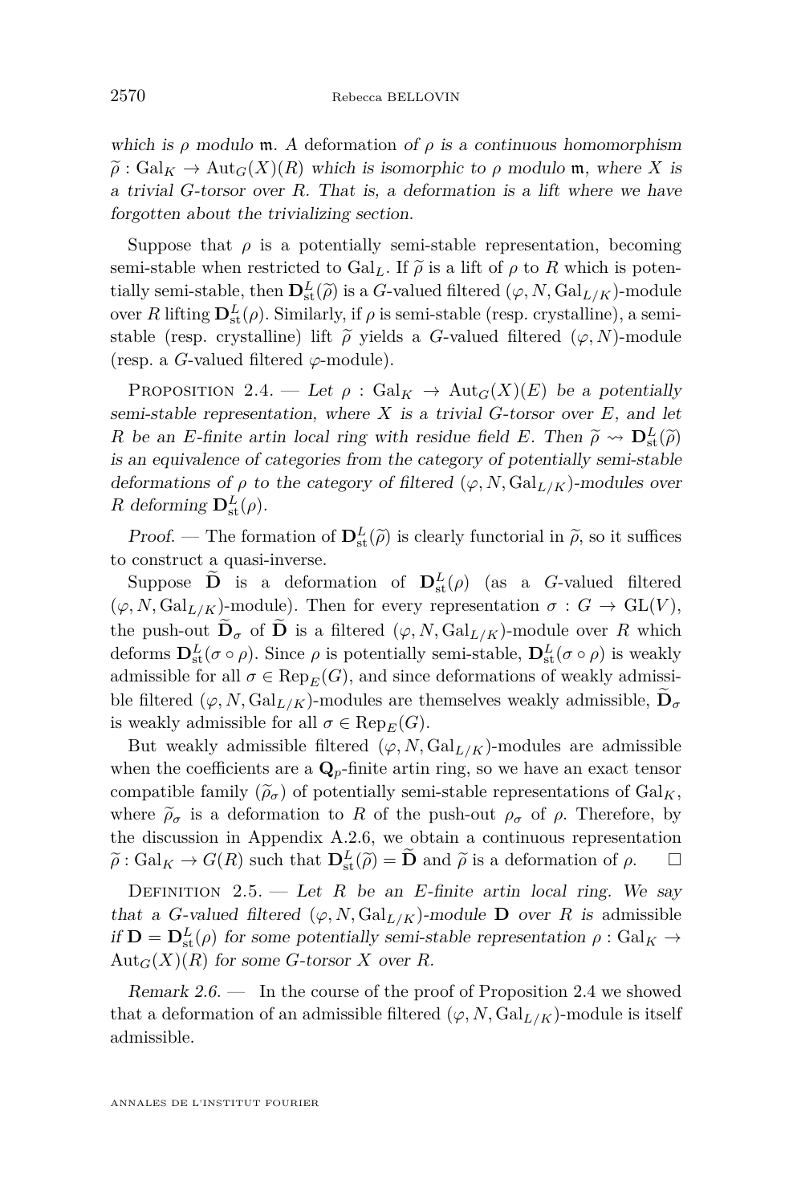*which is $\rho$ modulo $\mathfrak{m}$. A* deformation *of $\rho$ is a continuous homomorphism $\widetilde{\rho} : \mathrm{Gal}_K \to \mathrm{Aut}_G(X)(R)$ which is isomorphic to $\rho$ modulo $\mathfrak{m}$, where $X$ is a trivial $G$-torsor over $R$. That is, a deformation is a lift where we have forgotten about the trivializing section.*

Suppose that $\rho$ is a potentially semi-stable representation, becoming semi-stable when restricted to $\mathrm{Gal}_L$. If $\widetilde{\rho}$ is a lift of $\rho$ to $R$ which is potentially semi-stable, then $\mathbf{D}_{\mathrm{st}}^L(\widetilde{\rho})$ is a $G$-valued filtered $(\varphi, N, \mathrm{Gal}_{L/K})$-module over $R$ lifting $\mathbf{D}_{\mathrm{st}}^L(\rho)$. Similarly, if $\rho$ is semi-stable (resp. crystalline), a semi-stable (resp. crystalline) lift $\widetilde{\rho}$ yields a $G$-valued filtered $(\varphi, N)$-module (resp. a $G$-valued filtered $\varphi$-module).

Proposition 2.4. — *Let $\rho : \mathrm{Gal}_K \to \mathrm{Aut}_G(X)(E)$ be a potentially semi-stable representation, where $X$ is a trivial $G$-torsor over $E$, and let $R$ be an $E$-finite artin local ring with residue field $E$. Then $\widetilde{\rho} \rightsquigarrow \mathbf{D}_{\mathrm{st}}^L(\widetilde{\rho})$ is an equivalence of categories from the category of potentially semi-stable deformations of $\rho$ to the category of filtered $(\varphi, N, \mathrm{Gal}_{L/K})$-modules over $R$ deforming $\mathbf{D}_{\mathrm{st}}^L(\rho)$.*

*Proof.* — The formation of $\mathbf{D}_{\mathrm{st}}^L(\widetilde{\rho})$ is clearly functorial in $\widetilde{\rho}$, so it suffices to construct a quasi-inverse.

Suppose $\widetilde{\mathbf{D}}$ is a deformation of $\mathbf{D}_{\mathrm{st}}^L(\rho)$ (as a $G$-valued filtered $(\varphi, N, \mathrm{Gal}_{L/K})$-module). Then for every representation $\sigma : G \to \mathrm{GL}(V)$, the push-out $\widetilde{\mathbf{D}}_\sigma$ of $\widetilde{\mathbf{D}}$ is a filtered $(\varphi, N, \mathrm{Gal}_{L/K})$-module over $R$ which deforms $\mathbf{D}_{\mathrm{st}}^L(\sigma \circ \rho)$. Since $\rho$ is potentially semi-stable, $\mathbf{D}_{\mathrm{st}}^L(\sigma \circ \rho)$ is weakly admissible for all $\sigma \in \mathrm{Rep}_E(G)$, and since deformations of weakly admissible filtered $(\varphi, N, \mathrm{Gal}_{L/K})$-modules are themselves weakly admissible, $\widetilde{\mathbf{D}}_\sigma$ is weakly admissible for all $\sigma \in \mathrm{Rep}_E(G)$.

But weakly admissible filtered $(\varphi, N, \mathrm{Gal}_{L/K})$-modules are admissible when the coefficients are a $\mathbf{Q}_p$-finite artin ring, so we have an exact tensor compatible family $(\widetilde{\rho}_\sigma)$ of potentially semi-stable representations of $\mathrm{Gal}_K$, where $\widetilde{\rho}_\sigma$ is a deformation to $R$ of the push-out $\rho_\sigma$ of $\rho$. Therefore, by the discussion in Appendix A.2.6, we obtain a continuous representation $\widetilde{\rho} : \mathrm{Gal}_K \to G(R)$ such that $\mathbf{D}_{\mathrm{st}}^L(\widetilde{\rho}) = \widetilde{\mathbf{D}}$ and $\widetilde{\rho}$ is a deformation of $\rho$. $\square$

Definition 2.5. — *Let $R$ be an $E$-finite artin local ring. We say that a $G$-valued filtered $(\varphi, N, \mathrm{Gal}_{L/K})$-module $\mathbf{D}$ over $R$ is* admissible *if $\mathbf{D} = \mathbf{D}_{\mathrm{st}}^L(\rho)$ for some potentially semi-stable representation $\rho : \mathrm{Gal}_K \to \mathrm{Aut}_G(X)(R)$ for some $G$-torsor $X$ over $R$.*

*Remark 2.6.* — In the course of the proof of Proposition 2.4 we showed that a deformation of an admissible filtered $(\varphi, N, \mathrm{Gal}_{L/K})$-module is itself admissible.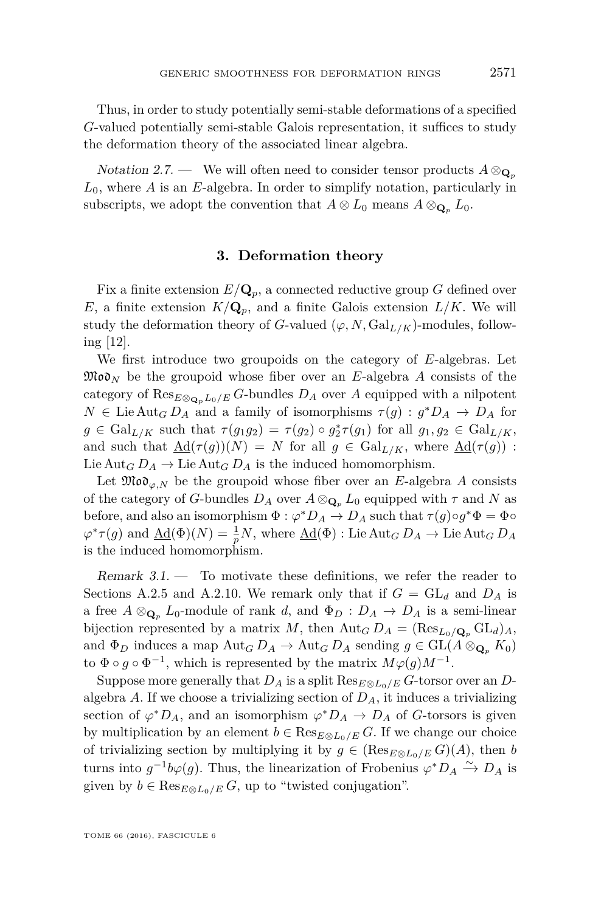Thus, in order to study potentially semi-stable deformations of a specified $G$-valued potentially semi-stable Galois representation, it suffices to study the deformation theory of the associated linear algebra.

*Notation 2.7.* — We will often need to consider tensor products $A \otimes_{\mathbf{Q}_p} L_0$, where $A$ is an $E$-algebra. In order to simplify notation, particularly in subscripts, we adopt the convention that $A \otimes L_0$ means $A \otimes_{\mathbf{Q}_p} L_0$.

## 3. Deformation theory

Fix a finite extension $E/\mathbf{Q}_p$, a connected reductive group $G$ defined over $E$, a finite extension $K/\mathbf{Q}_p$, and a finite Galois extension $L/K$. We will study the deformation theory of $G$-valued $(\varphi, N, \mathrm{Gal}_{L/K})$-modules, following [12].

We first introduce two groupoids on the category of $E$-algebras. Let $\mathfrak{Mod}_N$ be the groupoid whose fiber over an $E$-algebra $A$ consists of the category of $\mathrm{Res}_{E \otimes_{\mathbf{Q}_p} L_0/E}\, G$-bundles $D_A$ over $A$ equipped with a nilpotent $N \in \mathrm{Lie}\,\mathrm{Aut}_G\, D_A$ and a family of isomorphisms $\tau(g) : g^* D_A \to D_A$ for $g \in \mathrm{Gal}_{L/K}$ such that $\tau(g_1 g_2) = \tau(g_2) \circ g_2^* \tau(g_1)$ for all $g_1, g_2 \in \mathrm{Gal}_{L/K}$, and such that $\underline{\mathrm{Ad}}(\tau(g))(N) = N$ for all $g \in \mathrm{Gal}_{L/K}$, where $\underline{\mathrm{Ad}}(\tau(g)) : \mathrm{Lie}\,\mathrm{Aut}_G\, D_A \to \mathrm{Lie}\,\mathrm{Aut}_G\, D_A$ is the induced homomorphism.

Let $\mathfrak{Mod}_{\varphi,N}$ be the groupoid whose fiber over an $E$-algebra $A$ consists of the category of $G$-bundles $D_A$ over $A \otimes_{\mathbf{Q}_p} L_0$ equipped with $\tau$ and $N$ as before, and also an isomorphism $\Phi : \varphi^* D_A \to D_A$ such that $\tau(g) \circ g^* \Phi = \Phi \circ \varphi^* \tau(g)$ and $\underline{\mathrm{Ad}}(\Phi)(N) = \frac{1}{p} N$, where $\underline{\mathrm{Ad}}(\Phi) : \mathrm{Lie}\,\mathrm{Aut}_G\, D_A \to \mathrm{Lie}\,\mathrm{Aut}_G\, D_A$ is the induced homomorphism.

*Remark 3.1.* — To motivate these definitions, we refer the reader to Sections A.2.5 and A.2.10. We remark only that if $G = \mathrm{GL}_d$ and $D_A$ is a free $A \otimes_{\mathbf{Q}_p} L_0$-module of rank $d$, and $\Phi_D : D_A \to D_A$ is a semi-linear bijection represented by a matrix $M$, then $\mathrm{Aut}_G\, D_A = (\mathrm{Res}_{L_0/\mathbf{Q}_p} \mathrm{GL}_d)_A$, and $\Phi_D$ induces a map $\mathrm{Aut}_G\, D_A \to \mathrm{Aut}_G\, D_A$ sending $g \in \mathrm{GL}(A \otimes_{\mathbf{Q}_p} K_0)$ to $\Phi \circ g \circ \Phi^{-1}$, which is represented by the matrix $M \varphi(g) M^{-1}$.

Suppose more generally that $D_A$ is a split $\mathrm{Res}_{E \otimes L_0/E}\, G$-torsor over an $D$-algebra $A$. If we choose a trivializing section of $D_A$, it induces a trivializing section of $\varphi^* D_A$, and an isomorphism $\varphi^* D_A \to D_A$ of $G$-torsors is given by multiplication by an element $b \in \mathrm{Res}_{E \otimes L_0/E}\, G$. If we change our choice of trivializing section by multiplying it by $g \in (\mathrm{Res}_{E \otimes L_0/E}\, G)(A)$, then $b$ turns into $g^{-1} b \varphi(g)$. Thus, the linearization of Frobenius $\varphi^* D_A \xrightarrow{\sim} D_A$ is given by $b \in \mathrm{Res}_{E \otimes L_0/E}\, G$, up to "twisted conjugation".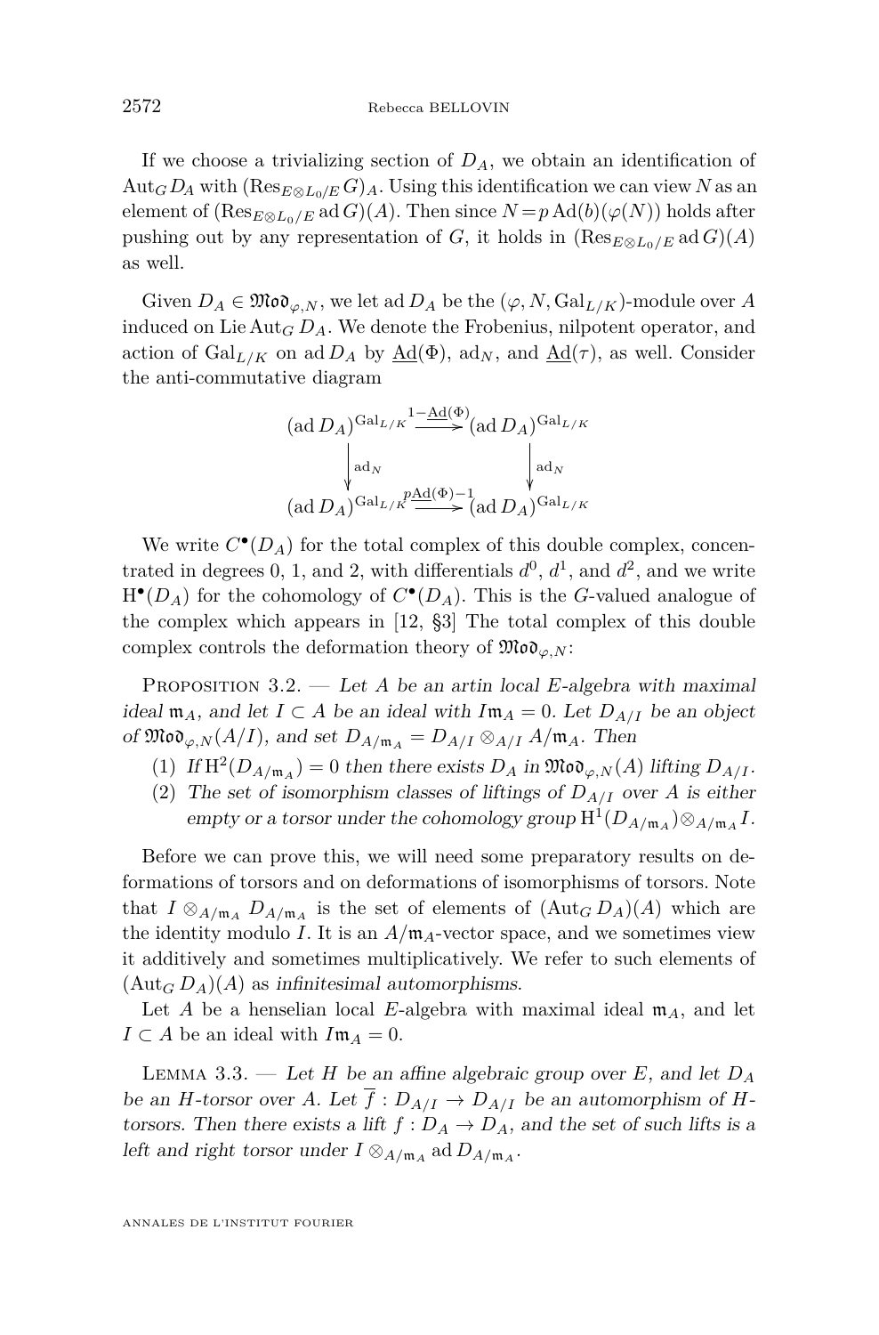If we choose a trivializing section of $D_A$, we obtain an identification of $\operatorname{Aut}_G D_A$ with $(\operatorname{Res}_{E\otimes L_0/E} G)_A$. Using this identification we can view $N$ as an element of $(\operatorname{Res}_{E\otimes L_0/E} \operatorname{ad} G)(A)$. Then since $N = p\operatorname{Ad}(b)(\varphi(N))$ holds after pushing out by any representation of $G$, it holds in $(\operatorname{Res}_{E\otimes L_0/E} \operatorname{ad} G)(A)$ as well.

Given $D_A \in \mathfrak{Mod}_{\varphi,N}$, we let $\operatorname{ad} D_A$ be the $(\varphi, N, \operatorname{Gal}_{L/K})$-module over $A$ induced on $\operatorname{Lie}\operatorname{Aut}_G D_A$. We denote the Frobenius, nilpotent operator, and action of $\operatorname{Gal}_{L/K}$ on $\operatorname{ad} D_A$ by $\underline{\operatorname{Ad}}(\Phi)$, $\operatorname{ad}_N$, and $\underline{\operatorname{Ad}}(\tau)$, as well. Consider the anti-commutative diagram

$$\begin{array}{ccc}
(\operatorname{ad} D_A)^{\operatorname{Gal}_{L/K}} & \xrightarrow{1-\underline{\operatorname{Ad}}(\Phi)} & (\operatorname{ad} D_A)^{\operatorname{Gal}_{L/K}} \\
\Big\downarrow \operatorname{ad}_N & & \Big\downarrow \operatorname{ad}_N \\
(\operatorname{ad} D_A)^{\operatorname{Gal}_{L/K}} & \xrightarrow{p\underline{\operatorname{Ad}}(\Phi)-1} & (\operatorname{ad} D_A)^{\operatorname{Gal}_{L/K}}
\end{array}$$

We write $C^\bullet(D_A)$ for the total complex of this double complex, concentrated in degrees 0, 1, and 2, with differentials $d^0$, $d^1$, and $d^2$, and we write $\mathrm{H}^\bullet(D_A)$ for the cohomology of $C^\bullet(D_A)$. This is the $G$-valued analogue of the complex which appears in [12, §3] The total complex of this double complex controls the deformation theory of $\mathfrak{Mod}_{\varphi,N}$:

Proposition 3.2. — *Let $A$ be an artin local $E$-algebra with maximal ideal $\mathfrak{m}_A$, and let $I \subset A$ be an ideal with $I\mathfrak{m}_A = 0$. Let $D_{A/I}$ be an object of $\mathfrak{Mod}_{\varphi,N}(A/I)$, and set $D_{A/\mathfrak{m}_A} = D_{A/I} \otimes_{A/I} A/\mathfrak{m}_A$. Then*

1. *If $\mathrm{H}^2(D_{A/\mathfrak{m}_A}) = 0$ then there exists $D_A$ in $\mathfrak{Mod}_{\varphi,N}(A)$ lifting $D_{A/I}$.*
2. *The set of isomorphism classes of liftings of $D_{A/I}$ over $A$ is either empty or a torsor under the cohomology group $\mathrm{H}^1(D_{A/\mathfrak{m}_A}) \otimes_{A/\mathfrak{m}_A} I$.*

Before we can prove this, we will need some preparatory results on deformations of torsors and on deformations of isomorphisms of torsors. Note that $I \otimes_{A/\mathfrak{m}_A} D_{A/\mathfrak{m}_A}$ is the set of elements of $(\operatorname{Aut}_G D_A)(A)$ which are the identity modulo $I$. It is an $A/\mathfrak{m}_A$-vector space, and we sometimes view it additively and sometimes multiplicatively. We refer to such elements of $(\operatorname{Aut}_G D_A)(A)$ as *infinitesimal automorphisms*.

Let $A$ be a henselian local $E$-algebra with maximal ideal $\mathfrak{m}_A$, and let $I \subset A$ be an ideal with $I\mathfrak{m}_A = 0$.

Lemma 3.3. — *Let $H$ be an affine algebraic group over $E$, and let $D_A$ be an $H$-torsor over $A$. Let $\overline{f} : D_{A/I} \to D_{A/I}$ be an automorphism of $H$-torsors. Then there exists a lift $f : D_A \to D_A$, and the set of such lifts is a left and right torsor under $I \otimes_{A/\mathfrak{m}_A} \operatorname{ad} D_{A/\mathfrak{m}_A}$.*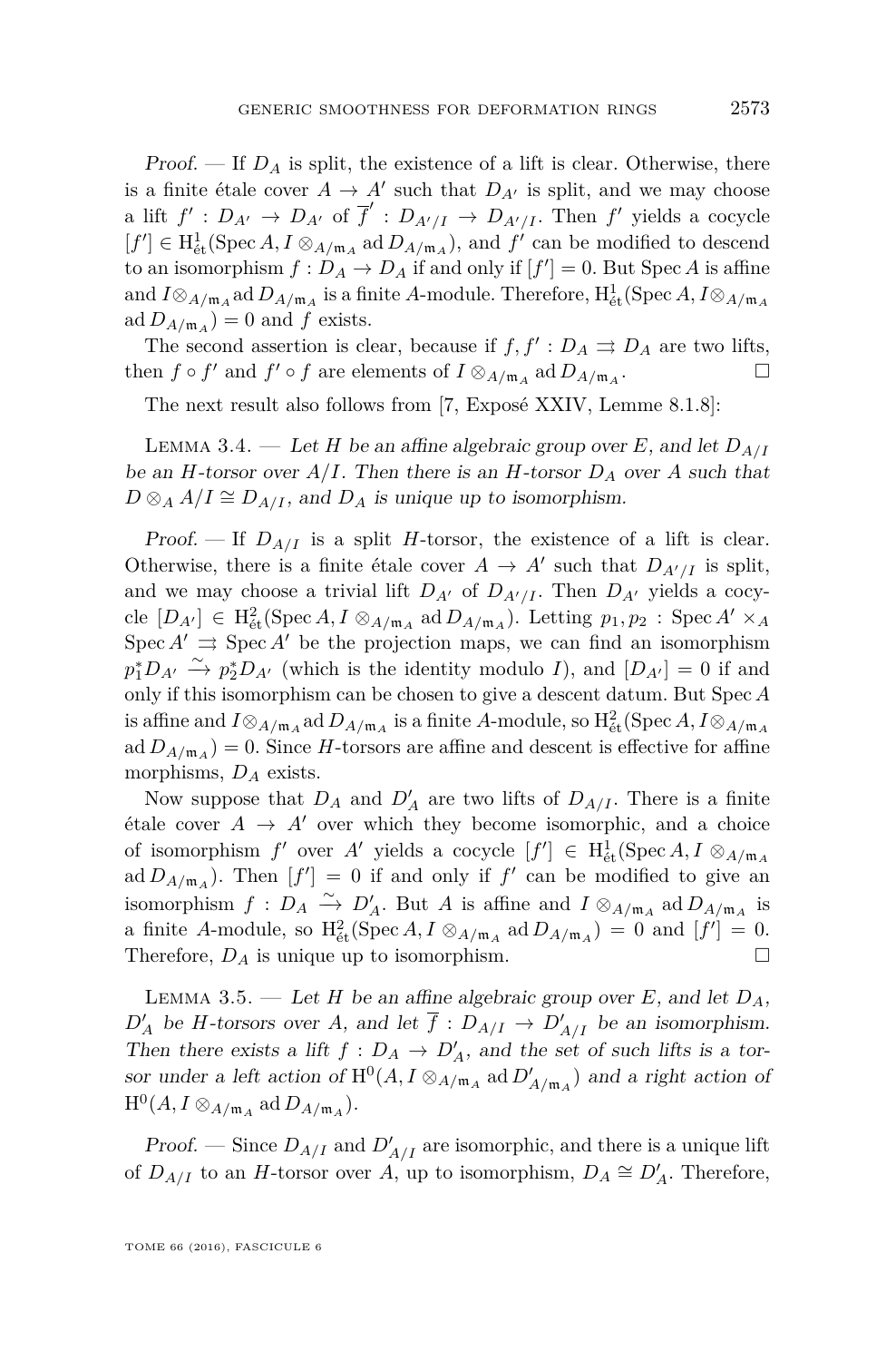*Proof.* — If $D_A$ is split, the existence of a lift is clear. Otherwise, there is a finite étale cover $A \to A'$ such that $D_{A'}$ is split, and we may choose a lift $f' : D_{A'} \to D_{A'}$ of $\overline{f}' : D_{A'/I} \to D_{A'/I}$. Then $f'$ yields a cocycle $[f'] \in \mathrm{H}^1_{\text{ét}}(\operatorname{Spec} A, I \otimes_{A/\mathfrak{m}_A} \operatorname{ad} D_{A/\mathfrak{m}_A})$, and $f'$ can be modified to descend to an isomorphism $f : D_A \to D_A$ if and only if $[f'] = 0$. But $\operatorname{Spec} A$ is affine and $I \otimes_{A/\mathfrak{m}_A} \operatorname{ad} D_{A/\mathfrak{m}_A}$ is a finite $A$-module. Therefore, $\mathrm{H}^1_{\text{ét}}(\operatorname{Spec} A, I \otimes_{A/\mathfrak{m}_A} \operatorname{ad} D_{A/\mathfrak{m}_A}) = 0$ and $f$ exists.

The second assertion is clear, because if $f, f' : D_A \rightrightarrows D_A$ are two lifts, then $f \circ f'$ and $f' \circ f$ are elements of $I \otimes_{A/\mathfrak{m}_A} \operatorname{ad} D_{A/\mathfrak{m}_A}$. □

The next result also follows from [7, Exposé XXIV, Lemme 8.1.8]:

**Lemma 3.4.** — *Let $H$ be an affine algebraic group over $E$, and let $D_{A/I}$ be an $H$-torsor over $A/I$. Then there is an $H$-torsor $D_A$ over $A$ such that $D \otimes_A A/I \cong D_{A/I}$, and $D_A$ is unique up to isomorphism.*

*Proof.* — If $D_{A/I}$ is a split $H$-torsor, the existence of a lift is clear. Otherwise, there is a finite étale cover $A \to A'$ such that $D_{A'/I}$ is split, and we may choose a trivial lift $D_{A'}$ of $D_{A'/I}$. Then $D_{A'}$ yields a cocycle $[D_{A'}] \in \mathrm{H}^2_{\text{ét}}(\operatorname{Spec} A, I \otimes_{A/\mathfrak{m}_A} \operatorname{ad} D_{A/\mathfrak{m}_A})$. Letting $p_1, p_2 : \operatorname{Spec} A' \times_A \operatorname{Spec} A' \rightrightarrows \operatorname{Spec} A'$ be the projection maps, we can find an isomorphism $p_1^* D_{A'} \xrightarrow{\sim} p_2^* D_{A'}$ (which is the identity modulo $I$), and $[D_{A'}] = 0$ if and only if this isomorphism can be chosen to give a descent datum. But $\operatorname{Spec} A$ is affine and $I \otimes_{A/\mathfrak{m}_A} \operatorname{ad} D_{A/\mathfrak{m}_A}$ is a finite $A$-module, so $\mathrm{H}^2_{\text{ét}}(\operatorname{Spec} A, I \otimes_{A/\mathfrak{m}_A} \operatorname{ad} D_{A/\mathfrak{m}_A}) = 0$. Since $H$-torsors are affine and descent is effective for affine morphisms, $D_A$ exists.

Now suppose that $D_A$ and $D'_A$ are two lifts of $D_{A/I}$. There is a finite étale cover $A \to A'$ over which they become isomorphic, and a choice of isomorphism $f'$ over $A'$ yields a cocycle $[f'] \in \mathrm{H}^1_{\text{ét}}(\operatorname{Spec} A, I \otimes_{A/\mathfrak{m}_A} \operatorname{ad} D_{A/\mathfrak{m}_A})$. Then $[f'] = 0$ if and only if $f'$ can be modified to give an isomorphism $f : D_A \xrightarrow{\sim} D'_A$. But $A$ is affine and $I \otimes_{A/\mathfrak{m}_A} \operatorname{ad} D_{A/\mathfrak{m}_A}$ is a finite $A$-module, so $\mathrm{H}^2_{\text{ét}}(\operatorname{Spec} A, I \otimes_{A/\mathfrak{m}_A} \operatorname{ad} D_{A/\mathfrak{m}_A}) = 0$ and $[f'] = 0$. Therefore, $D_A$ is unique up to isomorphism. □

**Lemma 3.5.** — *Let $H$ be an affine algebraic group over $E$, and let $D_A$, $D'_A$ be $H$-torsors over $A$, and let $\overline{f} : D_{A/I} \to D'_{A/I}$ be an isomorphism. Then there exists a lift $f : D_A \to D'_A$, and the set of such lifts is a torsor under a left action of $\mathrm{H}^0(A, I \otimes_{A/\mathfrak{m}_A} \operatorname{ad} D'_{A/\mathfrak{m}_A})$ and a right action of $\mathrm{H}^0(A, I \otimes_{A/\mathfrak{m}_A} \operatorname{ad} D_{A/\mathfrak{m}_A})$.*

*Proof.* — Since $D_{A/I}$ and $D'_{A/I}$ are isomorphic, and there is a unique lift of $D_{A/I}$ to an $H$-torsor over $A$, up to isomorphism, $D_A \cong D'_A$. Therefore,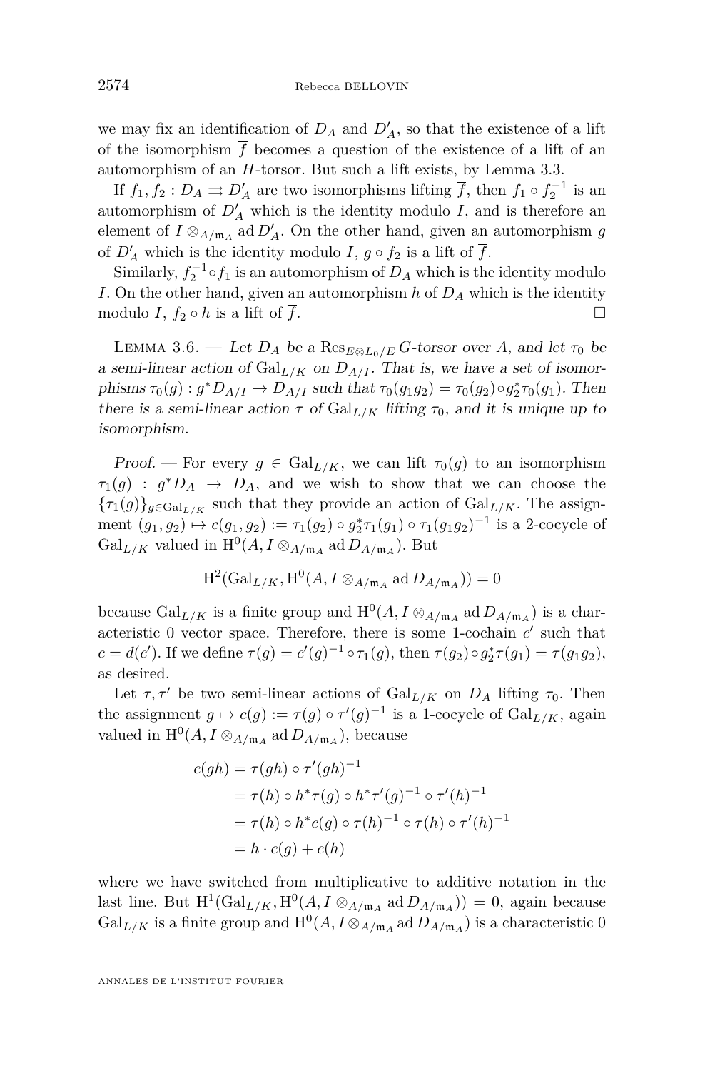we may fix an identification of $D_A$ and $D'_A$, so that the existence of a lift of the isomorphism $\overline{f}$ becomes a question of the existence of a lift of an automorphism of an $H$-torsor. But such a lift exists, by Lemma 3.3.

If $f_1, f_2 : D_A \rightrightarrows D'_A$ are two isomorphisms lifting $\overline{f}$, then $f_1 \circ f_2^{-1}$ is an automorphism of $D'_A$ which is the identity modulo $I$, and is therefore an element of $I \otimes_{A/\mathfrak{m}_A} \operatorname{ad} D'_A$. On the other hand, given an automorphism $g$ of $D'_A$ which is the identity modulo $I$, $g \circ f_2$ is a lift of $\overline{f}$.

Similarly, $f_2^{-1} \circ f_1$ is an automorphism of $D_A$ which is the identity modulo $I$. On the other hand, given an automorphism $h$ of $D_A$ which is the identity modulo $I$, $f_2 \circ h$ is a lift of $\overline{f}$. □

Lemma 3.6. — *Let $D_A$ be a $\operatorname{Res}_{E\otimes L_0/E} G$-torsor over $A$, and let $\tau_0$ be a semi-linear action of $\operatorname{Gal}_{L/K}$ on $D_{A/I}$. That is, we have a set of isomorphisms $\tau_0(g) : g^*D_{A/I} \to D_{A/I}$ such that $\tau_0(g_1 g_2) = \tau_0(g_2) \circ g_2^* \tau_0(g_1)$. Then there is a semi-linear action $\tau$ of $\operatorname{Gal}_{L/K}$ lifting $\tau_0$, and it is unique up to isomorphism.*

*Proof.* — For every $g \in \operatorname{Gal}_{L/K}$, we can lift $\tau_0(g)$ to an isomorphism $\tau_1(g) : g^*D_A \to D_A$, and we wish to show that we can choose the $\{\tau_1(g)\}_{g\in\operatorname{Gal}_{L/K}}$ such that they provide an action of $\operatorname{Gal}_{L/K}$. The assignment $(g_1, g_2) \mapsto c(g_1, g_2) := \tau_1(g_2) \circ g_2^* \tau_1(g_1) \circ \tau_1(g_1 g_2)^{-1}$ is a 2-cocycle of $\operatorname{Gal}_{L/K}$ valued in $\mathrm{H}^0(A, I \otimes_{A/\mathfrak{m}_A} \operatorname{ad} D_{A/\mathfrak{m}_A})$. But

$$\mathrm{H}^2(\operatorname{Gal}_{L/K}, \mathrm{H}^0(A, I \otimes_{A/\mathfrak{m}_A} \operatorname{ad} D_{A/\mathfrak{m}_A})) = 0$$

because $\operatorname{Gal}_{L/K}$ is a finite group and $\mathrm{H}^0(A, I \otimes_{A/\mathfrak{m}_A} \operatorname{ad} D_{A/\mathfrak{m}_A})$ is a characteristic 0 vector space. Therefore, there is some 1-cochain $c'$ such that $c = d(c')$. If we define $\tau(g) = c'(g)^{-1} \circ \tau_1(g)$, then $\tau(g_2) \circ g_2^* \tau(g_1) = \tau(g_1 g_2)$, as desired.

Let $\tau, \tau'$ be two semi-linear actions of $\operatorname{Gal}_{L/K}$ on $D_A$ lifting $\tau_0$. Then the assignment $g \mapsto c(g) := \tau(g) \circ \tau'(g)^{-1}$ is a 1-cocycle of $\operatorname{Gal}_{L/K}$, again valued in $\mathrm{H}^0(A, I \otimes_{A/\mathfrak{m}_A} \operatorname{ad} D_{A/\mathfrak{m}_A})$, because

$$\begin{aligned}
c(gh) &= \tau(gh) \circ \tau'(gh)^{-1} \\
&= \tau(h) \circ h^* \tau(g) \circ h^* \tau'(g)^{-1} \circ \tau'(h)^{-1} \\
&= \tau(h) \circ h^* c(g) \circ \tau(h)^{-1} \circ \tau(h) \circ \tau'(h)^{-1} \\
&= h \cdot c(g) + c(h)
\end{aligned}$$

where we have switched from multiplicative to additive notation in the last line. But $\mathrm{H}^1(\operatorname{Gal}_{L/K}, \mathrm{H}^0(A, I \otimes_{A/\mathfrak{m}_A} \operatorname{ad} D_{A/\mathfrak{m}_A})) = 0$, again because $\operatorname{Gal}_{L/K}$ is a finite group and $\mathrm{H}^0(A, I \otimes_{A/\mathfrak{m}_A} \operatorname{ad} D_{A/\mathfrak{m}_A})$ is a characteristic 0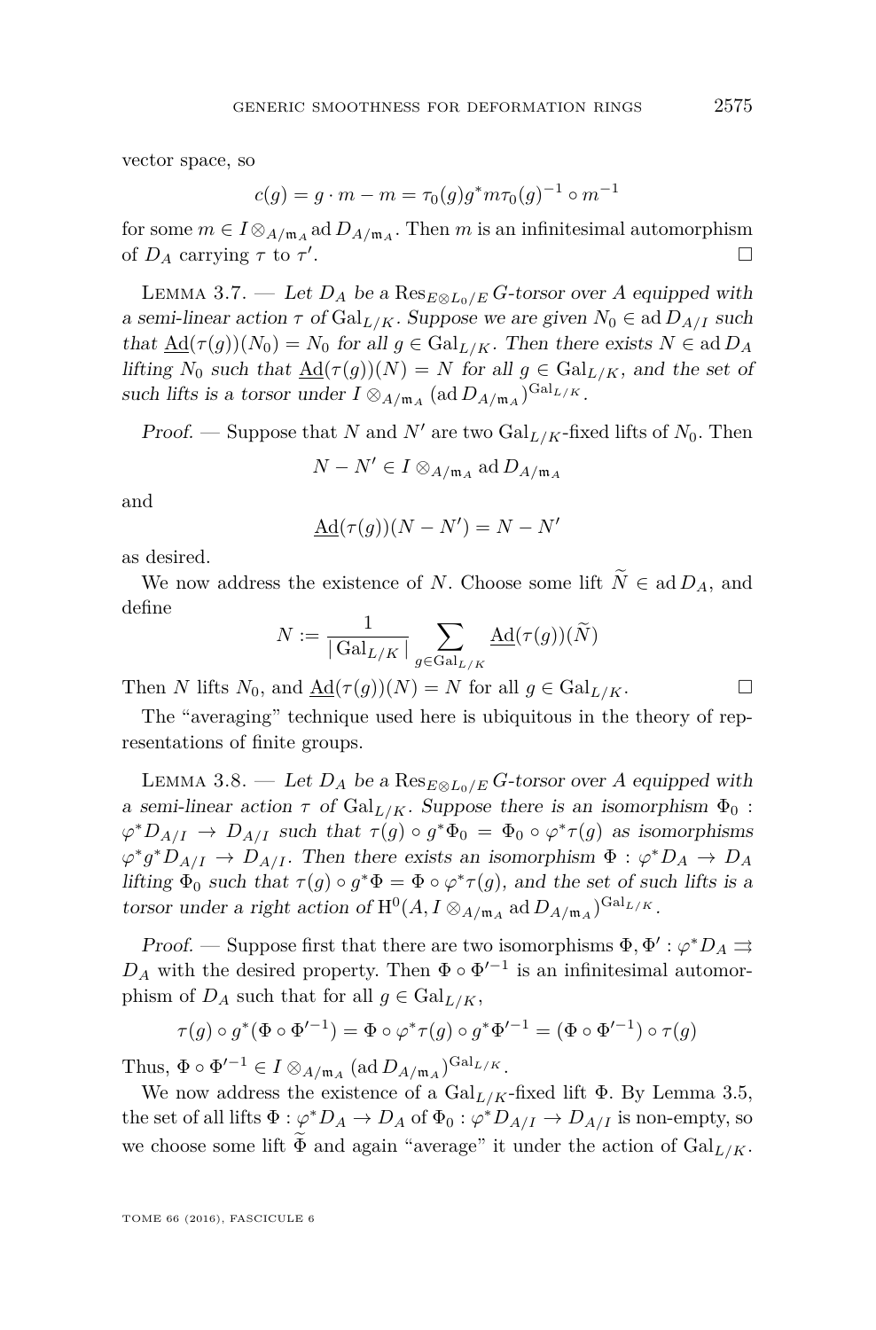vector space, so

$$c(g) = g \cdot m - m = \tau_0(g) g^* m \tau_0(g)^{-1} \circ m^{-1}$$

for some $m \in I \otimes_{A/\mathfrak{m}_A} \operatorname{ad} D_{A/\mathfrak{m}_A}$. Then $m$ is an infinitesimal automorphism of $D_A$ carrying $\tau$ to $\tau'$. ☐

Lemma 3.7. — *Let $D_A$ be a $\operatorname{Res}_{E\otimes L_0/E} G$-torsor over $A$ equipped with a semi-linear action $\tau$ of $\operatorname{Gal}_{L/K}$. Suppose we are given $N_0 \in \operatorname{ad} D_{A/I}$ such that $\underline{\operatorname{Ad}}(\tau(g))(N_0) = N_0$ for all $g \in \operatorname{Gal}_{L/K}$. Then there exists $N \in \operatorname{ad} D_A$ lifting $N_0$ such that $\underline{\operatorname{Ad}}(\tau(g))(N) = N$ for all $g \in \operatorname{Gal}_{L/K}$, and the set of such lifts is a torsor under $I \otimes_{A/\mathfrak{m}_A} (\operatorname{ad} D_{A/\mathfrak{m}_A})^{\operatorname{Gal}_{L/K}}$.*

*Proof.* — Suppose that $N$ and $N'$ are two $\operatorname{Gal}_{L/K}$-fixed lifts of $N_0$. Then

$$N - N' \in I \otimes_{A/\mathfrak{m}_A} \operatorname{ad} D_{A/\mathfrak{m}_A}$$

and

$$\underline{\operatorname{Ad}}(\tau(g))(N - N') = N - N'$$

as desired.

We now address the existence of $N$. Choose some lift $\widetilde{N} \in \operatorname{ad} D_A$, and define

$$N := \frac{1}{|\operatorname{Gal}_{L/K}|} \sum_{g \in \operatorname{Gal}_{L/K}} \underline{\operatorname{Ad}}(\tau(g))(\widetilde{N})$$

Then $N$ lifts $N_0$, and $\underline{\operatorname{Ad}}(\tau(g))(N) = N$ for all $g \in \operatorname{Gal}_{L/K}$. ☐

The "averaging" technique used here is ubiquitous in the theory of representations of finite groups.

Lemma 3.8. — *Let $D_A$ be a $\operatorname{Res}_{E\otimes L_0/E} G$-torsor over $A$ equipped with a semi-linear action $\tau$ of $\operatorname{Gal}_{L/K}$. Suppose there is an isomorphism $\Phi_0 : \varphi^* D_{A/I} \to D_{A/I}$ such that $\tau(g) \circ g^* \Phi_0 = \Phi_0 \circ \varphi^* \tau(g)$ as isomorphisms $\varphi^* g^* D_{A/I} \to D_{A/I}$. Then there exists an isomorphism $\Phi : \varphi^* D_A \to D_A$ lifting $\Phi_0$ such that $\tau(g) \circ g^* \Phi = \Phi \circ \varphi^* \tau(g)$, and the set of such lifts is a torsor under a right action of $\mathrm{H}^0(A, I \otimes_{A/\mathfrak{m}_A} \operatorname{ad} D_{A/\mathfrak{m}_A})^{\operatorname{Gal}_{L/K}}$.*

*Proof.* — Suppose first that there are two isomorphisms $\Phi, \Phi' : \varphi^* D_A \rightrightarrows D_A$ with the desired property. Then $\Phi \circ \Phi'^{-1}$ is an infinitesimal automorphism of $D_A$ such that for all $g \in \operatorname{Gal}_{L/K}$,

$$\tau(g) \circ g^*(\Phi \circ \Phi'^{-1}) = \Phi \circ \varphi^* \tau(g) \circ g^* \Phi'^{-1} = (\Phi \circ \Phi'^{-1}) \circ \tau(g)$$

Thus, $\Phi \circ \Phi'^{-1} \in I \otimes_{A/\mathfrak{m}_A} (\operatorname{ad} D_{A/\mathfrak{m}_A})^{\operatorname{Gal}_{L/K}}$.

We now address the existence of a $\operatorname{Gal}_{L/K}$-fixed lift $\Phi$. By Lemma 3.5, the set of all lifts $\Phi : \varphi^* D_A \to D_A$ of $\Phi_0 : \varphi^* D_{A/I} \to D_{A/I}$ is non-empty, so we choose some lift $\widetilde{\Phi}$ and again "average" it under the action of $\operatorname{Gal}_{L/K}$.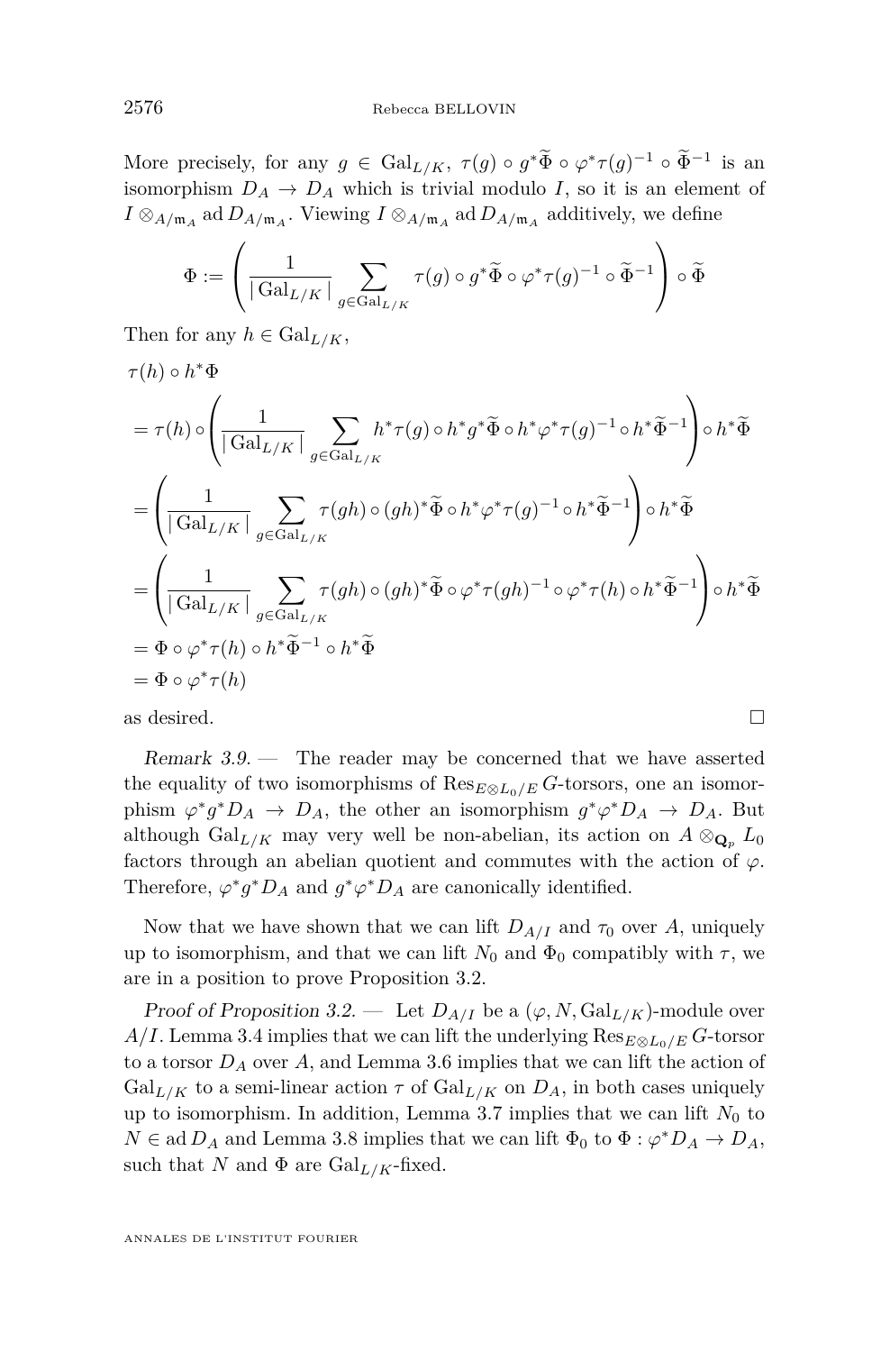More precisely, for any $g \in \mathrm{Gal}_{L/K}$, $\tau(g) \circ g^*\widetilde{\Phi} \circ \varphi^*\tau(g)^{-1} \circ \widetilde{\Phi}^{-1}$ is an isomorphism $D_A \to D_A$ which is trivial modulo $I$, so it is an element of $I \otimes_{A/\mathfrak{m}_A} \operatorname{ad} D_{A/\mathfrak{m}_A}$. Viewing $I \otimes_{A/\mathfrak{m}_A} \operatorname{ad} D_{A/\mathfrak{m}_A}$ additively, we define

$$\Phi := \left( \frac{1}{|\mathrm{Gal}_{L/K}|} \sum_{g \in \mathrm{Gal}_{L/K}} \tau(g) \circ g^*\widetilde{\Phi} \circ \varphi^*\tau(g)^{-1} \circ \widetilde{\Phi}^{-1} \right) \circ \widetilde{\Phi}$$

Then for any $h \in \mathrm{Gal}_{L/K}$,

$$\begin{aligned}
&\tau(h) \circ h^*\Phi \\
&= \tau(h) \circ \left( \frac{1}{|\mathrm{Gal}_{L/K}|} \sum_{g \in \mathrm{Gal}_{L/K}} h^*\tau(g) \circ h^*g^*\widetilde{\Phi} \circ h^*\varphi^*\tau(g)^{-1} \circ h^*\widetilde{\Phi}^{-1} \right) \circ h^*\widetilde{\Phi} \\
&= \left( \frac{1}{|\mathrm{Gal}_{L/K}|} \sum_{g \in \mathrm{Gal}_{L/K}} \tau(gh) \circ (gh)^*\widetilde{\Phi} \circ h^*\varphi^*\tau(g)^{-1} \circ h^*\widetilde{\Phi}^{-1} \right) \circ h^*\widetilde{\Phi} \\
&= \left( \frac{1}{|\mathrm{Gal}_{L/K}|} \sum_{g \in \mathrm{Gal}_{L/K}} \tau(gh) \circ (gh)^*\widetilde{\Phi} \circ \varphi^*\tau(gh)^{-1} \circ \varphi^*\tau(h) \circ h^*\widetilde{\Phi}^{-1} \right) \circ h^*\widetilde{\Phi} \\
&= \Phi \circ \varphi^*\tau(h) \circ h^*\widetilde{\Phi}^{-1} \circ h^*\widetilde{\Phi} \\
&= \Phi \circ \varphi^*\tau(h)
\end{aligned}$$

as desired. □

*Remark 3.9.* — The reader may be concerned that we have asserted the equality of two isomorphisms of $\mathrm{Res}_{E \otimes L_0/E}\, G$-torsors, one an isomorphism $\varphi^*g^*D_A \to D_A$, the other an isomorphism $g^*\varphi^*D_A \to D_A$. But although $\mathrm{Gal}_{L/K}$ may very well be non-abelian, its action on $A \otimes_{\mathbf{Q}_p} L_0$ factors through an abelian quotient and commutes with the action of $\varphi$. Therefore, $\varphi^*g^*D_A$ and $g^*\varphi^*D_A$ are canonically identified.

Now that we have shown that we can lift $D_{A/I}$ and $\tau_0$ over $A$, uniquely up to isomorphism, and that we can lift $N_0$ and $\Phi_0$ compatibly with $\tau$, we are in a position to prove Proposition 3.2.

*Proof of Proposition 3.2.* — Let $D_{A/I}$ be a $(\varphi, N, \mathrm{Gal}_{L/K})$-module over $A/I$. Lemma 3.4 implies that we can lift the underlying $\mathrm{Res}_{E \otimes L_0/E}\, G$-torsor to a torsor $D_A$ over $A$, and Lemma 3.6 implies that we can lift the action of $\mathrm{Gal}_{L/K}$ to a semi-linear action $\tau$ of $\mathrm{Gal}_{L/K}$ on $D_A$, in both cases uniquely up to isomorphism. In addition, Lemma 3.7 implies that we can lift $N_0$ to $N \in \operatorname{ad} D_A$ and Lemma 3.8 implies that we can lift $\Phi_0$ to $\Phi : \varphi^*D_A \to D_A$, such that $N$ and $\Phi$ are $\mathrm{Gal}_{L/K}$-fixed.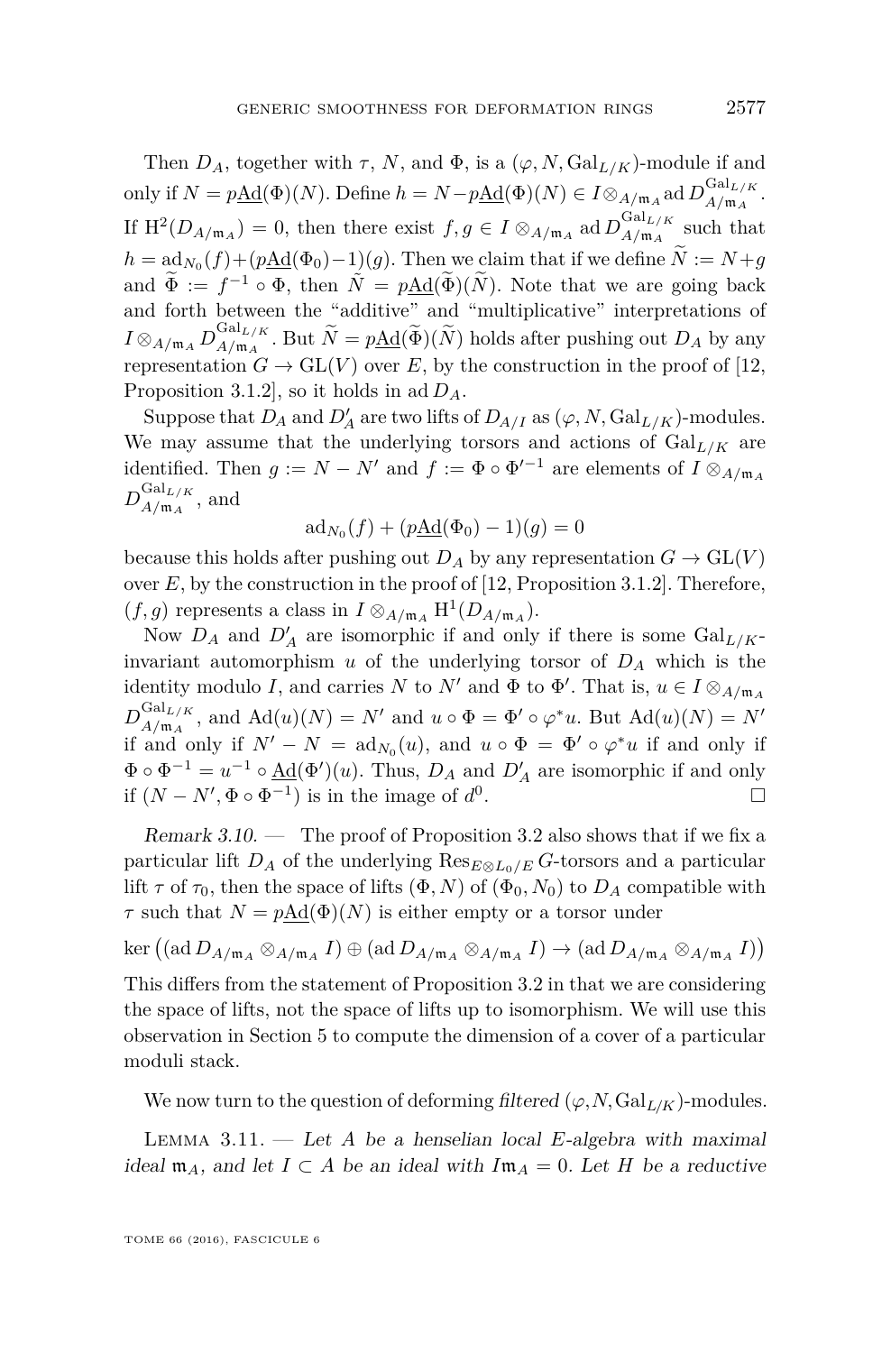Then $D_A$, together with $\tau$, $N$, and $\Phi$, is a $(\varphi, N, \mathrm{Gal}_{L/K})$-module if and only if $N = p\underline{\mathrm{Ad}}(\Phi)(N)$. Define $h = N - p\underline{\mathrm{Ad}}(\Phi)(N) \in I \otimes_{A/\mathfrak{m}_A} \mathrm{ad}\, D_{A/\mathfrak{m}_A}^{\mathrm{Gal}_{L/K}}$. If $\mathrm{H}^2(D_{A/\mathfrak{m}_A}) = 0$, then there exist $f, g \in I \otimes_{A/\mathfrak{m}_A} \mathrm{ad}\, D_{A/\mathfrak{m}_A}^{\mathrm{Gal}_{L/K}}$ such that $h = \mathrm{ad}_{N_0}(f) + (p\underline{\mathrm{Ad}}(\Phi_0) - 1)(g)$. Then we claim that if we define $\widetilde{N} := N + g$ and $\widetilde{\Phi} := f^{-1} \circ \Phi$, then $\widetilde{N} = p\underline{\mathrm{Ad}}(\widetilde{\Phi})(\widetilde{N})$. Note that we are going back and forth between the "additive" and "multiplicative" interpretations of $I \otimes_{A/\mathfrak{m}_A} D_{A/\mathfrak{m}_A}^{\mathrm{Gal}_{L/K}}$. But $\widetilde{N} = p\underline{\mathrm{Ad}}(\widetilde{\Phi})(\widetilde{N})$ holds after pushing out $D_A$ by any representation $G \to \mathrm{GL}(V)$ over $E$, by the construction in the proof of [12, Proposition 3.1.2], so it holds in $\mathrm{ad}\, D_A$.

Suppose that $D_A$ and $D'_A$ are two lifts of $D_{A/I}$ as $(\varphi, N, \mathrm{Gal}_{L/K})$-modules. We may assume that the underlying torsors and actions of $\mathrm{Gal}_{L/K}$ are identified. Then $g := N - N'$ and $f := \Phi \circ \Phi'^{-1}$ are elements of $I \otimes_{A/\mathfrak{m}_A} D_{A/\mathfrak{m}_A}^{\mathrm{Gal}_{L/K}}$, and

$$\mathrm{ad}_{N_0}(f) + (p\underline{\mathrm{Ad}}(\Phi_0) - 1)(g) = 0$$

because this holds after pushing out $D_A$ by any representation $G \to \mathrm{GL}(V)$ over $E$, by the construction in the proof of [12, Proposition 3.1.2]. Therefore, $(f, g)$ represents a class in $I \otimes_{A/\mathfrak{m}_A} \mathrm{H}^1(D_{A/\mathfrak{m}_A})$.

Now $D_A$ and $D'_A$ are isomorphic if and only if there is some $\mathrm{Gal}_{L/K}$-invariant automorphism $u$ of the underlying torsor of $D_A$ which is the identity modulo $I$, and carries $N$ to $N'$ and $\Phi$ to $\Phi'$. That is, $u \in I \otimes_{A/\mathfrak{m}_A} D_{A/\mathfrak{m}_A}^{\mathrm{Gal}_{L/K}}$, and $\mathrm{Ad}(u)(N) = N'$ and $u \circ \Phi = \Phi' \circ \varphi^* u$. But $\mathrm{Ad}(u)(N) = N'$ if and only if $N' - N = \mathrm{ad}_{N_0}(u)$, and $u \circ \Phi = \Phi' \circ \varphi^* u$ if and only if $\Phi \circ \Phi^{-1} = u^{-1} \circ \underline{\mathrm{Ad}}(\Phi')(u)$. Thus, $D_A$ and $D'_A$ are isomorphic if and only if $(N - N', \Phi \circ \Phi^{-1})$ is in the image of $d^0$. $\square$

*Remark 3.10.* — The proof of Proposition 3.2 also shows that if we fix a particular lift $D_A$ of the underlying $\mathrm{Res}_{E \otimes L_0/E}\, G$-torsors and a particular lift $\tau$ of $\tau_0$, then the space of lifts $(\Phi, N)$ of $(\Phi_0, N_0)$ to $D_A$ compatible with $\tau$ such that $N = p\underline{\mathrm{Ad}}(\Phi)(N)$ is either empty or a torsor under

$$\ker\left((\mathrm{ad}\, D_{A/\mathfrak{m}_A} \otimes_{A/\mathfrak{m}_A} I) \oplus (\mathrm{ad}\, D_{A/\mathfrak{m}_A} \otimes_{A/\mathfrak{m}_A} I) \to (\mathrm{ad}\, D_{A/\mathfrak{m}_A} \otimes_{A/\mathfrak{m}_A} I)\right)$$

This differs from the statement of Proposition 3.2 in that we are considering the space of lifts, not the space of lifts up to isomorphism. We will use this observation in Section 5 to compute the dimension of a cover of a particular moduli stack.

We now turn to the question of deforming *filtered* $(\varphi, N, \mathrm{Gal}_{L/K})$-modules.

Lemma 3.11. — *Let $A$ be a henselian local $E$-algebra with maximal ideal $\mathfrak{m}_A$, and let $I \subset A$ be an ideal with $I\mathfrak{m}_A = 0$. Let $H$ be a reductive*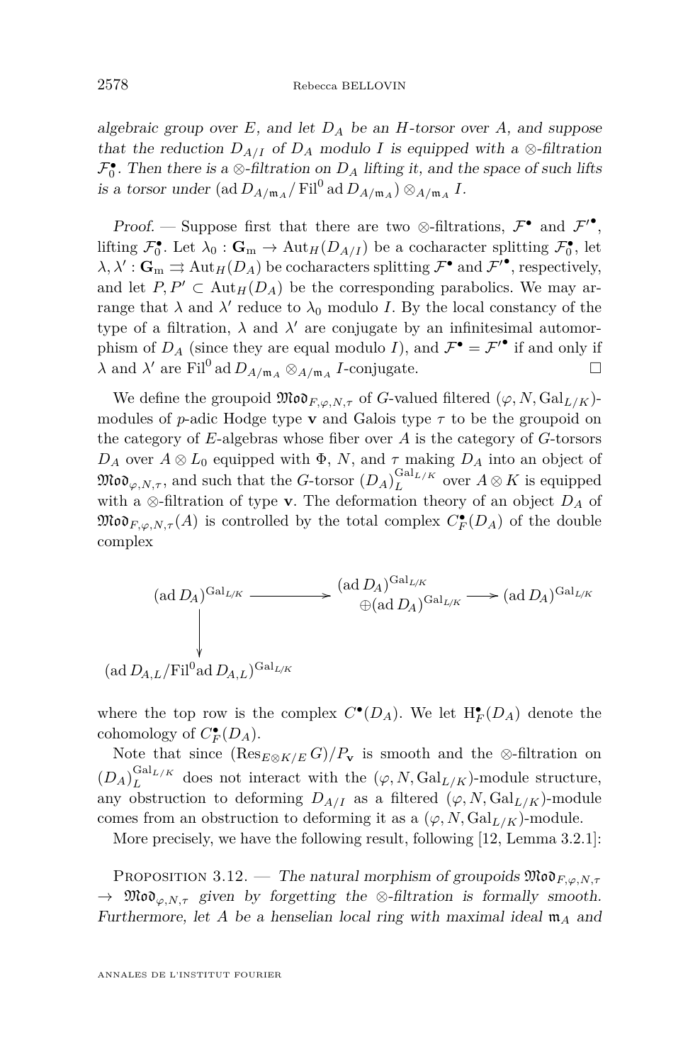*algebraic group over $E$, and let $D_A$ be an $H$-torsor over $A$, and suppose that the reduction $D_{A/I}$ of $D_A$ modulo $I$ is equipped with a $\otimes$-filtration $\mathcal{F}_0^\bullet$. Then there is a $\otimes$-filtration on $D_A$ lifting it, and the space of such lifts is a torsor under $(\operatorname{ad} D_{A/\mathfrak{m}_A}/\operatorname{Fil}^0 \operatorname{ad} D_{A/\mathfrak{m}_A}) \otimes_{A/\mathfrak{m}_A} I$.*

*Proof.* — Suppose first that there are two $\otimes$-filtrations, $\mathcal{F}^\bullet$ and $\mathcal{F}'^\bullet$, lifting $\mathcal{F}_0^\bullet$. Let $\lambda_0 : \mathbf{G}_{\mathrm{m}} \to \operatorname{Aut}_H(D_{A/I})$ be a cocharacter splitting $\mathcal{F}_0^\bullet$, let $\lambda, \lambda' : \mathbf{G}_{\mathrm{m}} \rightrightarrows \operatorname{Aut}_H(D_A)$ be cocharacters splitting $\mathcal{F}^\bullet$ and $\mathcal{F}'^\bullet$, respectively, and let $P, P' \subset \operatorname{Aut}_H(D_A)$ be the corresponding parabolics. We may arrange that $\lambda$ and $\lambda'$ reduce to $\lambda_0$ modulo $I$. By the local constancy of the type of a filtration, $\lambda$ and $\lambda'$ are conjugate by an infinitesimal automorphism of $D_A$ (since they are equal modulo $I$), and $\mathcal{F}^\bullet = \mathcal{F}'^\bullet$ if and only if $\lambda$ and $\lambda'$ are $\operatorname{Fil}^0 \operatorname{ad} D_{A/\mathfrak{m}_A} \otimes_{A/\mathfrak{m}_A} I$-conjugate. □

We define the groupoid $\mathfrak{Mod}_{F,\varphi,N,\tau}$ of $G$-valued filtered $(\varphi, N, \operatorname{Gal}_{L/K})$-modules of $p$-adic Hodge type $\mathbf{v}$ and Galois type $\tau$ to be the groupoid on the category of $E$-algebras whose fiber over $A$ is the category of $G$-torsors $D_A$ over $A \otimes L_0$ equipped with $\Phi$, $N$, and $\tau$ making $D_A$ into an object of $\mathfrak{Mod}_{\varphi,N,\tau}$, and such that the $G$-torsor $(D_A)_L^{\operatorname{Gal}_{L/K}}$ over $A \otimes K$ is equipped with a $\otimes$-filtration of type $\mathbf{v}$. The deformation theory of an object $D_A$ of $\mathfrak{Mod}_{F,\varphi,N,\tau}(A)$ is controlled by the total complex $C_F^\bullet(D_A)$ of the double complex

$$
\begin{array}{ccccc}
(\operatorname{ad} D_A)^{\operatorname{Gal}_{L/K}} & \longrightarrow & (\operatorname{ad} D_A)^{\operatorname{Gal}_{L/K}} \oplus (\operatorname{ad} D_A)^{\operatorname{Gal}_{L/K}} & \longrightarrow & (\operatorname{ad} D_A)^{\operatorname{Gal}_{L/K}} \\
\big\downarrow & & & & \\
(\operatorname{ad} D_{A,L}/\operatorname{Fil}^0 \operatorname{ad} D_{A,L})^{\operatorname{Gal}_{L/K}} & & & &
\end{array}
$$

where the top row is the complex $C^\bullet(D_A)$. We let $\mathrm{H}_F^\bullet(D_A)$ denote the cohomology of $C_F^\bullet(D_A)$.

Note that since $(\operatorname{Res}_{E\otimes K/E} G)/P_{\mathbf{v}}$ is smooth and the $\otimes$-filtration on $(D_A)_L^{\operatorname{Gal}_{L/K}}$ does not interact with the $(\varphi, N, \operatorname{Gal}_{L/K})$-module structure, any obstruction to deforming $D_{A/I}$ as a filtered $(\varphi, N, \operatorname{Gal}_{L/K})$-module comes from an obstruction to deforming it as a $(\varphi, N, \operatorname{Gal}_{L/K})$-module.

More precisely, we have the following result, following [12, Lemma 3.2.1]:

Proposition 3.12. — *The natural morphism of groupoids $\mathfrak{Mod}_{F,\varphi,N,\tau} \to \mathfrak{Mod}_{\varphi,N,\tau}$ given by forgetting the $\otimes$-filtration is formally smooth. Furthermore, let $A$ be a henselian local ring with maximal ideal $\mathfrak{m}_A$ and*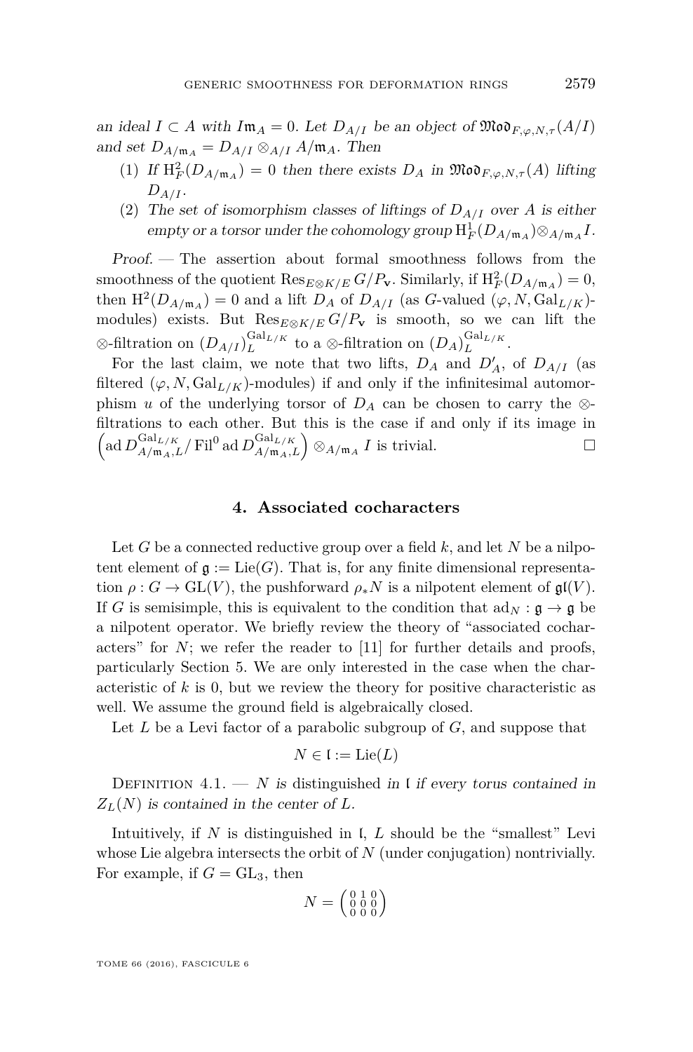an ideal $I \subset A$ with $I\mathfrak{m}_A = 0$. Let $D_{A/I}$ be an object of $\mathfrak{Mod}_{F,\varphi,N,\tau}(A/I)$ and set $D_{A/\mathfrak{m}_A} = D_{A/I} \otimes_{A/I} A/\mathfrak{m}_A$. Then

1. If $\mathrm{H}^2_F(D_{A/\mathfrak{m}_A}) = 0$ then there exists $D_A$ in $\mathfrak{Mod}_{F,\varphi,N,\tau}(A)$ lifting $D_{A/I}$.
2. The set of isomorphism classes of liftings of $D_{A/I}$ over $A$ is either empty or a torsor under the cohomology group $\mathrm{H}^1_F(D_{A/\mathfrak{m}_A}) \otimes_{A/\mathfrak{m}_A} I$.

*Proof.* — The assertion about formal smoothness follows from the smoothness of the quotient $\mathrm{Res}_{E\otimes K/E}\, G/P_{\mathbf{v}}$. Similarly, if $\mathrm{H}^2_F(D_{A/\mathfrak{m}_A}) = 0$, then $\mathrm{H}^2(D_{A/\mathfrak{m}_A}) = 0$ and a lift $D_A$ of $D_{A/I}$ (as $G$-valued $(\varphi, N, \mathrm{Gal}_{L/K})$-modules) exists. But $\mathrm{Res}_{E\otimes K/E}\, G/P_{\mathbf{v}}$ is smooth, so we can lift the $\otimes$-filtration on $(D_{A/I})_L^{\mathrm{Gal}_{L/K}}$ to a $\otimes$-filtration on $(D_A)_L^{\mathrm{Gal}_{L/K}}$.

For the last claim, we note that two lifts, $D_A$ and $D'_A$, of $D_{A/I}$ (as filtered $(\varphi, N, \mathrm{Gal}_{L/K})$-modules) if and only if the infinitesimal automorphism $u$ of the underlying torsor of $D_A$ can be chosen to carry the $\otimes$-filtrations to each other. But this is the case if and only if its image in $\left(\mathrm{ad}\, D_{A/\mathfrak{m}_A,L}^{\mathrm{Gal}_{L/K}} / \mathrm{Fil}^0 \,\mathrm{ad}\, D_{A/\mathfrak{m}_A,L}^{\mathrm{Gal}_{L/K}}\right) \otimes_{A/\mathfrak{m}_A} I$ is trivial. $\square$

## 4. Associated cocharacters

Let $G$ be a connected reductive group over a field $k$, and let $N$ be a nilpotent element of $\mathfrak{g} := \mathrm{Lie}(G)$. That is, for any finite dimensional representation $\rho : G \to \mathrm{GL}(V)$, the pushforward $\rho_* N$ is a nilpotent element of $\mathfrak{gl}(V)$. If $G$ is semisimple, this is equivalent to the condition that $\mathrm{ad}_N : \mathfrak{g} \to \mathfrak{g}$ be a nilpotent operator. We briefly review the theory of "associated cocharacters" for $N$; we refer the reader to [11] for further details and proofs, particularly Section 5. We are only interested in the case when the characteristic of $k$ is 0, but we review the theory for positive characteristic as well. We assume the ground field is algebraically closed.

Let $L$ be a Levi factor of a parabolic subgroup of $G$, and suppose that

$$N \in \mathfrak{l} := \mathrm{Lie}(L)$$

Definition 4.1. — $N$ is distinguished *in $\mathfrak{l}$ if every torus contained in $Z_L(N)$ is contained in the center of $L$.*

Intuitively, if $N$ is distinguished in $\mathfrak{l}$, $L$ should be the "smallest" Levi whose Lie algebra intersects the orbit of $N$ (under conjugation) nontrivially. For example, if $G = \mathrm{GL}_3$, then

$$N = \begin{pmatrix} 0 & 1 & 0 \\ 0 & 0 & 0 \\ 0 & 0 & 0 \end{pmatrix}$$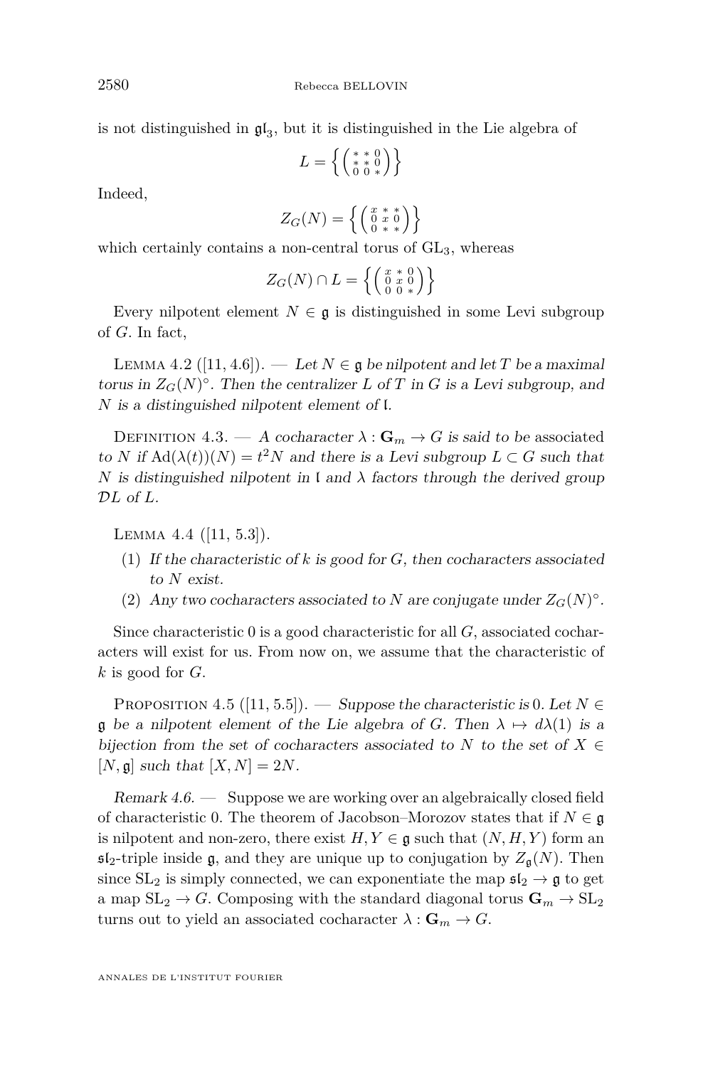is not distinguished in $\mathfrak{gl}_3$, but it is distinguished in the Lie algebra of

$$L = \left\{ \left( \begin{smallmatrix} * & * & 0 \\ * & * & 0 \\ 0 & 0 & * \end{smallmatrix} \right) \right\}$$

Indeed,

$$Z_G(N) = \left\{ \left( \begin{smallmatrix} x & * & * \\ 0 & x & 0 \\ 0 & * & * \end{smallmatrix} \right) \right\}$$

which certainly contains a non-central torus of $\mathrm{GL}_3$, whereas

$$Z_G(N) \cap L = \left\{ \left( \begin{smallmatrix} x & * & 0 \\ 0 & x & 0 \\ 0 & 0 & * \end{smallmatrix} \right) \right\}$$

Every nilpotent element $N \in \mathfrak{g}$ is distinguished in some Levi subgroup of $G$. In fact,

Lemma 4.2 ([11, 4.6]). — *Let $N \in \mathfrak{g}$ be nilpotent and let $T$ be a maximal torus in $Z_G(N)^\circ$. Then the centralizer $L$ of $T$ in $G$ is a Levi subgroup, and $N$ is a distinguished nilpotent element of $\mathfrak{l}$.*

Definition 4.3. — *A cocharacter $\lambda : \mathbf{G}_m \to G$ is said to be* associated *to $N$ if $\mathrm{Ad}(\lambda(t))(N) = t^2 N$ and there is a Levi subgroup $L \subset G$ such that $N$ is distinguished nilpotent in $\mathfrak{l}$ and $\lambda$ factors through the derived group $\mathcal{D}L$ of $L$.*

Lemma 4.4 ([11, 5.3]).

1. *If the characteristic of $k$ is good for $G$, then cocharacters associated to $N$ exist.*
2. *Any two cocharacters associated to $N$ are conjugate under $Z_G(N)^\circ$.*

Since characteristic 0 is a good characteristic for all $G$, associated cocharacters will exist for us. From now on, we assume that the characteristic of $k$ is good for $G$.

Proposition 4.5 ([11, 5.5]). — *Suppose the characteristic is 0. Let $N \in \mathfrak{g}$ be a nilpotent element of the Lie algebra of $G$. Then $\lambda \mapsto d\lambda(1)$ is a bijection from the set of cocharacters associated to $N$ to the set of $X \in [N, \mathfrak{g}]$ such that $[X, N] = 2N$.*

*Remark 4.6.* — Suppose we are working over an algebraically closed field of characteristic 0. The theorem of Jacobson–Morozov states that if $N \in \mathfrak{g}$ is nilpotent and non-zero, there exist $H, Y \in \mathfrak{g}$ such that $(N, H, Y)$ form an $\mathfrak{sl}_2$-triple inside $\mathfrak{g}$, and they are unique up to conjugation by $Z_{\mathfrak{g}}(N)$. Then since $\mathrm{SL}_2$ is simply connected, we can exponentiate the map $\mathfrak{sl}_2 \to \mathfrak{g}$ to get a map $\mathrm{SL}_2 \to G$. Composing with the standard diagonal torus $\mathbf{G}_m \to \mathrm{SL}_2$ turns out to yield an associated cocharacter $\lambda : \mathbf{G}_m \to G$.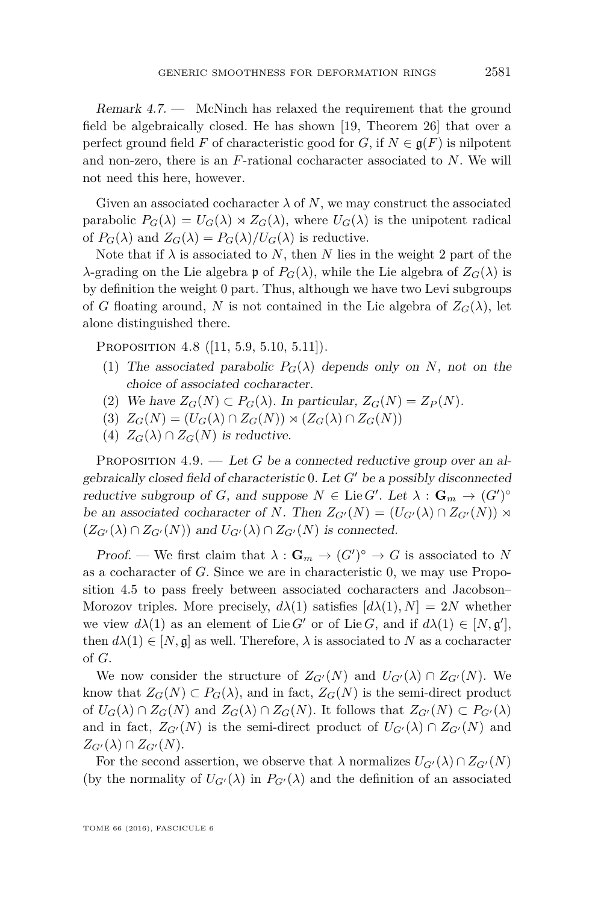*Remark 4.7.* — McNinch has relaxed the requirement that the ground field be algebraically closed. He has shown [19, Theorem 26] that over a perfect ground field $F$ of characteristic good for $G$, if $N \in \mathfrak{g}(F)$ is nilpotent and non-zero, there is an $F$-rational cocharacter associated to $N$. We will not need this here, however.

Given an associated cocharacter $\lambda$ of $N$, we may construct the associated parabolic $P_G(\lambda) = U_G(\lambda) \rtimes Z_G(\lambda)$, where $U_G(\lambda)$ is the unipotent radical of $P_G(\lambda)$ and $Z_G(\lambda) = P_G(\lambda)/U_G(\lambda)$ is reductive.

Note that if $\lambda$ is associated to $N$, then $N$ lies in the weight 2 part of the $\lambda$-grading on the Lie algebra $\mathfrak{p}$ of $P_G(\lambda)$, while the Lie algebra of $Z_G(\lambda)$ is by definition the weight 0 part. Thus, although we have two Levi subgroups of $G$ floating around, $N$ is not contained in the Lie algebra of $Z_G(\lambda)$, let alone distinguished there.

Proposition 4.8 ([11, 5.9, 5.10, 5.11]).

1. *The associated parabolic $P_G(\lambda)$ depends only on $N$, not on the choice of associated cocharacter.*
2. *We have $Z_G(N) \subset P_G(\lambda)$. In particular, $Z_G(N) = Z_P(N)$.*
3. *$Z_G(N) = (U_G(\lambda) \cap Z_G(N)) \rtimes (Z_G(\lambda) \cap Z_G(N))$*
4. *$Z_G(\lambda) \cap Z_G(N)$ is reductive.*

Proposition 4.9. — *Let $G$ be a connected reductive group over an algebraically closed field of characteristic 0. Let $G'$ be a possibly disconnected reductive subgroup of $G$, and suppose $N \in \operatorname{Lie} G'$. Let $\lambda : \mathbf{G}_m \to (G')^\circ$ be an associated cocharacter of $N$. Then $Z_{G'}(N) = (U_{G'}(\lambda) \cap Z_{G'}(N)) \rtimes (Z_{G'}(\lambda) \cap Z_{G'}(N))$ and $U_{G'}(\lambda) \cap Z_{G'}(N)$ is connected.*

*Proof.* — We first claim that $\lambda : \mathbf{G}_m \to (G')^\circ \to G$ is associated to $N$ as a cocharacter of $G$. Since we are in characteristic 0, we may use Proposition 4.5 to pass freely between associated cocharacters and Jacobson–Morozov triples. More precisely, $d\lambda(1)$ satisfies $[d\lambda(1), N] = 2N$ whether we view $d\lambda(1)$ as an element of $\operatorname{Lie} G'$ or of $\operatorname{Lie} G$, and if $d\lambda(1) \in [N, \mathfrak{g}']$, then $d\lambda(1) \in [N, \mathfrak{g}]$ as well. Therefore, $\lambda$ is associated to $N$ as a cocharacter of $G$.

We now consider the structure of $Z_{G'}(N)$ and $U_{G'}(\lambda) \cap Z_{G'}(N)$. We know that $Z_G(N) \subset P_G(\lambda)$, and in fact, $Z_G(N)$ is the semi-direct product of $U_G(\lambda) \cap Z_G(N)$ and $Z_G(\lambda) \cap Z_G(N)$. It follows that $Z_{G'}(N) \subset P_{G'}(\lambda)$ and in fact, $Z_{G'}(N)$ is the semi-direct product of $U_{G'}(\lambda) \cap Z_{G'}(N)$ and $Z_{G'}(\lambda) \cap Z_{G'}(N)$.

For the second assertion, we observe that $\lambda$ normalizes $U_{G'}(\lambda) \cap Z_{G'}(N)$ (by the normality of $U_{G'}(\lambda)$ in $P_{G'}(\lambda)$ and the definition of an associated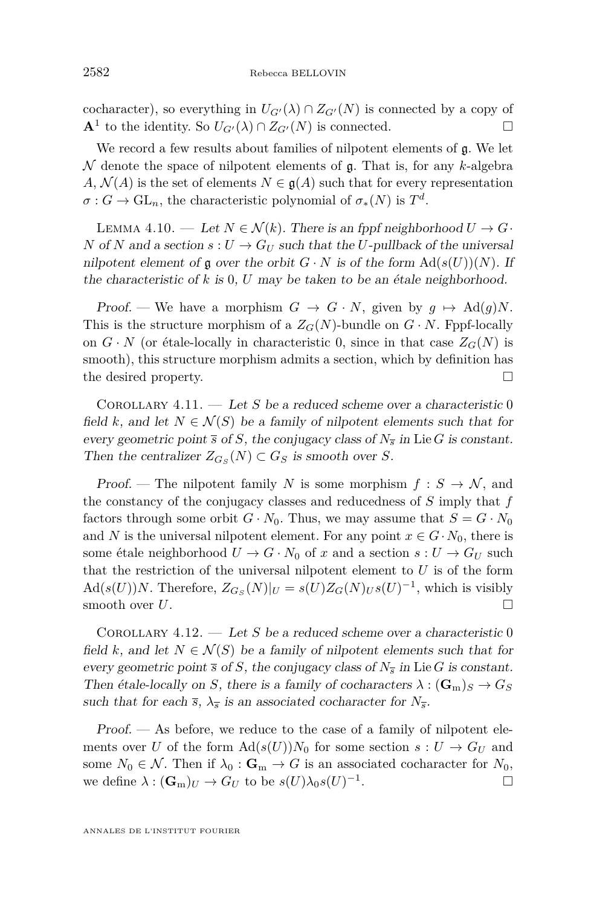cocharacter), so everything in $U_{G'}(\lambda) \cap Z_{G'}(N)$ is connected by a copy of $\mathbf{A}^1$ to the identity. So $U_{G'}(\lambda) \cap Z_{G'}(N)$ is connected. □

We record a few results about families of nilpotent elements of $\mathfrak{g}$. We let $\mathcal{N}$ denote the space of nilpotent elements of $\mathfrak{g}$. That is, for any $k$-algebra $A$, $\mathcal{N}(A)$ is the set of elements $N \in \mathfrak{g}(A)$ such that for every representation $\sigma : G \to \mathrm{GL}_n$, the characteristic polynomial of $\sigma_*(N)$ is $T^d$.

Lemma 4.10. — *Let $N \in \mathcal{N}(k)$. There is an fppf neighborhood $U \to G \cdot N$ of $N$ and a section $s : U \to G_U$ such that the $U$-pullback of the universal nilpotent element of $\mathfrak{g}$ over the orbit $G \cdot N$ is of the form $\mathrm{Ad}(s(U))(N)$. If the characteristic of $k$ is $0$, $U$ may be taken to be an étale neighborhood.*

*Proof.* — We have a morphism $G \to G \cdot N$, given by $g \mapsto \mathrm{Ad}(g)N$. This is the structure morphism of a $Z_G(N)$-bundle on $G \cdot N$. Fppf-locally on $G \cdot N$ (or étale-locally in characteristic 0, since in that case $Z_G(N)$ is smooth), this structure morphism admits a section, which by definition has the desired property. □

Corollary 4.11. — *Let $S$ be a reduced scheme over a characteristic $0$ field $k$, and let $N \in \mathcal{N}(S)$ be a family of nilpotent elements such that for every geometric point $\overline{s}$ of $S$, the conjugacy class of $N_{\overline{s}}$ in $\mathrm{Lie}\, G$ is constant. Then the centralizer $Z_{G_S}(N) \subset G_S$ is smooth over $S$.*

*Proof.* — The nilpotent family $N$ is some morphism $f : S \to \mathcal{N}$, and the constancy of the conjugacy classes and reducedness of $S$ imply that $f$ factors through some orbit $G \cdot N_0$. Thus, we may assume that $S = G \cdot N_0$ and $N$ is the universal nilpotent element. For any point $x \in G \cdot N_0$, there is some étale neighborhood $U \to G \cdot N_0$ of $x$ and a section $s : U \to G_U$ such that the restriction of the universal nilpotent element to $U$ is of the form $\mathrm{Ad}(s(U))N$. Therefore, $Z_{G_S}(N)|_U = s(U) Z_G(N)_U s(U)^{-1}$, which is visibly smooth over $U$. □

Corollary 4.12. — *Let $S$ be a reduced scheme over a characteristic $0$ field $k$, and let $N \in \mathcal{N}(S)$ be a family of nilpotent elements such that for every geometric point $\overline{s}$ of $S$, the conjugacy class of $N_{\overline{s}}$ in $\mathrm{Lie}\, G$ is constant. Then étale-locally on $S$, there is a family of cocharacters $\lambda : (\mathbf{G}_{\mathrm{m}})_S \to G_S$ such that for each $\overline{s}$, $\lambda_{\overline{s}}$ is an associated cocharacter for $N_{\overline{s}}$.*

*Proof.* — As before, we reduce to the case of a family of nilpotent elements over $U$ of the form $\mathrm{Ad}(s(U))N_0$ for some section $s : U \to G_U$ and some $N_0 \in \mathcal{N}$. Then if $\lambda_0 : \mathbf{G}_{\mathrm{m}} \to G$ is an associated cocharacter for $N_0$, we define $\lambda : (\mathbf{G}_{\mathrm{m}})_U \to G_U$ to be $s(U)\lambda_0 s(U)^{-1}$. □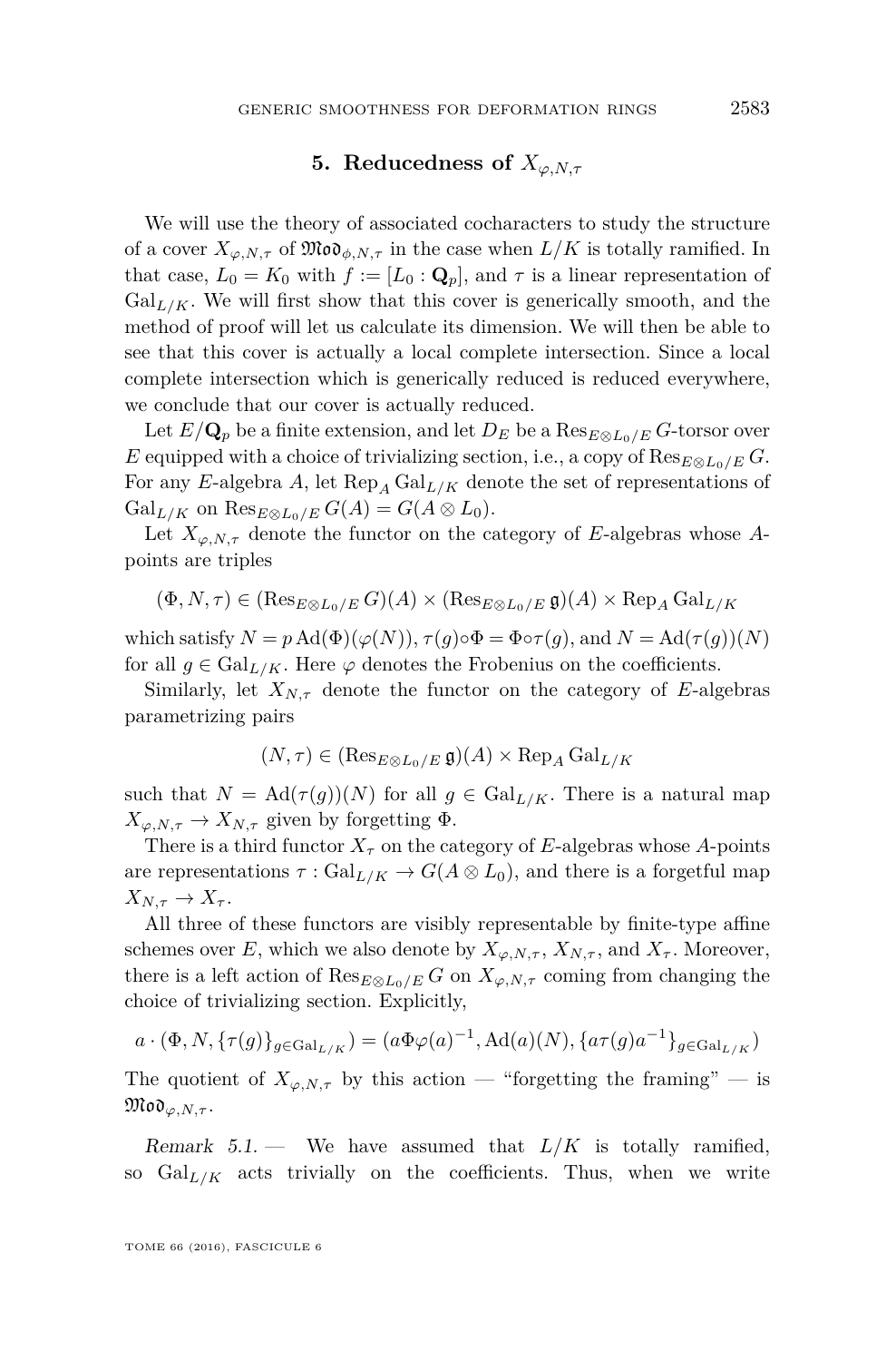## 5. Reducedness of $X_{\varphi,N,\tau}$

We will use the theory of associated cocharacters to study the structure of a cover $X_{\varphi,N,\tau}$ of $\mathfrak{Mod}_{\phi,N,\tau}$ in the case when $L/K$ is totally ramified. In that case, $L_0 = K_0$ with $f := [L_0 : \mathbf{Q}_p]$, and $\tau$ is a linear representation of $\mathrm{Gal}_{L/K}$. We will first show that this cover is generically smooth, and the method of proof will let us calculate its dimension. We will then be able to see that this cover is actually a local complete intersection. Since a local complete intersection which is generically reduced is reduced everywhere, we conclude that our cover is actually reduced.

Let $E/\mathbf{Q}_p$ be a finite extension, and let $D_E$ be a $\mathrm{Res}_{E\otimes L_0/E}\, G$-torsor over $E$ equipped with a choice of trivializing section, i.e., a copy of $\mathrm{Res}_{E\otimes L_0/E}\, G$. For any $E$-algebra $A$, let $\mathrm{Rep}_A \,\mathrm{Gal}_{L/K}$ denote the set of representations of $\mathrm{Gal}_{L/K}$ on $\mathrm{Res}_{E\otimes L_0/E}\, G(A) = G(A\otimes L_0)$.

Let $X_{\varphi,N,\tau}$ denote the functor on the category of $E$-algebras whose $A$-points are triples

$$(\Phi, N, \tau) \in (\mathrm{Res}_{E\otimes L_0/E}\, G)(A) \times (\mathrm{Res}_{E\otimes L_0/E}\, \mathfrak{g})(A) \times \mathrm{Rep}_A \,\mathrm{Gal}_{L/K}$$

which satisfy $N = p\,\mathrm{Ad}(\Phi)(\varphi(N))$, $\tau(g)\circ\Phi = \Phi\circ\tau(g)$, and $N = \mathrm{Ad}(\tau(g))(N)$ for all $g \in \mathrm{Gal}_{L/K}$. Here $\varphi$ denotes the Frobenius on the coefficients.

Similarly, let $X_{N,\tau}$ denote the functor on the category of $E$-algebras parametrizing pairs

$$(N, \tau) \in (\mathrm{Res}_{E\otimes L_0/E}\, \mathfrak{g})(A) \times \mathrm{Rep}_A \,\mathrm{Gal}_{L/K}$$

such that $N = \mathrm{Ad}(\tau(g))(N)$ for all $g \in \mathrm{Gal}_{L/K}$. There is a natural map $X_{\varphi,N,\tau} \to X_{N,\tau}$ given by forgetting $\Phi$.

There is a third functor $X_\tau$ on the category of $E$-algebras whose $A$-points are representations $\tau : \mathrm{Gal}_{L/K} \to G(A\otimes L_0)$, and there is a forgetful map $X_{N,\tau} \to X_\tau$.

All three of these functors are visibly representable by finite-type affine schemes over $E$, which we also denote by $X_{\varphi,N,\tau}$, $X_{N,\tau}$, and $X_\tau$. Moreover, there is a left action of $\mathrm{Res}_{E\otimes L_0/E}\, G$ on $X_{\varphi,N,\tau}$ coming from changing the choice of trivializing section. Explicitly,

$$a\cdot(\Phi, N, \{\tau(g)\}_{g\in\mathrm{Gal}_{L/K}}) = (a\Phi\varphi(a)^{-1}, \mathrm{Ad}(a)(N), \{a\tau(g)a^{-1}\}_{g\in\mathrm{Gal}_{L/K}})$$

The quotient of $X_{\varphi,N,\tau}$ by this action — "forgetting the framing" — is $\mathfrak{Mod}_{\varphi,N,\tau}$.

*Remark 5.1.* — We have assumed that $L/K$ is totally ramified, so $\mathrm{Gal}_{L/K}$ acts trivially on the coefficients. Thus, when we write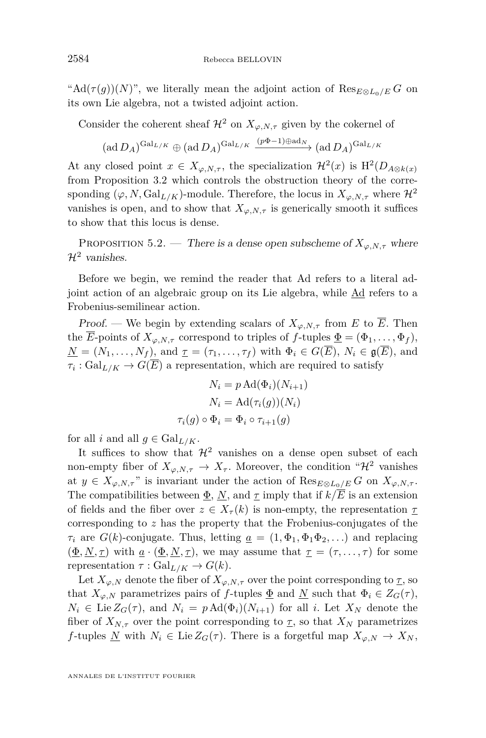"$\mathrm{Ad}(\tau(g))(N)$", we literally mean the adjoint action of $\mathrm{Res}_{E\otimes L_0/E}\, G$ on its own Lie algebra, not a twisted adjoint action.

Consider the coherent sheaf $\mathcal{H}^2$ on $X_{\varphi,N,\tau}$ given by the cokernel of

$$(\mathrm{ad}\, D_A)^{\mathrm{Gal}_{L/K}} \oplus (\mathrm{ad}\, D_A)^{\mathrm{Gal}_{L/K}} \xrightarrow{(p\Phi-1)\oplus \mathrm{ad}_N} (\mathrm{ad}\, D_A)^{\mathrm{Gal}_{L/K}}$$

At any closed point $x \in X_{\varphi,N,\tau}$, the specialization $\mathcal{H}^2(x)$ is $\mathrm{H}^2(D_{A\otimes k(x)}$ from Proposition 3.2 which controls the obstruction theory of the corresponding $(\varphi, N, \mathrm{Gal}_{L/K})$-module. Therefore, the locus in $X_{\varphi,N,\tau}$ where $\mathcal{H}^2$ vanishes is open, and to show that $X_{\varphi,N,\tau}$ is generically smooth it suffices to show that this locus is dense.

Proposition 5.2. — *There is a dense open subscheme of $X_{\varphi,N,\tau}$ where $\mathcal{H}^2$ vanishes.*

Before we begin, we remind the reader that Ad refers to a literal adjoint action of an algebraic group on its Lie algebra, while $\underline{\mathrm{Ad}}$ refers to a Frobenius-semilinear action.

*Proof.* — We begin by extending scalars of $X_{\varphi,N,\tau}$ from $E$ to $\overline{E}$. Then the $\overline{E}$-points of $X_{\varphi,N,\tau}$ correspond to triples of $f$-tuples $\underline{\Phi} = (\Phi_1, \ldots, \Phi_f)$, $\underline{N} = (N_1, \ldots, N_f)$, and $\underline{\tau} = (\tau_1, \ldots, \tau_f)$ with $\Phi_i \in G(\overline{E})$, $N_i \in \mathfrak{g}(\overline{E})$, and $\tau_i : \mathrm{Gal}_{L/K} \to G(\overline{E})$ a representation, which are required to satisfy

$$N_i = p\,\mathrm{Ad}(\Phi_i)(N_{i+1})$$
$$N_i = \mathrm{Ad}(\tau_i(g))(N_i)$$
$$\tau_i(g) \circ \Phi_i = \Phi_i \circ \tau_{i+1}(g)$$

for all $i$ and all $g \in \mathrm{Gal}_{L/K}$.

It suffices to show that $\mathcal{H}^2$ vanishes on a dense open subset of each non-empty fiber of $X_{\varphi,N,\tau} \to X_\tau$. Moreover, the condition "$\mathcal{H}^2$ vanishes at $y \in X_{\varphi,N,\tau}$" is invariant under the action of $\mathrm{Res}_{E\otimes L_0/E}\, G$ on $X_{\varphi,N,\tau}$. The compatibilities between $\underline{\Phi}$, $\underline{N}$, and $\underline{\tau}$ imply that if $k/\overline{E}$ is an extension of fields and the fiber over $z \in X_\tau(k)$ is non-empty, the representation $\underline{\tau}$ corresponding to $z$ has the property that the Frobenius-conjugates of the $\tau_i$ are $G(k)$-conjugate. Thus, letting $\underline{a} = (1, \Phi_1, \Phi_1\Phi_2, \ldots)$ and replacing $(\underline{\Phi}, \underline{N}, \underline{\tau})$ with $\underline{a} \cdot (\underline{\Phi}, \underline{N}, \underline{\tau})$, we may assume that $\underline{\tau} = (\tau, \ldots, \tau)$ for some representation $\tau : \mathrm{Gal}_{L/K} \to G(k)$.

Let $X_{\varphi,N}$ denote the fiber of $X_{\varphi,N,\tau}$ over the point corresponding to $\underline{\tau}$, so that $X_{\varphi,N}$ parametrizes pairs of $f$-tuples $\underline{\Phi}$ and $\underline{N}$ such that $\Phi_i \in Z_G(\tau)$, $N_i \in \mathrm{Lie}\, Z_G(\tau)$, and $N_i = p\,\mathrm{Ad}(\Phi_i)(N_{i+1})$ for all $i$. Let $X_N$ denote the fiber of $X_{N,\tau}$ over the point corresponding to $\underline{\tau}$, so that $X_N$ parametrizes $f$-tuples $\underline{N}$ with $N_i \in \mathrm{Lie}\, Z_G(\tau)$. There is a forgetful map $X_{\varphi,N} \to X_N$,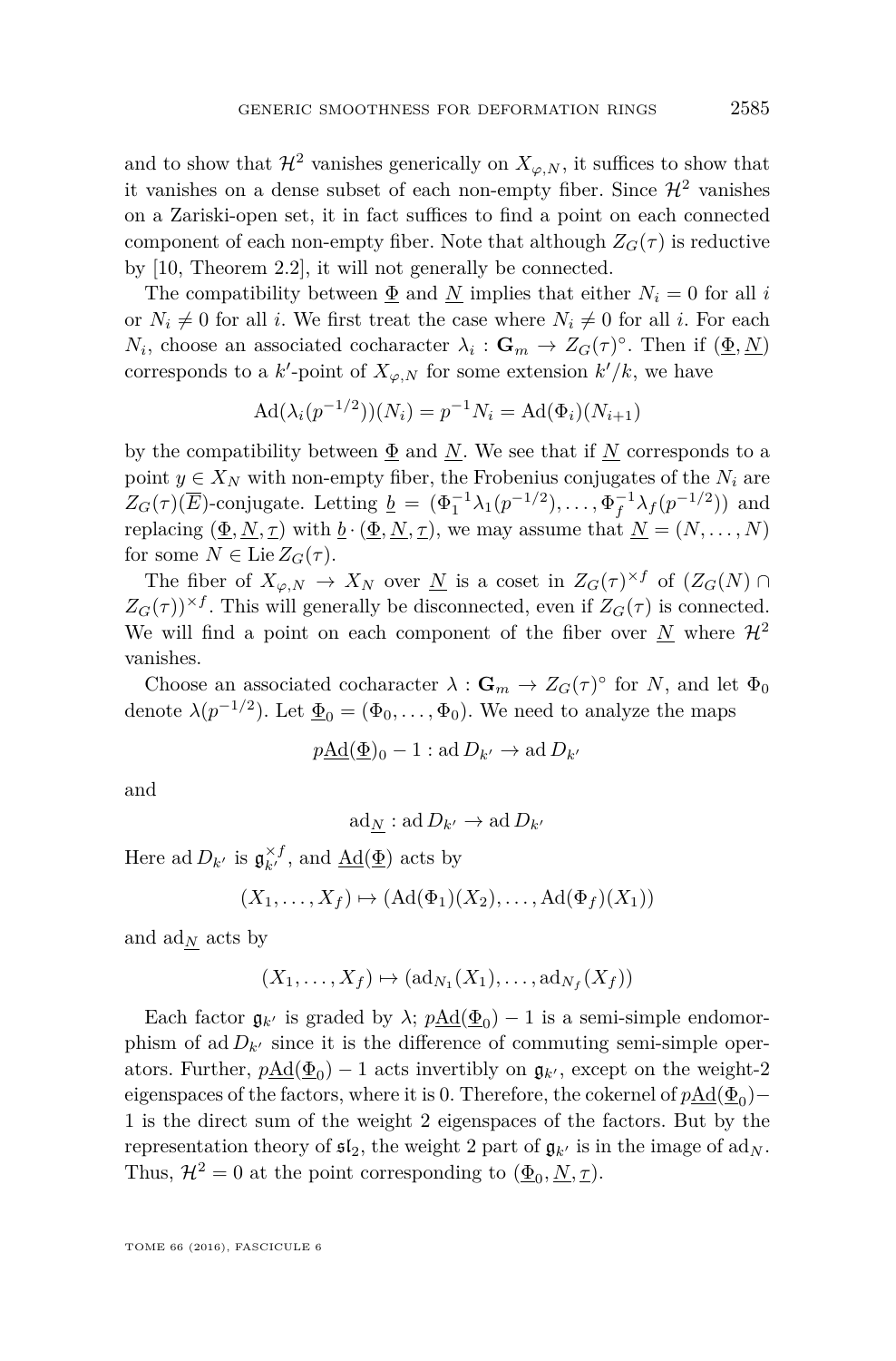and to show that $\mathcal{H}^2$ vanishes generically on $X_{\varphi,N}$, it suffices to show that it vanishes on a dense subset of each non-empty fiber. Since $\mathcal{H}^2$ vanishes on a Zariski-open set, it in fact suffices to find a point on each connected component of each non-empty fiber. Note that although $Z_G(\tau)$ is reductive by [10, Theorem 2.2], it will not generally be connected.

The compatibility between $\underline{\Phi}$ and $\underline{N}$ implies that either $N_i = 0$ for all $i$ or $N_i \neq 0$ for all $i$. We first treat the case where $N_i \neq 0$ for all $i$. For each $N_i$, choose an associated cocharacter $\lambda_i : \mathbf{G}_m \to Z_G(\tau)^\circ$. Then if $(\underline{\Phi}, \underline{N})$ corresponds to a $k'$-point of $X_{\varphi,N}$ for some extension $k'/k$, we have

$$\mathrm{Ad}(\lambda_i(p^{-1/2}))(N_i) = p^{-1}N_i = \mathrm{Ad}(\Phi_i)(N_{i+1})$$

by the compatibility between $\underline{\Phi}$ and $\underline{N}$. We see that if $\underline{N}$ corresponds to a point $y \in X_N$ with non-empty fiber, the Frobenius conjugates of the $N_i$ are $Z_G(\tau)(\overline{E})$-conjugate. Letting $\underline{b} = (\Phi_1^{-1}\lambda_1(p^{-1/2}), \dots, \Phi_f^{-1}\lambda_f(p^{-1/2}))$ and replacing $(\underline{\Phi}, \underline{N}, \underline{\tau})$ with $\underline{b} \cdot (\underline{\Phi}, \underline{N}, \underline{\tau})$, we may assume that $\underline{N} = (N, \dots, N)$ for some $N \in \mathrm{Lie}\, Z_G(\tau)$.

The fiber of $X_{\varphi,N} \to X_N$ over $\underline{N}$ is a coset in $Z_G(\tau)^{\times f}$ of $(Z_G(N) \cap Z_G(\tau))^{\times f}$. This will generally be disconnected, even if $Z_G(\tau)$ is connected. We will find a point on each component of the fiber over $\underline{N}$ where $\mathcal{H}^2$ vanishes.

Choose an associated cocharacter $\lambda : \mathbf{G}_m \to Z_G(\tau)^\circ$ for $N$, and let $\Phi_0$ denote $\lambda(p^{-1/2})$. Let $\underline{\Phi}_0 = (\Phi_0, \dots, \Phi_0)$. We need to analyze the maps

$$p\underline{\mathrm{Ad}}(\underline{\Phi})_0 - 1 : \mathrm{ad}\, D_{k'} \to \mathrm{ad}\, D_{k'}$$

and

$$\mathrm{ad}_{\underline{N}} : \mathrm{ad}\, D_{k'} \to \mathrm{ad}\, D_{k'}$$

Here $\mathrm{ad}\, D_{k'}$ is $\mathfrak{g}_{k'}^{\times f}$, and $\underline{\mathrm{Ad}}(\underline{\Phi})$ acts by

$$(X_1, \dots, X_f) \mapsto (\mathrm{Ad}(\Phi_1)(X_2), \dots, \mathrm{Ad}(\Phi_f)(X_1))$$

and $\mathrm{ad}_{\underline{N}}$ acts by

$$(X_1, \dots, X_f) \mapsto (\mathrm{ad}_{N_1}(X_1), \dots, \mathrm{ad}_{N_f}(X_f))$$

Each factor $\mathfrak{g}_{k'}$ is graded by $\lambda$; $p\underline{\mathrm{Ad}}(\underline{\Phi}_0) - 1$ is a semi-simple endomorphism of $\mathrm{ad}\, D_{k'}$ since it is the difference of commuting semi-simple operators. Further, $p\underline{\mathrm{Ad}}(\underline{\Phi}_0) - 1$ acts invertibly on $\mathfrak{g}_{k'}$, except on the weight-2 eigenspaces of the factors, where it is 0. Therefore, the cokernel of $p\underline{\mathrm{Ad}}(\underline{\Phi}_0) - 1$ is the direct sum of the weight 2 eigenspaces of the factors. But by the representation theory of $\mathfrak{sl}_2$, the weight 2 part of $\mathfrak{g}_{k'}$ is in the image of $\mathrm{ad}_N$. Thus, $\mathcal{H}^2 = 0$ at the point corresponding to $(\underline{\Phi}_0, \underline{N}, \underline{\tau})$.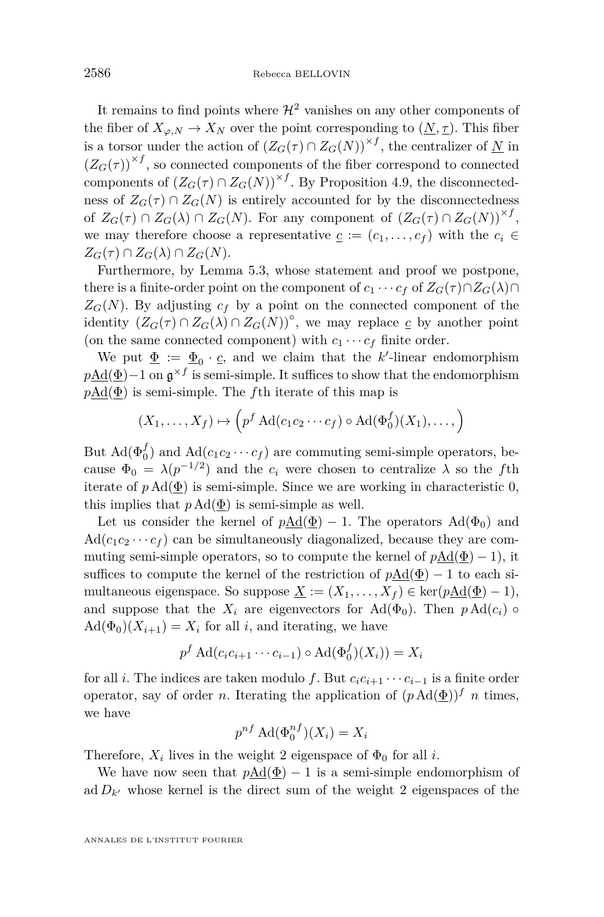It remains to find points where $\mathcal{H}^2$ vanishes on any other components of the fiber of $X_{\varphi,N} \to X_N$ over the point corresponding to $(\underline{N}, \underline{\tau})$. This fiber is a torsor under the action of $(Z_G(\tau) \cap Z_G(N))^{\times f}$, the centralizer of $\underline{N}$ in $(Z_G(\tau))^{\times f}$, so connected components of the fiber correspond to connected components of $(Z_G(\tau) \cap Z_G(N))^{\times f}$. By Proposition 4.9, the disconnectedness of $Z_G(\tau) \cap Z_G(N)$ is entirely accounted for by the disconnectedness of $Z_G(\tau) \cap Z_G(\lambda) \cap Z_G(N)$. For any component of $(Z_G(\tau) \cap Z_G(N))^{\times f}$, we may therefore choose a representative $\underline{c} := (c_1, \dots, c_f)$ with the $c_i \in Z_G(\tau) \cap Z_G(\lambda) \cap Z_G(N)$.

Furthermore, by Lemma 5.3, whose statement and proof we postpone, there is a finite-order point on the component of $c_1 \cdots c_f$ of $Z_G(\tau) \cap Z_G(\lambda) \cap Z_G(N)$. By adjusting $c_f$ by a point on the connected component of the identity $(Z_G(\tau) \cap Z_G(\lambda) \cap Z_G(N))^\circ$, we may replace $\underline{c}$ by another point (on the same connected component) with $c_1 \cdots c_f$ finite order.

We put $\underline{\Phi} := \underline{\Phi}_0 \cdot \underline{c}$, and we claim that the $k'$-linear endomorphism $p\underline{\mathrm{Ad}}(\underline{\Phi}) - 1$ on $\mathfrak{g}^{\times f}$ is semi-simple. It suffices to show that the endomorphism $p\underline{\mathrm{Ad}}(\underline{\Phi})$ is semi-simple. The $f$th iterate of this map is

$$(X_1, \dots, X_f) \mapsto \left(p^f \operatorname{Ad}(c_1 c_2 \cdots c_f) \circ \operatorname{Ad}(\Phi_0^f)(X_1), \dots, \right)$$

But $\operatorname{Ad}(\Phi_0^f)$ and $\operatorname{Ad}(c_1 c_2 \cdots c_f)$ are commuting semi-simple operators, because $\Phi_0 = \lambda(p^{-1/2})$ and the $c_i$ were chosen to centralize $\lambda$ so the $f$th iterate of $p \operatorname{Ad}(\underline{\Phi})$ is semi-simple. Since we are working in characteristic 0, this implies that $p \operatorname{Ad}(\underline{\Phi})$ is semi-simple as well.

Let us consider the kernel of $p\underline{\mathrm{Ad}}(\underline{\Phi}) - 1$. The operators $\operatorname{Ad}(\Phi_0)$ and $\operatorname{Ad}(c_1 c_2 \cdots c_f)$ can be simultaneously diagonalized, because they are commuting semi-simple operators, so to compute the kernel of $p\underline{\mathrm{Ad}}(\underline{\Phi}) - 1)$, it suffices to compute the kernel of the restriction of $p\underline{\mathrm{Ad}}(\underline{\Phi}) - 1$ to each simultaneous eigenspace. So suppose $\underline{X} := (X_1, \dots, X_f) \in \ker(p\underline{\mathrm{Ad}}(\underline{\Phi}) - 1)$, and suppose that the $X_i$ are eigenvectors for $\operatorname{Ad}(\Phi_0)$. Then $p \operatorname{Ad}(c_i) \circ \operatorname{Ad}(\Phi_0)(X_{i+1}) = X_i$ for all $i$, and iterating, we have

$$p^f \operatorname{Ad}(c_i c_{i+1} \cdots c_{i-1}) \circ \operatorname{Ad}(\Phi_0^f)(X_i)) = X_i$$

for all $i$. The indices are taken modulo $f$. But $c_i c_{i+1} \cdots c_{i-1}$ is a finite order operator, say of order $n$. Iterating the application of $(p \operatorname{Ad}(\underline{\Phi}))^f$ $n$ times, we have

$$p^{nf} \operatorname{Ad}(\Phi_0^{nf})(X_i) = X_i$$

Therefore, $X_i$ lives in the weight 2 eigenspace of $\Phi_0$ for all $i$.

We have now seen that $p\underline{\mathrm{Ad}}(\underline{\Phi}) - 1$ is a semi-simple endomorphism of $\operatorname{ad} D_{k'}$ whose kernel is the direct sum of the weight 2 eigenspaces of the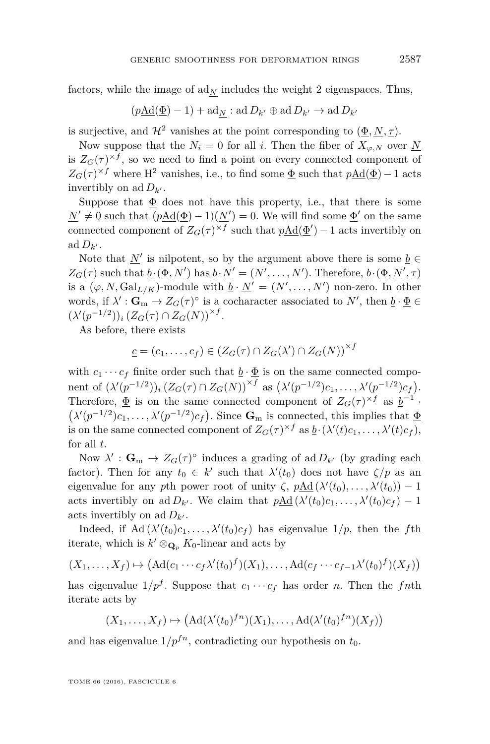factors, while the image of $\mathrm{ad}_{\underline{N}}$ includes the weight 2 eigenspaces. Thus,

$$(p\underline{\mathrm{Ad}}(\underline{\Phi}) - 1) + \mathrm{ad}_{\underline{N}} : \mathrm{ad}\, D_{k'} \oplus \mathrm{ad}\, D_{k'} \to \mathrm{ad}\, D_{k'}$$

is surjective, and $\mathcal{H}^2$ vanishes at the point corresponding to $(\underline{\Phi}, \underline{N}, \underline{\tau})$.

Now suppose that the $N_i = 0$ for all $i$. Then the fiber of $X_{\varphi,N}$ over $\underline{N}$ is $Z_G(\tau)^{\times f}$, so we need to find a point on every connected component of $Z_G(\tau)^{\times f}$ where $\mathrm{H}^2$ vanishes, i.e., to find some $\underline{\Phi}$ such that $p\underline{\mathrm{Ad}}(\underline{\Phi}) - 1$ acts invertibly on $\mathrm{ad}\, D_{k'}$.

Suppose that $\underline{\Phi}$ does not have this property, i.e., that there is some $\underline{N}' \neq 0$ such that $(p\underline{\mathrm{Ad}}(\underline{\Phi}) - 1)(\underline{N}') = 0$. We will find some $\underline{\Phi}'$ on the same connected component of $Z_G(\tau)^{\times f}$ such that $p\underline{\mathrm{Ad}}(\underline{\Phi}') - 1$ acts invertibly on $\mathrm{ad}\, D_{k'}$.

Note that $\underline{N}'$ is nilpotent, so by the argument above there is some $\underline{b} \in Z_G(\tau)$ such that $\underline{b} \cdot (\underline{\Phi}, \underline{N}')$ has $\underline{b} \cdot \underline{N}' = (N', \ldots, N')$. Therefore, $\underline{b} \cdot (\underline{\Phi}, \underline{N}', \underline{\tau})$ is a $(\varphi, N, \mathrm{Gal}_{L/K})$-module with $\underline{b} \cdot \underline{N}' = (N', \ldots, N')$ non-zero. In other words, if $\lambda' : \mathbf{G}_{\mathrm{m}} \to Z_G(\tau)^\circ$ is a cocharacter associated to $N'$, then $\underline{b} \cdot \underline{\Phi} \in (\lambda'(p^{-1/2}))_i \left(Z_G(\tau) \cap Z_G(N)\right)^{\times f}$.

As before, there exists

$$\underline{c} = (c_1, \ldots, c_f) \in \left(Z_G(\tau) \cap Z_G(\lambda') \cap Z_G(N)\right)^{\times f}$$

with $c_1 \cdots c_f$ finite order such that $\underline{b} \cdot \underline{\Phi}$ is on the same connected component of $(\lambda'(p^{-1/2}))_i \left(Z_G(\tau) \cap Z_G(N)\right)^{\times f}$ as $\left(\lambda'(p^{-1/2})c_1, \ldots, \lambda'(p^{-1/2})c_f\right)$. Therefore, $\underline{\Phi}$ is on the same connected component of $Z_G(\tau)^{\times f}$ as $\underline{b}^{-1} \cdot \left(\lambda'(p^{-1/2})c_1, \ldots, \lambda'(p^{-1/2})c_f\right)$. Since $\mathbf{G}_{\mathrm{m}}$ is connected, this implies that $\underline{\Phi}$ is on the same connected component of $Z_G(\tau)^{\times f}$ as $\underline{b} \cdot (\lambda'(t)c_1, \ldots, \lambda'(t)c_f)$, for all $t$.

Now $\lambda' : \mathbf{G}_{\mathrm{m}} \to Z_G(\tau)^\circ$ induces a grading of $\mathrm{ad}\, D_{k'}$ (by grading each factor). Then for any $t_0 \in k'$ such that $\lambda'(t_0)$ does not have $\zeta/p$ as an eigenvalue for any $p$th power root of unity $\zeta$, $p\underline{\mathrm{Ad}}\left(\lambda'(t_0), \ldots, \lambda'(t_0)\right) - 1$ acts invertibly on $\mathrm{ad}\, D_{k'}$. We claim that $p\underline{\mathrm{Ad}}\left(\lambda'(t_0)c_1, \ldots, \lambda'(t_0)c_f\right) - 1$ acts invertibly on $\mathrm{ad}\, D_{k'}$.

Indeed, if $\mathrm{Ad}\left(\lambda'(t_0)c_1, \ldots, \lambda'(t_0)c_f\right)$ has eigenvalue $1/p$, then the $f$th iterate, which is $k' \otimes_{\mathbf{Q}_p} K_0$-linear and acts by

$$(X_1, \ldots, X_f) \mapsto \left(\mathrm{Ad}(c_1 \cdots c_f \lambda'(t_0)^f)(X_1), \ldots, \mathrm{Ad}(c_f \cdots c_{f-1} \lambda'(t_0)^f)(X_f)\right)$$

has eigenvalue $1/p^f$. Suppose that $c_1 \cdots c_f$ has order $n$. Then the $fn$th iterate acts by

$$(X_1, \ldots, X_f) \mapsto \left(\mathrm{Ad}(\lambda'(t_0)^{fn})(X_1), \ldots, \mathrm{Ad}(\lambda'(t_0)^{fn})(X_f)\right)$$

and has eigenvalue $1/p^{fn}$, contradicting our hypothesis on $t_0$.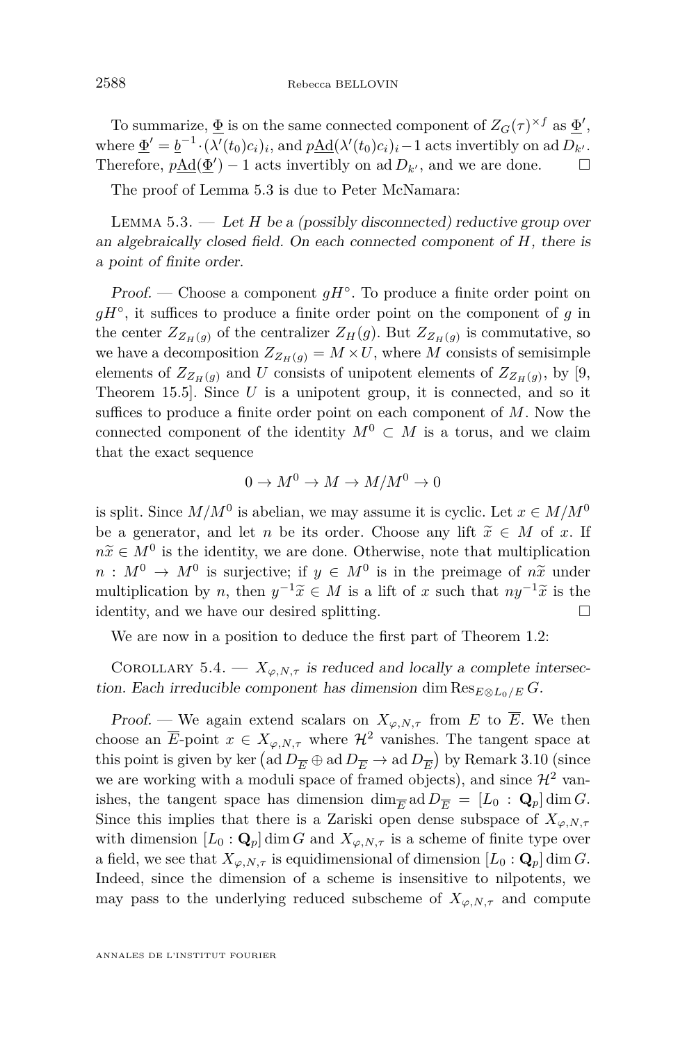To summarize, $\underline{\Phi}$ is on the same connected component of $Z_G(\tau)^{\times f}$ as $\underline{\Phi}'$, where $\underline{\Phi}' = \underline{b}^{-1}\cdot(\lambda'(t_0)c_i)_i$, and $p\underline{\mathrm{Ad}}(\lambda'(t_0)c_i)_i - 1$ acts invertibly on $\operatorname{ad} D_{k'}$. Therefore, $p\underline{\mathrm{Ad}}(\underline{\Phi}') - 1$ acts invertibly on $\operatorname{ad} D_{k'}$, and we are done. □

The proof of Lemma 5.3 is due to Peter McNamara:

Lemma 5.3. — *Let $H$ be a (possibly disconnected) reductive group over an algebraically closed field. On each connected component of $H$, there is a point of finite order.*

*Proof.* — Choose a component $gH^\circ$. To produce a finite order point on $gH^\circ$, it suffices to produce a finite order point on the component of $g$ in the center $Z_{Z_H(g)}$ of the centralizer $Z_H(g)$. But $Z_{Z_H(g)}$ is commutative, so we have a decomposition $Z_{Z_H(g)} = M \times U$, where $M$ consists of semisimple elements of $Z_{Z_H(g)}$ and $U$ consists of unipotent elements of $Z_{Z_H(g)}$, by [9, Theorem 15.5]. Since $U$ is a unipotent group, it is connected, and so it suffices to produce a finite order point on each component of $M$. Now the connected component of the identity $M^0 \subset M$ is a torus, and we claim that the exact sequence

$$0 \to M^0 \to M \to M/M^0 \to 0$$

is split. Since $M/M^0$ is abelian, we may assume it is cyclic. Let $x \in M/M^0$ be a generator, and let $n$ be its order. Choose any lift $\widetilde{x} \in M$ of $x$. If $n\widetilde{x} \in M^0$ is the identity, we are done. Otherwise, note that multiplication $n : M^0 \to M^0$ is surjective; if $y \in M^0$ is in the preimage of $n\widetilde{x}$ under multiplication by $n$, then $y^{-1}\widetilde{x} \in M$ is a lift of $x$ such that $ny^{-1}\widetilde{x}$ is the identity, and we have our desired splitting. □

We are now in a position to deduce the first part of Theorem 1.2:

Corollary 5.4. — *$X_{\varphi,N,\tau}$ is reduced and locally a complete intersection. Each irreducible component has dimension $\dim \operatorname{Res}_{E\otimes L_0/E} G$.*

*Proof.* — We again extend scalars on $X_{\varphi,N,\tau}$ from $E$ to $\overline{E}$. We then choose an $\overline{E}$-point $x \in X_{\varphi,N,\tau}$ where $\mathcal{H}^2$ vanishes. The tangent space at this point is given by $\ker\left(\operatorname{ad} D_{\overline{E}} \oplus \operatorname{ad} D_{\overline{E}} \to \operatorname{ad} D_{\overline{E}}\right)$ by Remark 3.10 (since we are working with a moduli space of framed objects), and since $\mathcal{H}^2$ vanishes, the tangent space has dimension $\dim_{\overline{E}} \operatorname{ad} D_{\overline{E}} = [L_0 : \mathbf{Q}_p] \dim G$. Since this implies that there is a Zariski open dense subspace of $X_{\varphi,N,\tau}$ with dimension $[L_0 : \mathbf{Q}_p] \dim G$ and $X_{\varphi,N,\tau}$ is a scheme of finite type over a field, we see that $X_{\varphi,N,\tau}$ is equidimensional of dimension $[L_0 : \mathbf{Q}_p] \dim G$. Indeed, since the dimension of a scheme is insensitive to nilpotents, we may pass to the underlying reduced subscheme of $X_{\varphi,N,\tau}$ and compute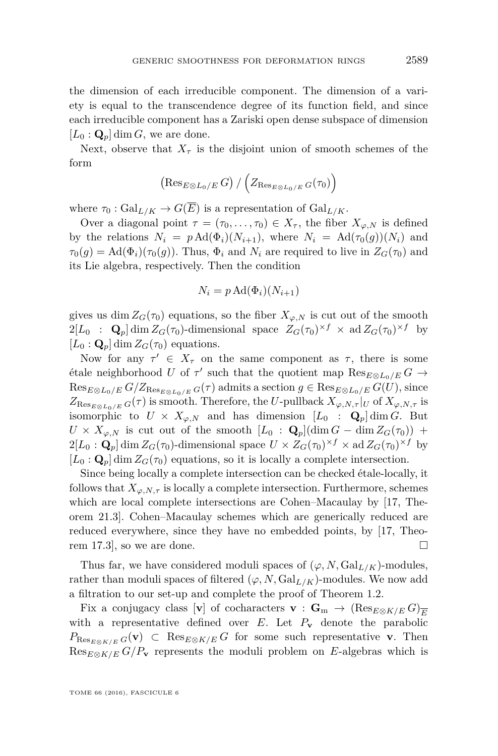the dimension of each irreducible component. The dimension of a variety is equal to the transcendence degree of its function field, and since each irreducible component has a Zariski open dense subspace of dimension $[L_0 : \mathbf{Q}_p] \dim G$, we are done.

Next, observe that $X_\tau$ is the disjoint union of smooth schemes of the form

$$\left(\mathrm{Res}_{E\otimes L_0/E} G\right) / \left(Z_{\mathrm{Res}_{E\otimes L_0/E} G}(\tau_0)\right)$$

where $\tau_0 : \mathrm{Gal}_{L/K} \to G(\overline{E})$ is a representation of $\mathrm{Gal}_{L/K}$.

Over a diagonal point $\tau = (\tau_0, \ldots, \tau_0) \in X_\tau$, the fiber $X_{\varphi,N}$ is defined by the relations $N_i = p \operatorname{Ad}(\Phi_i)(N_{i+1})$, where $N_i = \operatorname{Ad}(\tau_0(g))(N_i)$ and $\tau_0(g) = \operatorname{Ad}(\Phi_i)(\tau_0(g))$. Thus, $\Phi_i$ and $N_i$ are required to live in $Z_G(\tau_0)$ and its Lie algebra, respectively. Then the condition

$$N_i = p \operatorname{Ad}(\Phi_i)(N_{i+1})$$

gives us $\dim Z_G(\tau_0)$ equations, so the fiber $X_{\varphi,N}$ is cut out of the smooth $2[L_0 : \mathbf{Q}_p] \dim Z_G(\tau_0)$-dimensional space $Z_G(\tau_0)^{\times f} \times \operatorname{ad} Z_G(\tau_0)^{\times f}$ by $[L_0 : \mathbf{Q}_p] \dim Z_G(\tau_0)$ equations.

Now for any $\tau' \in X_\tau$ on the same component as $\tau$, there is some étale neighborhood $U$ of $\tau'$ such that the quotient map $\mathrm{Res}_{E\otimes L_0/E} G \to \mathrm{Res}_{E\otimes L_0/E} G / Z_{\mathrm{Res}_{E\otimes L_0/E} G}(\tau)$ admits a section $g \in \mathrm{Res}_{E\otimes L_0/E} G(U)$, since $Z_{\mathrm{Res}_{E\otimes L_0/E} G}(\tau)$ is smooth. Therefore, the $U$-pullback $X_{\varphi,N,\tau}|_U$ of $X_{\varphi,N,\tau}$ is isomorphic to $U \times X_{\varphi,N}$ and has dimension $[L_0 : \mathbf{Q}_p] \dim G$. But $U \times X_{\varphi,N}$ is cut out of the smooth $[L_0 : \mathbf{Q}_p](\dim G - \dim Z_G(\tau_0)) + 2[L_0 : \mathbf{Q}_p] \dim Z_G(\tau_0)$-dimensional space $U \times Z_G(\tau_0)^{\times f} \times \operatorname{ad} Z_G(\tau_0)^{\times f}$ by $[L_0 : \mathbf{Q}_p] \dim Z_G(\tau_0)$ equations, so it is locally a complete intersection.

Since being locally a complete intersection can be checked étale-locally, it follows that $X_{\varphi,N,\tau}$ is locally a complete intersection. Furthermore, schemes which are local complete intersections are Cohen–Macaulay by [17, Theorem 21.3]. Cohen–Macaulay schemes which are generically reduced are reduced everywhere, since they have no embedded points, by [17, Theorem 17.3], so we are done. □

Thus far, we have considered moduli spaces of $(\varphi, N, \mathrm{Gal}_{L/K})$-modules, rather than moduli spaces of filtered $(\varphi, N, \mathrm{Gal}_{L/K})$-modules. We now add a filtration to our set-up and complete the proof of Theorem 1.2.

Fix a conjugacy class $[\mathbf{v}]$ of cocharacters $\mathbf{v} : \mathbf{G}_\mathrm{m} \to (\mathrm{Res}_{E\otimes K/E} G)_{\overline{E}}$ with a representative defined over $E$. Let $P_\mathbf{v}$ denote the parabolic $P_{\mathrm{Res}_{E\otimes K/E} G}(\mathbf{v}) \subset \mathrm{Res}_{E\otimes K/E} G$ for some such representative $\mathbf{v}$. Then $\mathrm{Res}_{E\otimes K/E} G/P_\mathbf{v}$ represents the moduli problem on $E$-algebras which is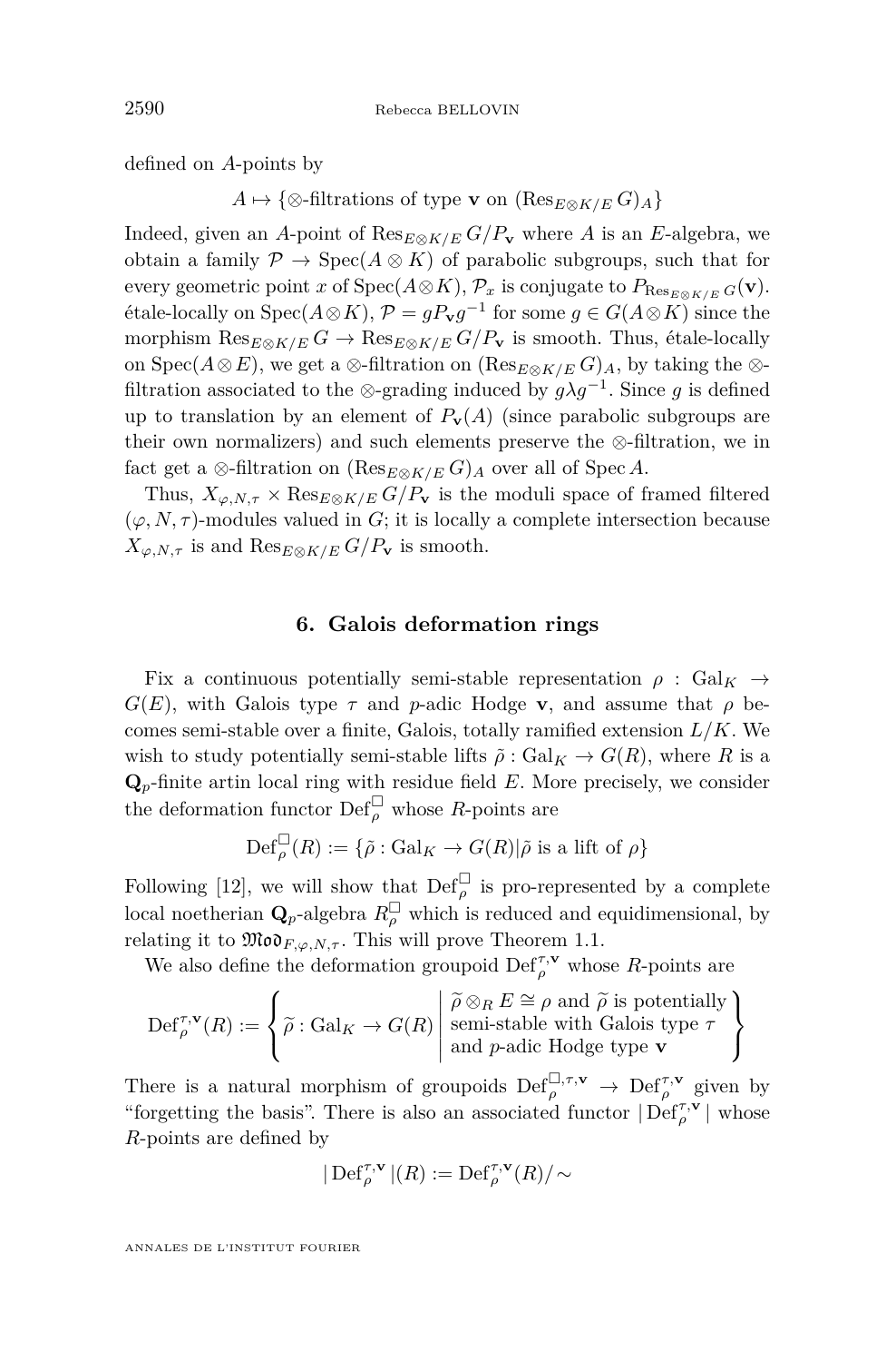defined on $A$-points by

$$A \mapsto \{\otimes\text{-filtrations of type } \mathbf{v} \text{ on } (\operatorname{Res}_{E\otimes K/E} G)_A\}$$

Indeed, given an $A$-point of $\operatorname{Res}_{E\otimes K/E} G/P_{\mathbf{v}}$ where $A$ is an $E$-algebra, we obtain a family $\mathcal{P} \to \operatorname{Spec}(A \otimes K)$ of parabolic subgroups, such that for every geometric point $x$ of $\operatorname{Spec}(A\otimes K)$, $\mathcal{P}_x$ is conjugate to $P_{\operatorname{Res}_{E\otimes K/E} G}(\mathbf{v})$. étale-locally on $\operatorname{Spec}(A\otimes K)$, $\mathcal{P} = gP_{\mathbf{v}}g^{-1}$ for some $g \in G(A\otimes K)$ since the morphism $\operatorname{Res}_{E\otimes K/E} G \to \operatorname{Res}_{E\otimes K/E} G/P_{\mathbf{v}}$ is smooth. Thus, étale-locally on $\operatorname{Spec}(A\otimes E)$, we get a $\otimes$-filtration on $(\operatorname{Res}_{E\otimes K/E} G)_A$, by taking the $\otimes$-filtration associated to the $\otimes$-grading induced by $g\lambda g^{-1}$. Since $g$ is defined up to translation by an element of $P_{\mathbf{v}}(A)$ (since parabolic subgroups are their own normalizers) and such elements preserve the $\otimes$-filtration, we in fact get a $\otimes$-filtration on $(\operatorname{Res}_{E\otimes K/E} G)_A$ over all of $\operatorname{Spec} A$.

Thus, $X_{\varphi,N,\tau} \times \operatorname{Res}_{E\otimes K/E} G/P_{\mathbf{v}}$ is the moduli space of framed filtered $(\varphi, N, \tau)$-modules valued in $G$; it is locally a complete intersection because $X_{\varphi,N,\tau}$ is and $\operatorname{Res}_{E\otimes K/E} G/P_{\mathbf{v}}$ is smooth.

## 6. Galois deformation rings

Fix a continuous potentially semi-stable representation $\rho : \operatorname{Gal}_K \to G(E)$, with Galois type $\tau$ and $p$-adic Hodge $\mathbf{v}$, and assume that $\rho$ becomes semi-stable over a finite, Galois, totally ramified extension $L/K$. We wish to study potentially semi-stable lifts $\tilde{\rho} : \operatorname{Gal}_K \to G(R)$, where $R$ is a $\mathbf{Q}_p$-finite artin local ring with residue field $E$. More precisely, we consider the deformation functor $\operatorname{Def}^{\square}_{\rho}$ whose $R$-points are

$$\operatorname{Def}^{\square}_{\rho}(R) := \{\tilde{\rho} : \operatorname{Gal}_K \to G(R) | \tilde{\rho} \text{ is a lift of } \rho\}$$

Following [12], we will show that $\operatorname{Def}^{\square}_{\rho}$ is pro-represented by a complete local noetherian $\mathbf{Q}_p$-algebra $R^{\square}_{\rho}$ which is reduced and equidimensional, by relating it to $\mathfrak{Mod}_{F,\varphi,N,\tau}$. This will prove Theorem 1.1.

We also define the deformation groupoid $\operatorname{Def}^{\tau,\mathbf{v}}_{\rho}$ whose $R$-points are

$$\operatorname{Def}^{\tau,\mathbf{v}}_{\rho}(R) := \left\{ \widetilde{\rho} : \operatorname{Gal}_K \to G(R) \;\middle|\; \begin{array}{l} \widetilde{\rho} \otimes_R E \cong \rho \text{ and } \widetilde{\rho} \text{ is potentially} \\ \text{semi-stable with Galois type } \tau \\ \text{and } p\text{-adic Hodge type } \mathbf{v} \end{array} \right\}$$

There is a natural morphism of groupoids $\operatorname{Def}^{\square,\tau,\mathbf{v}}_{\rho} \to \operatorname{Def}^{\tau,\mathbf{v}}_{\rho}$ given by "forgetting the basis". There is also an associated functor $|\operatorname{Def}^{\tau,\mathbf{v}}_{\rho}|$ whose $R$-points are defined by

$$|\operatorname{Def}^{\tau,\mathbf{v}}_{\rho}|(R) := \operatorname{Def}^{\tau,\mathbf{v}}_{\rho}(R)/\sim$$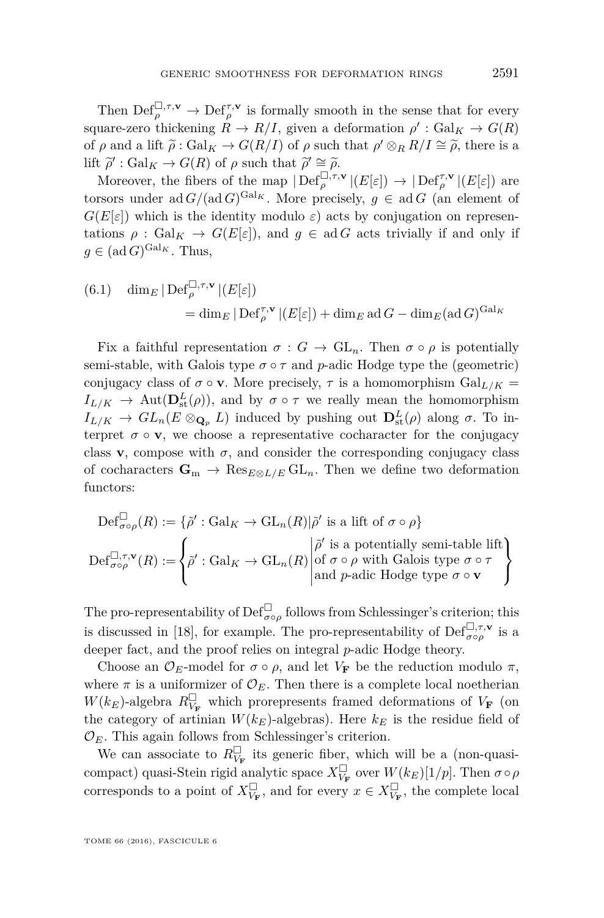Then $\mathrm{Def}_\rho^{\square,\tau,\mathbf{v}} \to \mathrm{Def}_\rho^{\tau,\mathbf{v}}$ is formally smooth in the sense that for every square-zero thickening $R \to R/I$, given a deformation $\rho' : \mathrm{Gal}_K \to G(R)$ of $\rho$ and a lift $\widetilde{\rho} : \mathrm{Gal}_K \to G(R/I)$ of $\rho$ such that $\rho' \otimes_R R/I \cong \widetilde{\rho}$, there is a lift $\widetilde{\rho}' : \mathrm{Gal}_K \to G(R)$ of $\rho$ such that $\widetilde{\rho}' \cong \widetilde{\rho}$.

Moreover, the fibers of the map $|\mathrm{Def}_\rho^{\square,\tau,\mathbf{v}}|(E[\varepsilon]) \to |\mathrm{Def}_\rho^{\tau,\mathbf{v}}|(E[\varepsilon])$ are torsors under $\operatorname{ad} G/(\operatorname{ad} G)^{\mathrm{Gal}_K}$. More precisely, $g \in \operatorname{ad} G$ (an element of $G(E[\varepsilon])$ which is the identity modulo $\varepsilon$) acts by conjugation on representations $\rho : \mathrm{Gal}_K \to G(E[\varepsilon])$, and $g \in \operatorname{ad} G$ acts trivially if and only if $g \in (\operatorname{ad} G)^{\mathrm{Gal}_K}$. Thus,

$$
\begin{aligned}
(6.1) \quad \dim_E |\mathrm{Def}_\rho^{\square,\tau,\mathbf{v}}|(E[\varepsilon]) \\
= \dim_E |\mathrm{Def}_\rho^{\tau,\mathbf{v}}|(E[\varepsilon]) + \dim_E \operatorname{ad} G - \dim_E (\operatorname{ad} G)^{\mathrm{Gal}_K}
\end{aligned}
$$

Fix a faithful representation $\sigma : G \to \mathrm{GL}_n$. Then $\sigma \circ \rho$ is potentially semi-stable, with Galois type $\sigma \circ \tau$ and $p$-adic Hodge type the (geometric) conjugacy class of $\sigma \circ \mathbf{v}$. More precisely, $\tau$ is a homomorphism $\mathrm{Gal}_{L/K} = I_{L/K} \to \mathrm{Aut}(\mathbf{D}_{\mathrm{st}}^L(\rho))$, and by $\sigma \circ \tau$ we really mean the homomorphism $I_{L/K} \to GL_n(E \otimes_{\mathbf{Q}_p} L)$ induced by pushing out $\mathbf{D}_{\mathrm{st}}^L(\rho)$ along $\sigma$. To interpret $\sigma \circ \mathbf{v}$, we choose a representative cocharacter for the conjugacy class $\mathbf{v}$, compose with $\sigma$, and consider the corresponding conjugacy class of cocharacters $\mathbf{G}_{\mathrm{m}} \to \mathrm{Res}_{E \otimes L/E} \mathrm{GL}_n$. Then we define two deformation functors:

$$
\mathrm{Def}_{\sigma\circ\rho}^{\square}(R) := \{\tilde{\rho}' : \mathrm{Gal}_K \to \mathrm{GL}_n(R) | \tilde{\rho}' \text{ is a lift of } \sigma\circ\rho\}
$$

$$
\mathrm{Def}_{\sigma\circ\rho}^{\square,\tau,\mathbf{v}}(R) := \left\{ \tilde{\rho}' : \mathrm{Gal}_K \to \mathrm{GL}_n(R) \,\middle|\, \begin{array}{l} \tilde{\rho}' \text{ is a potentially semi-table lift} \\ \text{of } \sigma\circ\rho \text{ with Galois type } \sigma\circ\tau \\ \text{and } p\text{-adic Hodge type } \sigma\circ\mathbf{v} \end{array} \right\}
$$

The pro-representability of $\mathrm{Def}_{\sigma\circ\rho}^{\square}$ follows from Schlessinger's criterion; this is discussed in [18], for example. The pro-representability of $\mathrm{Def}_{\sigma\circ\rho}^{\square,\tau,\mathbf{v}}$ is a deeper fact, and the proof relies on integral $p$-adic Hodge theory.

Choose an $\mathcal{O}_E$-model for $\sigma \circ \rho$, and let $V_{\mathbf{F}}$ be the reduction modulo $\pi$, where $\pi$ is a uniformizer of $\mathcal{O}_E$. Then there is a complete local noetherian $W(k_E)$-algebra $R_{V_{\mathbf{F}}}^{\square}$ which prorepresents framed deformations of $V_{\mathbf{F}}$ (on the category of artinian $W(k_E)$-algebras). Here $k_E$ is the residue field of $\mathcal{O}_E$. This again follows from Schlessinger's criterion.

We can associate to $R_{V_{\mathbf{F}}}^{\square}$ its generic fiber, which will be a (non-quasi-compact) quasi-Stein rigid analytic space $X_{V_{\mathbf{F}}}^{\square}$ over $W(k_E)[1/p]$. Then $\sigma \circ \rho$ corresponds to a point of $X_{V_{\mathbf{F}}}^{\square}$, and for every $x \in X_{V_{\mathbf{F}}}^{\square}$, the complete local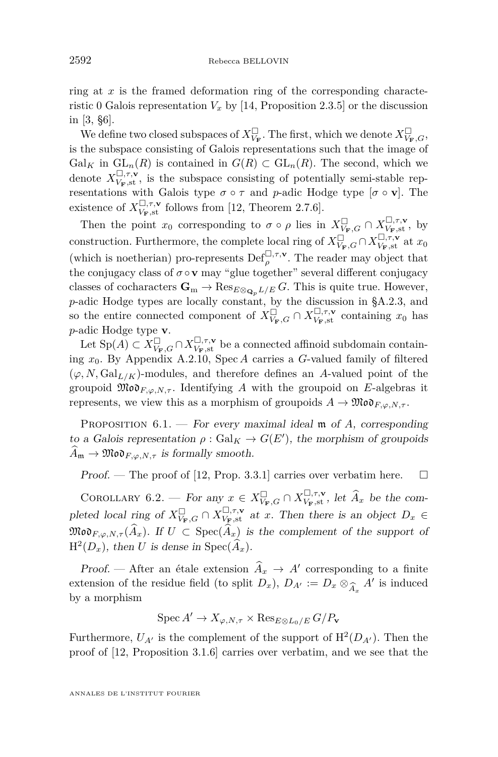ring at $x$ is the framed deformation ring of the corresponding characteristic 0 Galois representation $V_x$ by [14, Proposition 2.3.5] or the discussion in [3, §6].

We define two closed subspaces of $X^{\square}_{V_{\mathbf{F}}}$. The first, which we denote $X^{\square}_{V_{\mathbf{F}},G}$, is the subspace consisting of Galois representations such that the image of $\mathrm{Gal}_K$ in $\mathrm{GL}_n(R)$ is contained in $G(R) \subset \mathrm{GL}_n(R)$. The second, which we denote $X^{\square,\tau,\mathbf{v}}_{V_{\mathbf{F}},\mathrm{st}}$, is the subspace consisting of potentially semi-stable representations with Galois type $\sigma\circ\tau$ and $p$-adic Hodge type $[\sigma\circ\mathbf{v}]$. The existence of $X^{\square,\tau,\mathbf{v}}_{V_{\mathbf{F}},\mathrm{st}}$ follows from [12, Theorem 2.7.6].

Then the point $x_0$ corresponding to $\sigma\circ\rho$ lies in $X^{\square}_{V_{\mathbf{F}},G}\cap X^{\square,\tau,\mathbf{v}}_{V_{\mathbf{F}},\mathrm{st}}$, by construction. Furthermore, the complete local ring of $X^{\square}_{V_{\mathbf{F}},G}\cap X^{\square,\tau,\mathbf{v}}_{V_{\mathbf{F}},\mathrm{st}}$ at $x_0$ (which is noetherian) pro-represents $\mathrm{Def}^{\square,\tau,\mathbf{v}}_{\rho}$. The reader may object that the conjugacy class of $\sigma\circ\mathbf{v}$ may "glue together" several different conjugacy classes of cocharacters $\mathbf{G}_{\mathrm{m}}\to\mathrm{Res}_{E\otimes_{\mathbf{Q}_p}L/E}G$. This is quite true. However, $p$-adic Hodge types are locally constant, by the discussion in §A.2.3, and so the entire connected component of $X^{\square}_{V_{\mathbf{F}},G}\cap X^{\square,\tau,\mathbf{v}}_{V_{\mathbf{F}},\mathrm{st}}$ containing $x_0$ has $p$-adic Hodge type $\mathbf{v}$.

Let $\mathrm{Sp}(A)\subset X^{\square}_{V_{\mathbf{F}},G}\cap X^{\square,\tau,\mathbf{v}}_{V_{\mathbf{F}},\mathrm{st}}$ be a connected affinoid subdomain containing $x_0$. By Appendix A.2.10, $\mathrm{Spec}\,A$ carries a $G$-valued family of filtered $(\varphi,N,\mathrm{Gal}_{L/K})$-modules, and therefore defines an $A$-valued point of the groupoid $\mathfrak{Mod}_{F,\varphi,N,\tau}$. Identifying $A$ with the groupoid on $E$-algebras it represents, we view this as a morphism of groupoids $A\to\mathfrak{Mod}_{F,\varphi,N,\tau}$.

Proposition 6.1. — *For every maximal ideal $\mathfrak{m}$ of $A$, corresponding to a Galois representation $\rho:\mathrm{Gal}_K\to G(E')$, the morphism of groupoids $\widehat{A}_{\mathfrak{m}}\to\mathfrak{Mod}_{F,\varphi,N,\tau}$ is formally smooth.*

*Proof.* — The proof of [12, Prop. 3.3.1] carries over verbatim here. □

Corollary 6.2. — *For any $x\in X^{\square}_{V_{\mathbf{F}},G}\cap X^{\square,\tau,\mathbf{v}}_{V_{\mathbf{F}},\mathrm{st}}$, let $\widehat{A}_x$ be the completed local ring of $X^{\square}_{V_{\mathbf{F}},G}\cap X^{\square,\tau,\mathbf{v}}_{V_{\mathbf{F}},\mathrm{st}}$ at $x$. Then there is an object $D_x\in\mathfrak{Mod}_{F,\varphi,N,\tau}(\widehat{A}_x)$. If $U\subset\mathrm{Spec}(\widehat{A}_x)$ is the complement of the support of $\mathrm{H}^2(D_x)$, then $U$ is dense in $\mathrm{Spec}(\widehat{A}_x)$.*

*Proof.* — After an étale extension $\widehat{A}_x\to A'$ corresponding to a finite extension of the residue field (to split $D_x$), $D_{A'}:=D_x\otimes_{\widehat{A}_x}A'$ is induced by a morphism

$$\mathrm{Spec}\,A'\to X_{\varphi,N,\tau}\times\mathrm{Res}_{E\otimes L_0/E}G/P_{\mathbf{v}}$$

Furthermore, $U_{A'}$ is the complement of the support of $\mathrm{H}^2(D_{A'})$. Then the proof of [12, Proposition 3.1.6] carries over verbatim, and we see that the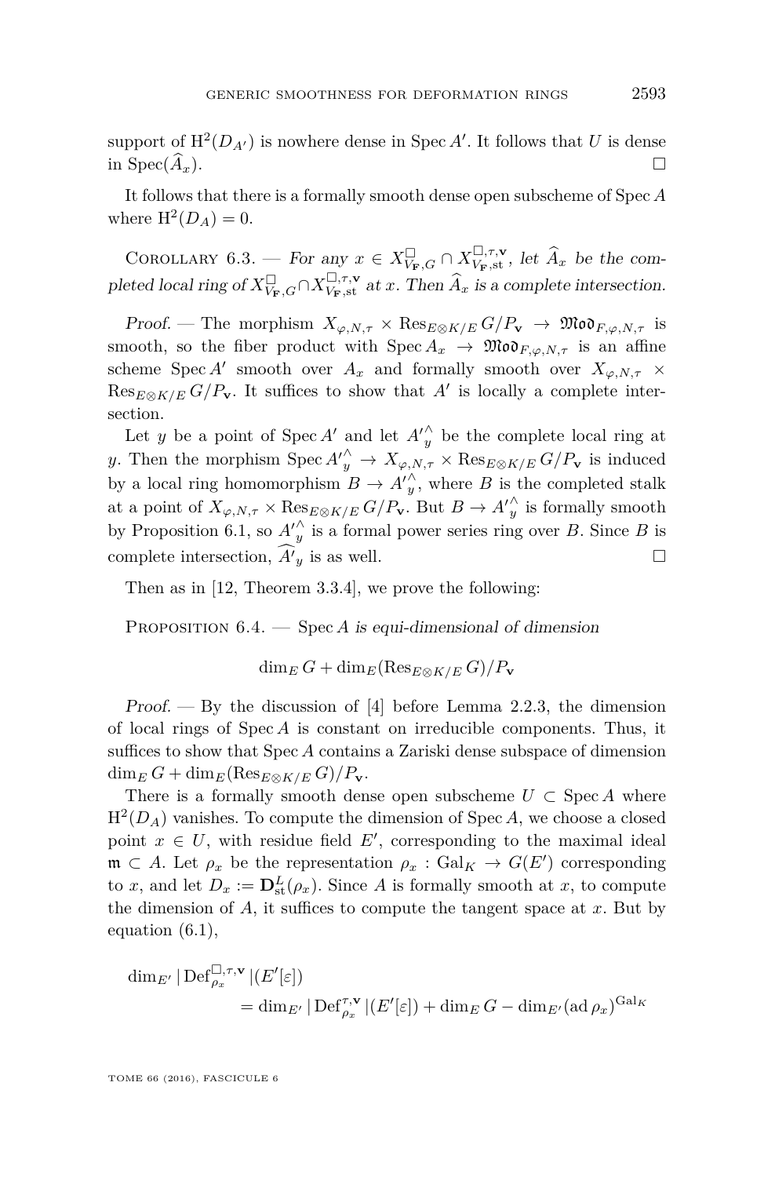support of $\mathrm{H}^2(D_{A'})$ is nowhere dense in $\operatorname{Spec} A'$. It follows that $U$ is dense in $\operatorname{Spec}(\widehat{A}_x)$. $\square$

It follows that there is a formally smooth dense open subscheme of $\operatorname{Spec} A$ where $\mathrm{H}^2(D_A) = 0$.

Corollary 6.3. — *For any $x \in X^{\square}_{V_{\mathbf{F}},G} \cap X^{\square,\tau,\mathbf{v}}_{V_{\mathbf{F}},\mathrm{st}}$, let $\widehat{A}_x$ be the completed local ring of $X^{\square}_{V_{\mathbf{F}},G} \cap X^{\square,\tau,\mathbf{v}}_{V_{\mathbf{F}},\mathrm{st}}$ at $x$. Then $\widehat{A}_x$ is a complete intersection.*

*Proof.* — The morphism $X_{\varphi,N,\tau} \times \operatorname{Res}_{E\otimes K/E} G/P_{\mathbf{v}} \to \mathfrak{Mod}_{F,\varphi,N,\tau}$ is smooth, so the fiber product with $\operatorname{Spec} A_x \to \mathfrak{Mod}_{F,\varphi,N,\tau}$ is an affine scheme $\operatorname{Spec} A'$ smooth over $A_x$ and formally smooth over $X_{\varphi,N,\tau} \times \operatorname{Res}_{E\otimes K/E} G/P_{\mathbf{v}}$. It suffices to show that $A'$ is locally a complete intersection.

Let $y$ be a point of $\operatorname{Spec} A'$ and let ${A'}^{\wedge}_y$ be the complete local ring at $y$. Then the morphism $\operatorname{Spec} {A'}^{\wedge}_y \to X_{\varphi,N,\tau} \times \operatorname{Res}_{E\otimes K/E} G/P_{\mathbf{v}}$ is induced by a local ring homomorphism $B \to {A'}^{\wedge}_y$, where $B$ is the completed stalk at a point of $X_{\varphi,N,\tau} \times \operatorname{Res}_{E\otimes K/E} G/P_{\mathbf{v}}$. But $B \to {A'}^{\wedge}_y$ is formally smooth by Proposition 6.1, so ${A'}^{\wedge}_y$ is a formal power series ring over $B$. Since $B$ is complete intersection, $\widehat{A'}_y$ is as well. $\square$

Then as in [12, Theorem 3.3.4], we prove the following:

Proposition 6.4. — *$\operatorname{Spec} A$ is equi-dimensional of dimension*

$$\dim_E G + \dim_E(\operatorname{Res}_{E\otimes K/E} G)/P_{\mathbf{v}}$$

*Proof.* — By the discussion of [4] before Lemma 2.2.3, the dimension of local rings of $\operatorname{Spec} A$ is constant on irreducible components. Thus, it suffices to show that $\operatorname{Spec} A$ contains a Zariski dense subspace of dimension $\dim_E G + \dim_E(\operatorname{Res}_{E\otimes K/E} G)/P_{\mathbf{v}}$.

There is a formally smooth dense open subscheme $U \subset \operatorname{Spec} A$ where $\mathrm{H}^2(D_A)$ vanishes. To compute the dimension of $\operatorname{Spec} A$, we choose a closed point $x \in U$, with residue field $E'$, corresponding to the maximal ideal $\mathfrak{m} \subset A$. Let $\rho_x$ be the representation $\rho_x : \mathrm{Gal}_K \to G(E')$ corresponding to $x$, and let $D_x := \mathbf{D}^L_{\mathrm{st}}(\rho_x)$. Since $A$ is formally smooth at $x$, to compute the dimension of $A$, it suffices to compute the tangent space at $x$. But by equation (6.1),

$$\begin{aligned}\dim_{E'} |\operatorname{Def}^{\square,\tau,\mathbf{v}}_{\rho_x}|(E'[\varepsilon]) \\ = \dim_{E'} |\operatorname{Def}^{\tau,\mathbf{v}}_{\rho_x}|(E'[\varepsilon]) + \dim_E G - \dim_{E'}(\operatorname{ad}\rho_x)^{\mathrm{Gal}_K}\end{aligned}$$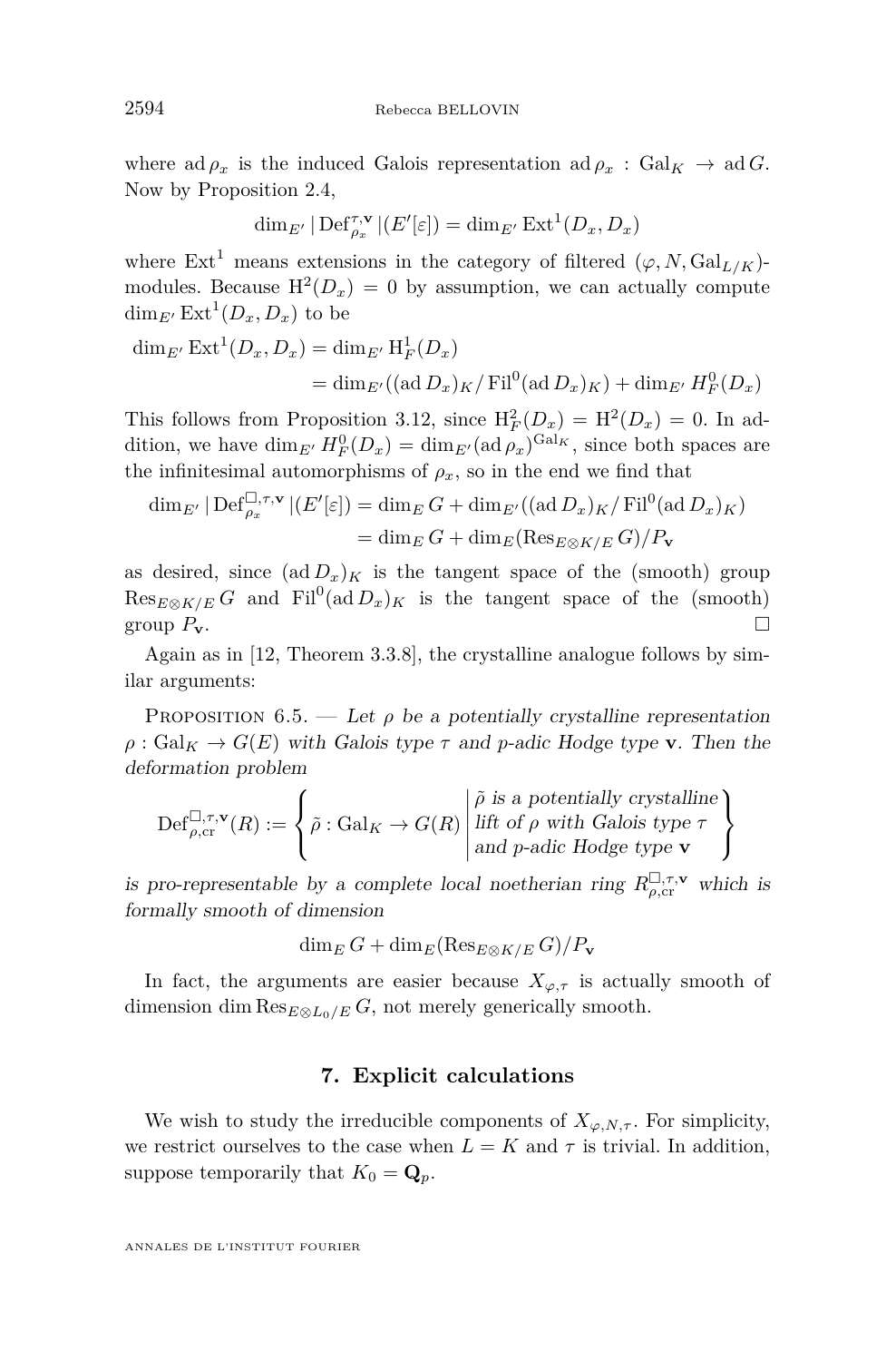where $\operatorname{ad}\rho_x$ is the induced Galois representation $\operatorname{ad}\rho_x : \operatorname{Gal}_K \to \operatorname{ad} G$. Now by Proposition 2.4,

$$\dim_{E'} |\operatorname{Def}_{\rho_x}^{\tau,\mathbf{v}}|(E'[\varepsilon]) = \dim_{E'} \operatorname{Ext}^1(D_x, D_x)$$

where $\operatorname{Ext}^1$ means extensions in the category of filtered $(\varphi, N, \operatorname{Gal}_{L/K})$-modules. Because $\mathrm{H}^2(D_x) = 0$ by assumption, we can actually compute $\dim_{E'} \operatorname{Ext}^1(D_x, D_x)$ to be

$$\begin{aligned}\dim_{E'} \operatorname{Ext}^1(D_x, D_x) &= \dim_{E'} \mathrm{H}^1_F(D_x) \\ &= \dim_{E'}((\operatorname{ad} D_x)_K / \operatorname{Fil}^0(\operatorname{ad} D_x)_K) + \dim_{E'} H^0_F(D_x)\end{aligned}$$

This follows from Proposition 3.12, since $\mathrm{H}^2_F(D_x) = \mathrm{H}^2(D_x) = 0$. In addition, we have $\dim_{E'} H^0_F(D_x) = \dim_{E'}(\operatorname{ad}\rho_x)^{\operatorname{Gal}_K}$, since both spaces are the infinitesimal automorphisms of $\rho_x$, so in the end we find that

$$\begin{aligned}\dim_{E'} |\operatorname{Def}_{\rho_x}^{\square,\tau,\mathbf{v}}|(E'[\varepsilon]) &= \dim_E G + \dim_{E'}((\operatorname{ad} D_x)_K / \operatorname{Fil}^0(\operatorname{ad} D_x)_K) \\ &= \dim_E G + \dim_E(\operatorname{Res}_{E\otimes K/E} G)/P_{\mathbf{v}}\end{aligned}$$

as desired, since $(\operatorname{ad} D_x)_K$ is the tangent space of the (smooth) group $\operatorname{Res}_{E\otimes K/E} G$ and $\operatorname{Fil}^0(\operatorname{ad} D_x)_K$ is the tangent space of the (smooth) group $P_{\mathbf{v}}$. □

Again as in [12, Theorem 3.3.8], the crystalline analogue follows by similar arguments:

Proposition 6.5. — *Let $\rho$ be a potentially crystalline representation $\rho : \operatorname{Gal}_K \to G(E)$ with Galois type $\tau$ and $p$-adic Hodge type $\mathbf{v}$. Then the deformation problem*

$$\operatorname{Def}_{\rho,\mathrm{cr}}^{\square,\tau,\mathbf{v}}(R) := \left\{ \tilde\rho : \operatorname{Gal}_K \to G(R) \;\middle|\; \begin{array}{l}\tilde\rho \text{ is a potentially crystalline} \\ \text{lift of } \rho \text{ with Galois type } \tau \\ \text{and } p\text{-adic Hodge type } \mathbf{v}\end{array} \right\}$$

*is pro-representable by a complete local noetherian ring $R_{\rho,\mathrm{cr}}^{\square,\tau,\mathbf{v}}$ which is formally smooth of dimension*

$$\dim_E G + \dim_E(\operatorname{Res}_{E\otimes K/E} G)/P_{\mathbf{v}}$$

In fact, the arguments are easier because $X_{\varphi,\tau}$ is actually smooth of dimension $\dim \operatorname{Res}_{E\otimes L_0/E} G$, not merely generically smooth.

## 7. Explicit calculations

We wish to study the irreducible components of $X_{\varphi,N,\tau}$. For simplicity, we restrict ourselves to the case when $L = K$ and $\tau$ is trivial. In addition, suppose temporarily that $K_0 = \mathbf{Q}_p$.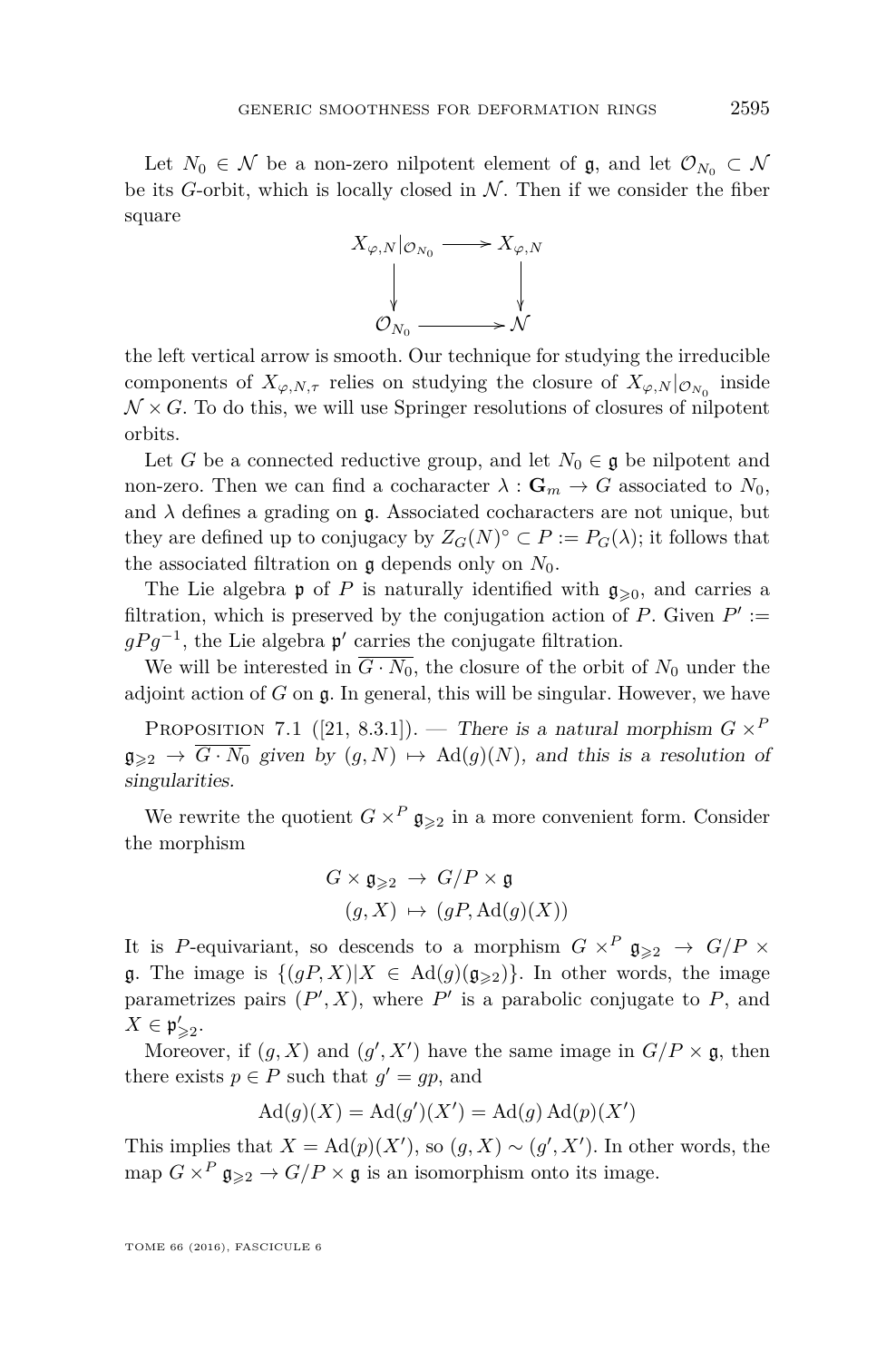Let $N_0 \in \mathcal{N}$ be a non-zero nilpotent element of $\mathfrak{g}$, and let $\mathcal{O}_{N_0} \subset \mathcal{N}$ be its $G$-orbit, which is locally closed in $\mathcal{N}$. Then if we consider the fiber square

$$\begin{array}{ccc} X_{\varphi,N}|_{\mathcal{O}_{N_0}} & \longrightarrow & X_{\varphi,N} \\ \big\downarrow & & \big\downarrow \\ \mathcal{O}_{N_0} & \longrightarrow & \mathcal{N} \end{array}$$

the left vertical arrow is smooth. Our technique for studying the irreducible components of $X_{\varphi,N,\tau}$ relies on studying the closure of $X_{\varphi,N}|_{\mathcal{O}_{N_0}}$ inside $\mathcal{N} \times G$. To do this, we will use Springer resolutions of closures of nilpotent orbits.

Let $G$ be a connected reductive group, and let $N_0 \in \mathfrak{g}$ be nilpotent and non-zero. Then we can find a cocharacter $\lambda : \mathbf{G}_m \to G$ associated to $N_0$, and $\lambda$ defines a grading on $\mathfrak{g}$. Associated cocharacters are not unique, but they are defined up to conjugacy by $Z_G(N)^\circ \subset P := P_G(\lambda)$; it follows that the associated filtration on $\mathfrak{g}$ depends only on $N_0$.

The Lie algebra $\mathfrak{p}$ of $P$ is naturally identified with $\mathfrak{g}_{\geqslant 0}$, and carries a filtration, which is preserved by the conjugation action of $P$. Given $P' := gPg^{-1}$, the Lie algebra $\mathfrak{p}'$ carries the conjugate filtration.

We will be interested in $\overline{G \cdot N_0}$, the closure of the orbit of $N_0$ under the adjoint action of $G$ on $\mathfrak{g}$. In general, this will be singular. However, we have

Proposition 7.1 ([21, 8.3.1]). — *There is a natural morphism $G \times^P \mathfrak{g}_{\geqslant 2} \to \overline{G \cdot N_0}$ given by $(g, N) \mapsto \mathrm{Ad}(g)(N)$, and this is a resolution of singularities.*

We rewrite the quotient $G \times^P \mathfrak{g}_{\geqslant 2}$ in a more convenient form. Consider the morphism

$$\begin{aligned} G \times \mathfrak{g}_{\geqslant 2} &\to G/P \times \mathfrak{g} \\ (g, X) &\mapsto (gP, \mathrm{Ad}(g)(X)) \end{aligned}$$

It is $P$-equivariant, so descends to a morphism $G \times^P \mathfrak{g}_{\geqslant 2} \to G/P \times \mathfrak{g}$. The image is $\{(gP, X) | X \in \mathrm{Ad}(g)(\mathfrak{g}_{\geqslant 2})\}$. In other words, the image parametrizes pairs $(P', X)$, where $P'$ is a parabolic conjugate to $P$, and $X \in \mathfrak{p}'_{\geqslant 2}$.

Moreover, if $(g, X)$ and $(g', X')$ have the same image in $G/P \times \mathfrak{g}$, then there exists $p \in P$ such that $g' = gp$, and

$$\mathrm{Ad}(g)(X) = \mathrm{Ad}(g')(X') = \mathrm{Ad}(g)\,\mathrm{Ad}(p)(X')$$

This implies that $X = \mathrm{Ad}(p)(X')$, so $(g, X) \sim (g', X')$. In other words, the map $G \times^P \mathfrak{g}_{\geqslant 2} \to G/P \times \mathfrak{g}$ is an isomorphism onto its image.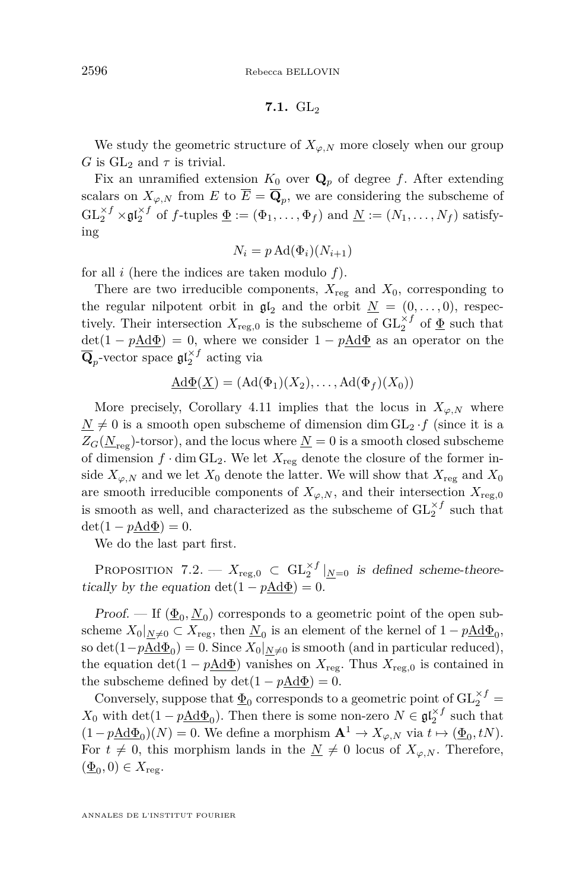### 7.1. $\mathrm{GL}_2$

We study the geometric structure of $X_{\varphi,N}$ more closely when our group $G$ is $\mathrm{GL}_2$ and $\tau$ is trivial.

Fix an unramified extension $K_0$ over $\mathbf{Q}_p$ of degree $f$. After extending scalars on $X_{\varphi,N}$ from $E$ to $\overline{E} = \overline{\mathbf{Q}}_p$, we are considering the subscheme of $\mathrm{GL}_2^{\times f} \times \mathfrak{gl}_2^{\times f}$ of $f$-tuples $\underline{\Phi} := (\Phi_1, \ldots, \Phi_f)$ and $\underline{N} := (N_1, \ldots, N_f)$ satisfying

$$N_i = p\,\mathrm{Ad}(\Phi_i)(N_{i+1})$$

for all $i$ (here the indices are taken modulo $f$).

There are two irreducible components, $X_{\mathrm{reg}}$ and $X_0$, corresponding to the regular nilpotent orbit in $\mathfrak{gl}_2$ and the orbit $\underline{N} = (0, \ldots, 0)$, respectively. Their intersection $X_{\mathrm{reg},0}$ is the subscheme of $\mathrm{GL}_2^{\times f}$ of $\underline{\Phi}$ such that $\det(1 - p\underline{\mathrm{Ad}\Phi}) = 0$, where we consider $1 - p\underline{\mathrm{Ad}\Phi}$ as an operator on the $\overline{\mathbf{Q}}_p$-vector space $\mathfrak{gl}_2^{\times f}$ acting via

$$\underline{\mathrm{Ad}\Phi}(\underline{X}) = (\mathrm{Ad}(\Phi_1)(X_2), \ldots, \mathrm{Ad}(\Phi_f)(X_0))$$

More precisely, Corollary 4.11 implies that the locus in $X_{\varphi,N}$ where $\underline{N} \neq 0$ is a smooth open subscheme of dimension $\dim \mathrm{GL}_2 \cdot f$ (since it is a $Z_G(\underline{N}_{\mathrm{reg}})$-torsor), and the locus where $\underline{N} = 0$ is a smooth closed subscheme of dimension $f \cdot \dim \mathrm{GL}_2$. We let $X_{\mathrm{reg}}$ denote the closure of the former inside $X_{\varphi,N}$ and we let $X_0$ denote the latter. We will show that $X_{\mathrm{reg}}$ and $X_0$ are smooth irreducible components of $X_{\varphi,N}$, and their intersection $X_{\mathrm{reg},0}$ is smooth as well, and characterized as the subscheme of $\mathrm{GL}_2^{\times f}$ such that $\det(1 - p\underline{\mathrm{Ad}\Phi}) = 0$.

We do the last part first.

Proposition 7.2. — *$X_{\mathrm{reg},0} \subset \mathrm{GL}_2^{\times f}|_{\underline{N}=0}$ is defined scheme-theoretically by the equation $\det(1 - p\underline{\mathrm{Ad}\Phi}) = 0$.*

*Proof.* — If $(\underline{\Phi}_0, \underline{N}_0)$ corresponds to a geometric point of the open subscheme $X_0|_{\underline{N}\neq 0} \subset X_{\mathrm{reg}}$, then $\underline{N}_0$ is an element of the kernel of $1 - p\underline{\mathrm{Ad}\Phi}_0$, so $\det(1-p\underline{\mathrm{Ad}\Phi}_0) = 0$. Since $X_0|_{\underline{N}\neq 0}$ is smooth (and in particular reduced), the equation $\det(1 - p\underline{\mathrm{Ad}\Phi})$ vanishes on $X_{\mathrm{reg}}$. Thus $X_{\mathrm{reg},0}$ is contained in the subscheme defined by $\det(1 - p\underline{\mathrm{Ad}\Phi}) = 0$.

Conversely, suppose that $\underline{\Phi}_0$ corresponds to a geometric point of $\mathrm{GL}_2^{\times f} = X_0$ with $\det(1 - p\underline{\mathrm{Ad}\Phi}_0)$. Then there is some non-zero $N \in \mathfrak{gl}_2^{\times f}$ such that $(1-p\underline{\mathrm{Ad}\Phi}_0)(N) = 0$. We define a morphism $\mathbf{A}^1 \to X_{\varphi,N}$ via $t \mapsto (\underline{\Phi}_0, tN)$. For $t \neq 0$, this morphism lands in the $\underline{N} \neq 0$ locus of $X_{\varphi,N}$. Therefore, $(\underline{\Phi}_0, 0) \in X_{\mathrm{reg}}$.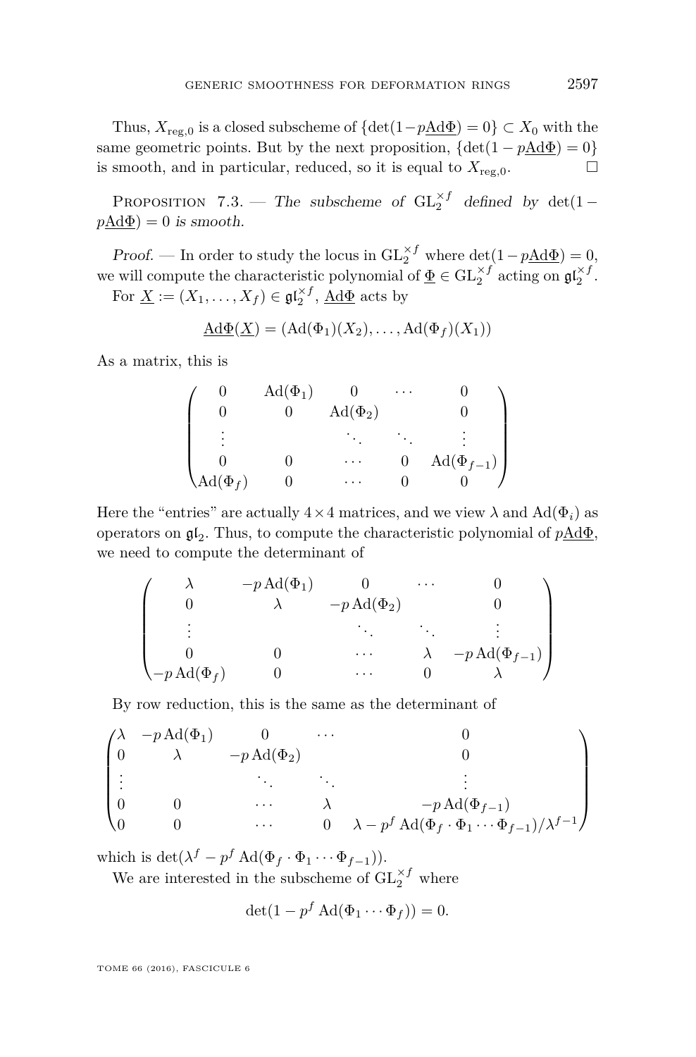Thus, $X_{\mathrm{reg},0}$ is a closed subscheme of $\{\det(1-p\underline{\mathrm{Ad}\Phi})=0\}\subset X_0$ with the same geometric points. But by the next proposition, $\{\det(1-p\underline{\mathrm{Ad}\Phi})=0\}$ is smooth, and in particular, reduced, so it is equal to $X_{\mathrm{reg},0}$. □

Proposition 7.3. — *The subscheme of $\mathrm{GL}_2^{\times f}$ defined by $\det(1-p\underline{\mathrm{Ad}\Phi})=0$ is smooth.*

*Proof.* — In order to study the locus in $\mathrm{GL}_2^{\times f}$ where $\det(1-p\underline{\mathrm{Ad}\Phi})=0$, we will compute the characteristic polynomial of $\underline{\Phi}\in\mathrm{GL}_2^{\times f}$ acting on $\mathfrak{gl}_2^{\times f}$.

For $\underline{X}:=(X_1,\dots,X_f)\in\mathfrak{gl}_2^{\times f}$, $\underline{\mathrm{Ad}\Phi}$ acts by

$$\underline{\mathrm{Ad}\Phi}(\underline{X})=(\mathrm{Ad}(\Phi_1)(X_2),\dots,\mathrm{Ad}(\Phi_f)(X_1))$$

As a matrix, this is

$$\begin{pmatrix} 0 & \mathrm{Ad}(\Phi_1) & 0 & \cdots & 0\\ 0 & 0 & \mathrm{Ad}(\Phi_2) & & 0\\ \vdots & & \ddots & \ddots & \vdots\\ 0 & 0 & \cdots & 0 & \mathrm{Ad}(\Phi_{f-1})\\ \mathrm{Ad}(\Phi_f) & 0 & \cdots & 0 & 0\end{pmatrix}$$

Here the "entries" are actually $4\times 4$ matrices, and we view $\lambda$ and $\mathrm{Ad}(\Phi_i)$ as operators on $\mathfrak{gl}_2$. Thus, to compute the characteristic polynomial of $p\underline{\mathrm{Ad}\Phi}$, we need to compute the determinant of

$$\begin{pmatrix} \lambda & -p\,\mathrm{Ad}(\Phi_1) & 0 & \cdots & 0\\ 0 & \lambda & -p\,\mathrm{Ad}(\Phi_2) & & 0\\ \vdots & & \ddots & \ddots & \vdots\\ 0 & 0 & \cdots & \lambda & -p\,\mathrm{Ad}(\Phi_{f-1})\\ -p\,\mathrm{Ad}(\Phi_f) & 0 & \cdots & 0 & \lambda\end{pmatrix}$$

By row reduction, this is the same as the determinant of

$$\begin{pmatrix} \lambda & -p\,\mathrm{Ad}(\Phi_1) & 0 & \cdots & 0\\ 0 & \lambda & -p\,\mathrm{Ad}(\Phi_2) & & 0\\ \vdots & & \ddots & \ddots & \vdots\\ 0 & 0 & \cdots & \lambda & -p\,\mathrm{Ad}(\Phi_{f-1})\\ 0 & 0 & \cdots & 0 & \lambda-p^f\,\mathrm{Ad}(\Phi_f\cdot\Phi_1\cdots\Phi_{f-1})/\lambda^{f-1}\end{pmatrix}$$

which is $\det(\lambda^f-p^f\,\mathrm{Ad}(\Phi_f\cdot\Phi_1\cdots\Phi_{f-1}))$.

We are interested in the subscheme of $\mathrm{GL}_2^{\times f}$ where

$$\det(1-p^f\,\mathrm{Ad}(\Phi_1\cdots\Phi_f))=0.$$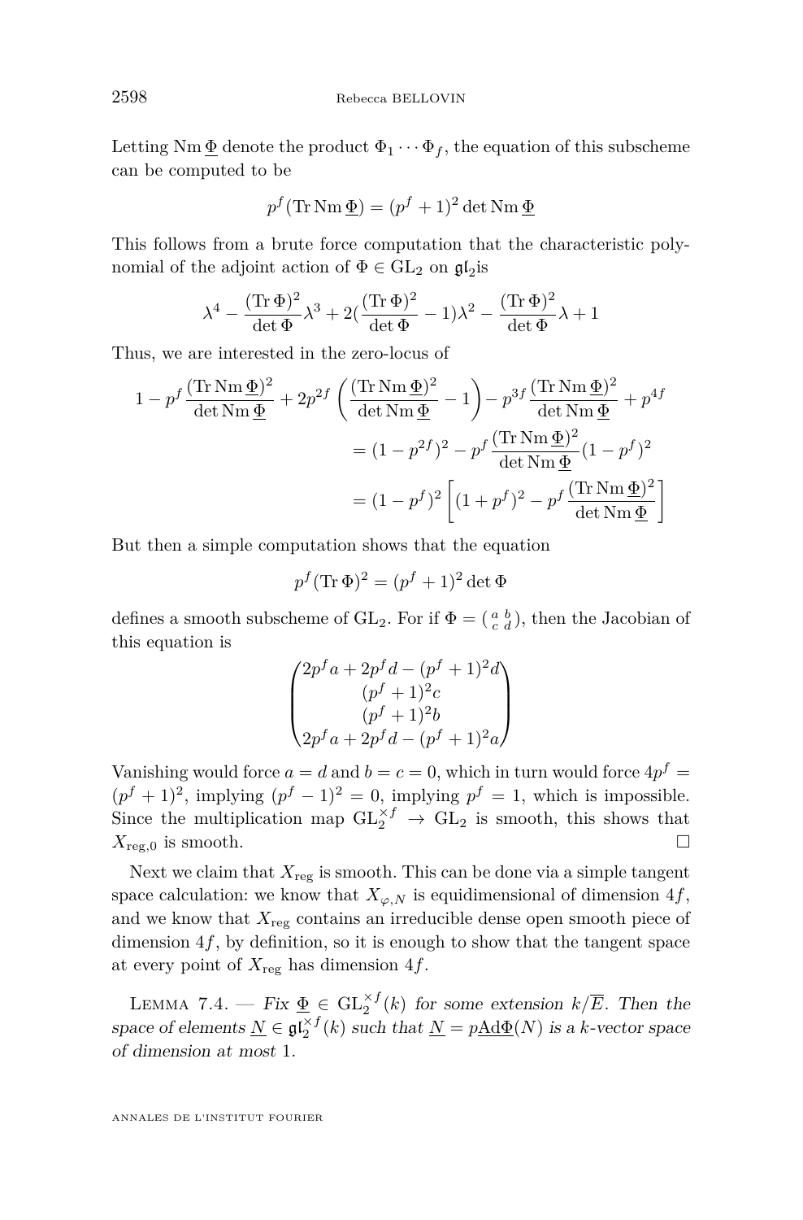Letting $\mathrm{Nm}\,\underline{\Phi}$ denote the product $\Phi_1 \cdots \Phi_f$, the equation of this subscheme can be computed to be

$$p^f(\mathrm{Tr}\,\mathrm{Nm}\,\underline{\Phi}) = (p^f+1)^2 \det \mathrm{Nm}\,\underline{\Phi}$$

This follows from a brute force computation that the characteristic polynomial of the adjoint action of $\Phi \in \mathrm{GL}_2$ on $\mathfrak{gl}_2$is

$$\lambda^4 - \frac{(\mathrm{Tr}\,\Phi)^2}{\det \Phi}\lambda^3 + 2(\frac{(\mathrm{Tr}\,\Phi)^2}{\det \Phi} - 1)\lambda^2 - \frac{(\mathrm{Tr}\,\Phi)^2}{\det \Phi}\lambda + 1$$

Thus, we are interested in the zero-locus of

$$\begin{aligned}
1 - p^f \frac{(\mathrm{Tr}\,\mathrm{Nm}\,\underline{\Phi})^2}{\det \mathrm{Nm}\,\underline{\Phi}} + 2p^{2f}\left(\frac{(\mathrm{Tr}\,\mathrm{Nm}\,\underline{\Phi})^2}{\det \mathrm{Nm}\,\underline{\Phi}} - 1\right) - p^{3f}\frac{(\mathrm{Tr}\,\mathrm{Nm}\,\underline{\Phi})^2}{\det \mathrm{Nm}\,\underline{\Phi}} + p^{4f} \\
= (1-p^{2f})^2 - p^f \frac{(\mathrm{Tr}\,\mathrm{Nm}\,\underline{\Phi})^2}{\det \mathrm{Nm}\,\underline{\Phi}}(1-p^f)^2 \\
= (1-p^f)^2\left[(1+p^f)^2 - p^f\frac{(\mathrm{Tr}\,\mathrm{Nm}\,\underline{\Phi})^2}{\det \mathrm{Nm}\,\underline{\Phi}}\right]
\end{aligned}$$

But then a simple computation shows that the equation

$$p^f(\mathrm{Tr}\,\Phi)^2 = (p^f+1)^2 \det \Phi$$

defines a smooth subscheme of $\mathrm{GL}_2$. For if $\Phi = \left(\begin{smallmatrix} a & b \\ c & d \end{smallmatrix}\right)$, then the Jacobian of this equation is

$$\begin{pmatrix} 2p^f a + 2p^f d - (p^f+1)^2 d \\ (p^f+1)^2 c \\ (p^f+1)^2 b \\ 2p^f a + 2p^f d - (p^f+1)^2 a \end{pmatrix}$$

Vanishing would force $a = d$ and $b = c = 0$, which in turn would force $4p^f = (p^f+1)^2$, implying $(p^f-1)^2 = 0$, implying $p^f = 1$, which is impossible. Since the multiplication map $\mathrm{GL}_2^{\times f} \to \mathrm{GL}_2$ is smooth, this shows that $X_{\mathrm{reg},0}$ is smooth. $\square$

Next we claim that $X_{\mathrm{reg}}$ is smooth. This can be done via a simple tangent space calculation: we know that $X_{\varphi,N}$ is equidimensional of dimension $4f$, and we know that $X_{\mathrm{reg}}$ contains an irreducible dense open smooth piece of dimension $4f$, by definition, so it is enough to show that the tangent space at every point of $X_{\mathrm{reg}}$ has dimension $4f$.

Lemma 7.4. — *Fix $\underline{\Phi} \in \mathrm{GL}_2^{\times f}(k)$ for some extension $k/\overline{E}$. Then the space of elements $\underline{N} \in \mathfrak{gl}_2^{\times f}(k)$ such that $\underline{N} = p\underline{\mathrm{Ad}\Phi}(N)$ is a $k$-vector space of dimension at most* 1.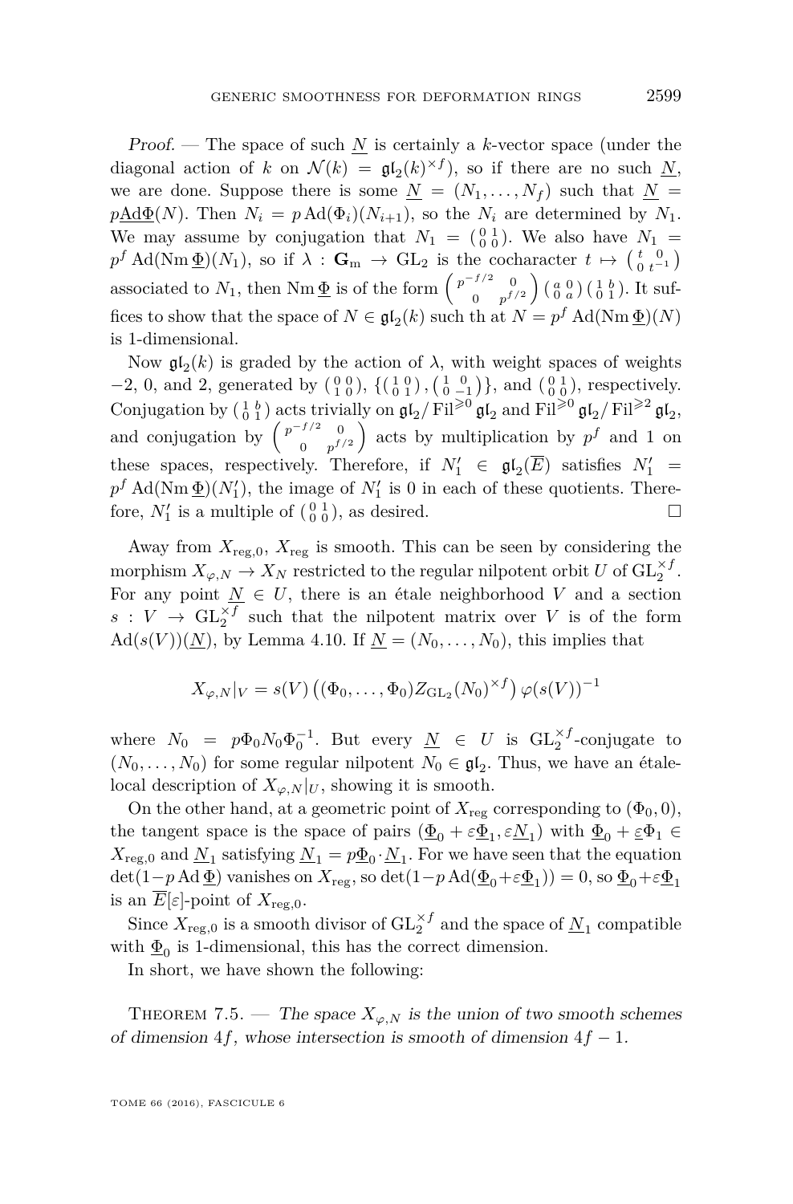*Proof.* — The space of such $\underline{N}$ is certainly a $k$-vector space (under the diagonal action of $k$ on $\mathcal{N}(k) = \mathfrak{gl}_2(k)^{\times f}$), so if there are no such $\underline{N}$, we are done. Suppose there is some $\underline{N} = (N_1, \dots, N_f)$ such that $\underline{N} = p\underline{\mathrm{Ad}\Phi}(N)$. Then $N_i = p\,\mathrm{Ad}(\Phi_i)(N_{i+1})$, so the $N_i$ are determined by $N_1$. We may assume by conjugation that $N_1 = \left(\begin{smallmatrix} 0 & 1 \\ 0 & 0 \end{smallmatrix}\right)$. We also have $N_1 = p^f \,\mathrm{Ad}(\mathrm{Nm}\,\underline{\Phi})(N_1)$, so if $\lambda : \mathbf{G}_{\mathrm{m}} \to \mathrm{GL}_2$ is the cocharacter $t \mapsto \left(\begin{smallmatrix} t & 0 \\ 0 & t^{-1} \end{smallmatrix}\right)$ associated to $N_1$, then $\mathrm{Nm}\,\underline{\Phi}$ is of the form $\left(\begin{smallmatrix} p^{-f/2} & 0 \\ 0 & p^{f/2} \end{smallmatrix}\right)\left(\begin{smallmatrix} a & 0 \\ 0 & a \end{smallmatrix}\right)\left(\begin{smallmatrix} 1 & b \\ 0 & 1 \end{smallmatrix}\right)$. It suffices to show that the space of $N \in \mathfrak{gl}_2(k)$ such th at $N = p^f \,\mathrm{Ad}(\mathrm{Nm}\,\underline{\Phi})(N)$ is 1-dimensional.

Now $\mathfrak{gl}_2(k)$ is graded by the action of $\lambda$, with weight spaces of weights $-2$, 0, and 2, generated by $\left(\begin{smallmatrix} 0 & 0 \\ 1 & 0 \end{smallmatrix}\right)$, $\{\left(\begin{smallmatrix} 1 & 0 \\ 0 & 1 \end{smallmatrix}\right), \left(\begin{smallmatrix} 1 & 0 \\ 0 & -1 \end{smallmatrix}\right)\}$, and $\left(\begin{smallmatrix} 0 & 1 \\ 0 & 0 \end{smallmatrix}\right)$, respectively. Conjugation by $\left(\begin{smallmatrix} 1 & b \\ 0 & 1 \end{smallmatrix}\right)$ acts trivially on $\mathfrak{gl}_2/\mathrm{Fil}^{\geqslant 0}\mathfrak{gl}_2$ and $\mathrm{Fil}^{\geqslant 0}\mathfrak{gl}_2/\mathrm{Fil}^{\geqslant 2}\mathfrak{gl}_2$, and conjugation by $\left(\begin{smallmatrix} p^{-f/2} & 0 \\ 0 & p^{f/2} \end{smallmatrix}\right)$ acts by multiplication by $p^f$ and 1 on these spaces, respectively. Therefore, if $N_1' \in \mathfrak{gl}_2(\overline{E})$ satisfies $N_1' = p^f \,\mathrm{Ad}(\mathrm{Nm}\,\underline{\Phi})(N_1')$, the image of $N_1'$ is 0 in each of these quotients. Therefore, $N_1'$ is a multiple of $\left(\begin{smallmatrix} 0 & 1 \\ 0 & 0 \end{smallmatrix}\right)$, as desired. $\square$

Away from $X_{\mathrm{reg},0}$, $X_{\mathrm{reg}}$ is smooth. This can be seen by considering the morphism $X_{\varphi,N} \to X_N$ restricted to the regular nilpotent orbit $U$ of $\mathrm{GL}_2^{\times f}$. For any point $\underline{N} \in U$, there is an étale neighborhood $V$ and a section $s : V \to \mathrm{GL}_2^{\times f}$ such that the nilpotent matrix over $V$ is of the form $\mathrm{Ad}(s(V))(\underline{N})$, by Lemma 4.10. If $\underline{N} = (N_0, \dots, N_0)$, this implies that

$$X_{\varphi,N}|_V = s(V)\left((\Phi_0, \dots, \Phi_0) Z_{\mathrm{GL}_2}(N_0)^{\times f}\right) \varphi(s(V))^{-1}$$

where $N_0 = p\Phi_0 N_0 \Phi_0^{-1}$. But every $\underline{N} \in U$ is $\mathrm{GL}_2^{\times f}$-conjugate to $(N_0, \dots, N_0)$ for some regular nilpotent $N_0 \in \mathfrak{gl}_2$. Thus, we have an étale-local description of $X_{\varphi,N}|_U$, showing it is smooth.

On the other hand, at a geometric point of $X_{\mathrm{reg}}$ corresponding to $(\Phi_0, 0)$, the tangent space is the space of pairs $(\underline{\Phi}_0 + \varepsilon\underline{\Phi}_1, \varepsilon\underline{N}_1)$ with $\underline{\Phi}_0 + \underline{\varepsilon}\Phi_1 \in X_{\mathrm{reg},0}$ and $\underline{N}_1$ satisfying $\underline{N}_1 = p\underline{\Phi}_0 \cdot \underline{N}_1$. For we have seen that the equation $\det(1 - p\,\mathrm{Ad}\,\underline{\Phi})$ vanishes on $X_{\mathrm{reg}}$, so $\det(1 - p\,\mathrm{Ad}(\underline{\Phi}_0 + \varepsilon\underline{\Phi}_1)) = 0$, so $\underline{\Phi}_0 + \varepsilon\underline{\Phi}_1$ is an $\overline{E}[\varepsilon]$-point of $X_{\mathrm{reg},0}$.

Since $X_{\mathrm{reg},0}$ is a smooth divisor of $\mathrm{GL}_2^{\times f}$ and the space of $\underline{N}_1$ compatible with $\underline{\Phi}_0$ is 1-dimensional, this has the correct dimension.

In short, we have shown the following:

Theorem 7.5. — *The space $X_{\varphi,N}$ is the union of two smooth schemes of dimension $4f$, whose intersection is smooth of dimension $4f - 1$.*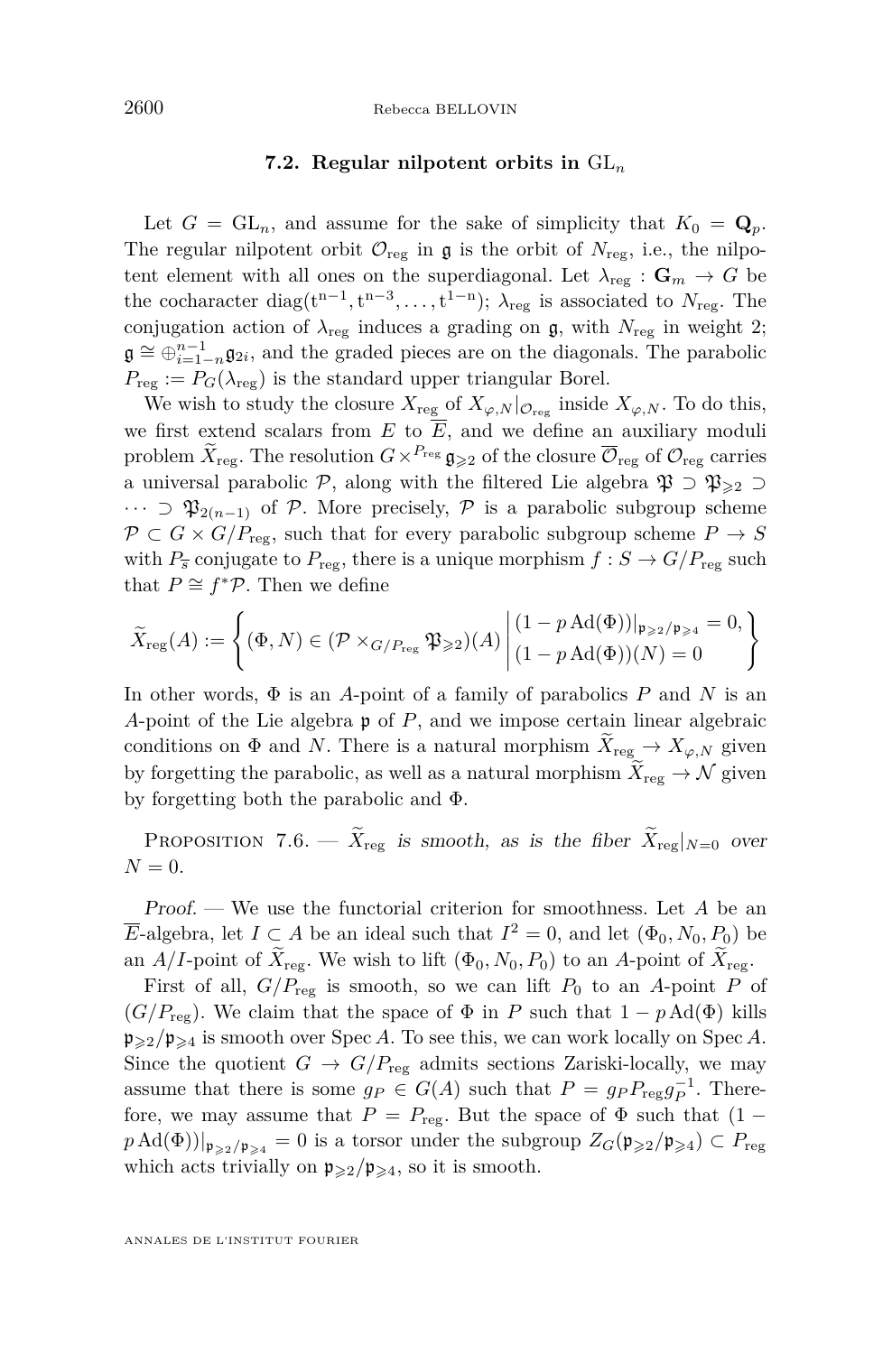### 7.2. Regular nilpotent orbits in $\mathrm{GL}_n$

Let $G = \mathrm{GL}_n$, and assume for the sake of simplicity that $K_0 = \mathbf{Q}_p$. The regular nilpotent orbit $\mathcal{O}_{\mathrm{reg}}$ in $\mathfrak{g}$ is the orbit of $N_{\mathrm{reg}}$, i.e., the nilpotent element with all ones on the superdiagonal. Let $\lambda_{\mathrm{reg}} : \mathbf{G}_m \to G$ be the cocharacter $\mathrm{diag}(\mathrm{t}^{\mathrm{n}-1}, \mathrm{t}^{\mathrm{n}-3}, \dots, \mathrm{t}^{1-\mathrm{n}})$; $\lambda_{\mathrm{reg}}$ is associated to $N_{\mathrm{reg}}$. The conjugation action of $\lambda_{\mathrm{reg}}$ induces a grading on $\mathfrak{g}$, with $N_{\mathrm{reg}}$ in weight 2; $\mathfrak{g} \cong \oplus_{i=1-n}^{n-1} \mathfrak{g}_{2i}$, and the graded pieces are on the diagonals. The parabolic $P_{\mathrm{reg}} := P_G(\lambda_{\mathrm{reg}})$ is the standard upper triangular Borel.

We wish to study the closure $X_{\mathrm{reg}}$ of $X_{\varphi,N}|_{\mathcal{O}_{\mathrm{reg}}}$ inside $X_{\varphi,N}$. To do this, we first extend scalars from $E$ to $\overline{E}$, and we define an auxiliary moduli problem $\widetilde{X}_{\mathrm{reg}}$. The resolution $G \times^{P_{\mathrm{reg}}} \mathfrak{g}_{\geqslant 2}$ of the closure $\overline{\mathcal{O}}_{\mathrm{reg}}$ of $\mathcal{O}_{\mathrm{reg}}$ carries a universal parabolic $\mathcal{P}$, along with the filtered Lie algebra $\mathfrak{P} \supset \mathfrak{P}_{\geqslant 2} \supset \cdots \supset \mathfrak{P}_{2(n-1)}$ of $\mathcal{P}$. More precisely, $\mathcal{P}$ is a parabolic subgroup scheme $\mathcal{P} \subset G \times G/P_{\mathrm{reg}}$, such that for every parabolic subgroup scheme $P \to S$ with $P_{\overline{s}}$ conjugate to $P_{\mathrm{reg}}$, there is a unique morphism $f : S \to G/P_{\mathrm{reg}}$ such that $P \cong f^*\mathcal{P}$. Then we define

$$\widetilde{X}_{\mathrm{reg}}(A) := \left\{ (\Phi, N) \in (\mathcal{P} \times_{G/P_{\mathrm{reg}}} \mathfrak{P}_{\geqslant 2})(A) \;\middle|\; \begin{array}{l} (1 - p\,\mathrm{Ad}(\Phi))|_{\mathfrak{p}_{\geqslant 2}/\mathfrak{p}_{\geqslant 4}} = 0, \\ (1 - p\,\mathrm{Ad}(\Phi))(N) = 0 \end{array} \right\}$$

In other words, $\Phi$ is an $A$-point of a family of parabolics $P$ and $N$ is an $A$-point of the Lie algebra $\mathfrak{p}$ of $P$, and we impose certain linear algebraic conditions on $\Phi$ and $N$. There is a natural morphism $\widetilde{X}_{\mathrm{reg}} \to X_{\varphi,N}$ given by forgetting the parabolic, as well as a natural morphism $\widetilde{X}_{\mathrm{reg}} \to \mathcal{N}$ given by forgetting both the parabolic and $\Phi$.

Proposition 7.6. — *$\widetilde{X}_{\mathrm{reg}}$ is smooth, as is the fiber $\widetilde{X}_{\mathrm{reg}}|_{N=0}$ over $N = 0$.*

*Proof.* — We use the functorial criterion for smoothness. Let $A$ be an $\overline{E}$-algebra, let $I \subset A$ be an ideal such that $I^2 = 0$, and let $(\Phi_0, N_0, P_0)$ be an $A/I$-point of $\widetilde{X}_{\mathrm{reg}}$. We wish to lift $(\Phi_0, N_0, P_0)$ to an $A$-point of $\widetilde{X}_{\mathrm{reg}}$.

First of all, $G/P_{\mathrm{reg}}$ is smooth, so we can lift $P_0$ to an $A$-point $P$ of $(G/P_{\mathrm{reg}})$. We claim that the space of $\Phi$ in $P$ such that $1 - p\,\mathrm{Ad}(\Phi)$ kills $\mathfrak{p}_{\geqslant 2}/\mathfrak{p}_{\geqslant 4}$ is smooth over $\mathrm{Spec}\, A$. To see this, we can work locally on $\mathrm{Spec}\, A$. Since the quotient $G \to G/P_{\mathrm{reg}}$ admits sections Zariski-locally, we may assume that there is some $g_P \in G(A)$ such that $P = g_P P_{\mathrm{reg}} g_P^{-1}$. Therefore, we may assume that $P = P_{\mathrm{reg}}$. But the space of $\Phi$ such that $(1 - p\,\mathrm{Ad}(\Phi))|_{\mathfrak{p}_{\geqslant 2}/\mathfrak{p}_{\geqslant 4}} = 0$ is a torsor under the subgroup $Z_G(\mathfrak{p}_{\geqslant 2}/\mathfrak{p}_{\geqslant 4}) \subset P_{\mathrm{reg}}$ which acts trivially on $\mathfrak{p}_{\geqslant 2}/\mathfrak{p}_{\geqslant 4}$, so it is smooth.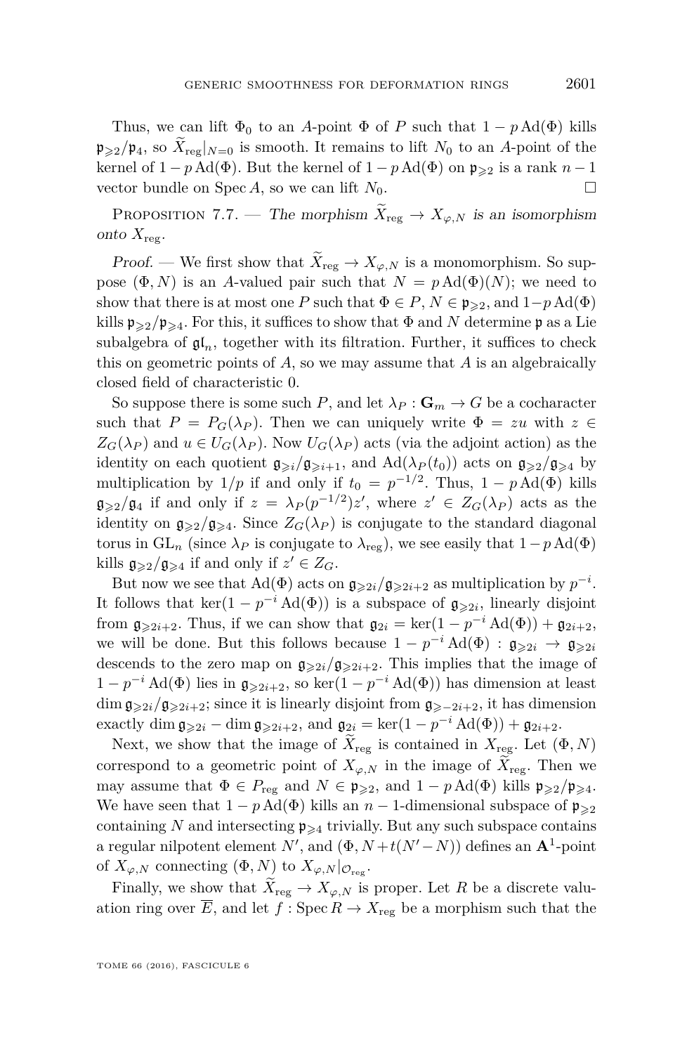Thus, we can lift $\Phi_0$ to an $A$-point $\Phi$ of $P$ such that $1 - p\,\mathrm{Ad}(\Phi)$ kills $\mathfrak{p}_{\geqslant 2}/\mathfrak{p}_4$, so $\widetilde{X}_{\mathrm{reg}}|_{N=0}$ is smooth. It remains to lift $N_0$ to an $A$-point of the kernel of $1 - p\,\mathrm{Ad}(\Phi)$. But the kernel of $1 - p\,\mathrm{Ad}(\Phi)$ on $\mathfrak{p}_{\geqslant 2}$ is a rank $n-1$ vector bundle on $\operatorname{Spec} A$, so we can lift $N_0$. □

Proposition 7.7. — *The morphism $\widetilde{X}_{\mathrm{reg}} \to X_{\varphi,N}$ is an isomorphism onto $X_{\mathrm{reg}}$.*

*Proof.* — We first show that $\widetilde{X}_{\mathrm{reg}} \to X_{\varphi,N}$ is a monomorphism. So suppose $(\Phi, N)$ is an $A$-valued pair such that $N = p\,\mathrm{Ad}(\Phi)(N)$; we need to show that there is at most one $P$ such that $\Phi \in P$, $N \in \mathfrak{p}_{\geqslant 2}$, and $1 - p\,\mathrm{Ad}(\Phi)$ kills $\mathfrak{p}_{\geqslant 2}/\mathfrak{p}_{\geqslant 4}$. For this, it suffices to show that $\Phi$ and $N$ determine $\mathfrak{p}$ as a Lie subalgebra of $\mathfrak{gl}_n$, together with its filtration. Further, it suffices to check this on geometric points of $A$, so we may assume that $A$ is an algebraically closed field of characteristic 0.

So suppose there is some such $P$, and let $\lambda_P : \mathbf{G}_m \to G$ be a cocharacter such that $P = P_G(\lambda_P)$. Then we can uniquely write $\Phi = zu$ with $z \in Z_G(\lambda_P)$ and $u \in U_G(\lambda_P)$. Now $U_G(\lambda_P)$ acts (via the adjoint action) as the identity on each quotient $\mathfrak{g}_{\geqslant i}/\mathfrak{g}_{\geqslant i+1}$, and $\mathrm{Ad}(\lambda_P(t_0))$ acts on $\mathfrak{g}_{\geqslant 2}/\mathfrak{g}_{\geqslant 4}$ by multiplication by $1/p$ if and only if $t_0 = p^{-1/2}$. Thus, $1 - p\,\mathrm{Ad}(\Phi)$ kills $\mathfrak{g}_{\geqslant 2}/\mathfrak{g}_4$ if and only if $z = \lambda_P(p^{-1/2})z'$, where $z' \in Z_G(\lambda_P)$ acts as the identity on $\mathfrak{g}_{\geqslant 2}/\mathfrak{g}_{\geqslant 4}$. Since $Z_G(\lambda_P)$ is conjugate to the standard diagonal torus in $\mathrm{GL}_n$ (since $\lambda_P$ is conjugate to $\lambda_{\mathrm{reg}}$), we see easily that $1 - p\,\mathrm{Ad}(\Phi)$ kills $\mathfrak{g}_{\geqslant 2}/\mathfrak{g}_{\geqslant 4}$ if and only if $z' \in Z_G$.

But now we see that $\mathrm{Ad}(\Phi)$ acts on $\mathfrak{g}_{\geqslant 2i}/\mathfrak{g}_{\geqslant 2i+2}$ as multiplication by $p^{-i}$. It follows that $\ker(1 - p^{-i}\,\mathrm{Ad}(\Phi))$ is a subspace of $\mathfrak{g}_{\geqslant 2i}$, linearly disjoint from $\mathfrak{g}_{\geqslant 2i+2}$. Thus, if we can show that $\mathfrak{g}_{2i} = \ker(1 - p^{-i}\,\mathrm{Ad}(\Phi)) + \mathfrak{g}_{2i+2}$, we will be done. But this follows because $1 - p^{-i}\,\mathrm{Ad}(\Phi) : \mathfrak{g}_{\geqslant 2i} \to \mathfrak{g}_{\geqslant 2i}$ descends to the zero map on $\mathfrak{g}_{\geqslant 2i}/\mathfrak{g}_{\geqslant 2i+2}$. This implies that the image of $1 - p^{-i}\,\mathrm{Ad}(\Phi)$ lies in $\mathfrak{g}_{\geqslant 2i+2}$, so $\ker(1 - p^{-i}\,\mathrm{Ad}(\Phi))$ has dimension at least $\dim \mathfrak{g}_{\geqslant 2i}/\mathfrak{g}_{\geqslant 2i+2}$; since it is linearly disjoint from $\mathfrak{g}_{\geqslant -2i+2}$, it has dimension exactly $\dim \mathfrak{g}_{\geqslant 2i} - \dim \mathfrak{g}_{\geqslant 2i+2}$, and $\mathfrak{g}_{2i} = \ker(1 - p^{-i}\,\mathrm{Ad}(\Phi)) + \mathfrak{g}_{2i+2}$.

Next, we show that the image of $\widetilde{X}_{\mathrm{reg}}$ is contained in $X_{\mathrm{reg}}$. Let $(\Phi, N)$ correspond to a geometric point of $X_{\varphi,N}$ in the image of $\widetilde{X}_{\mathrm{reg}}$. Then we may assume that $\Phi \in P_{\mathrm{reg}}$ and $N \in \mathfrak{p}_{\geqslant 2}$, and $1 - p\,\mathrm{Ad}(\Phi)$ kills $\mathfrak{p}_{\geqslant 2}/\mathfrak{p}_{\geqslant 4}$. We have seen that $1 - p\,\mathrm{Ad}(\Phi)$ kills an $n-1$-dimensional subspace of $\mathfrak{p}_{\geqslant 2}$ containing $N$ and intersecting $\mathfrak{p}_{\geqslant 4}$ trivially. But any such subspace contains a regular nilpotent element $N'$, and $(\Phi, N + t(N' - N))$ defines an $\mathbf{A}^1$-point of $X_{\varphi,N}$ connecting $(\Phi, N)$ to $X_{\varphi,N}|_{\mathcal{O}_{\mathrm{reg}}}$.

Finally, we show that $\widetilde{X}_{\mathrm{reg}} \to X_{\varphi,N}$ is proper. Let $R$ be a discrete valuation ring over $\overline{E}$, and let $f : \operatorname{Spec} R \to X_{\mathrm{reg}}$ be a morphism such that the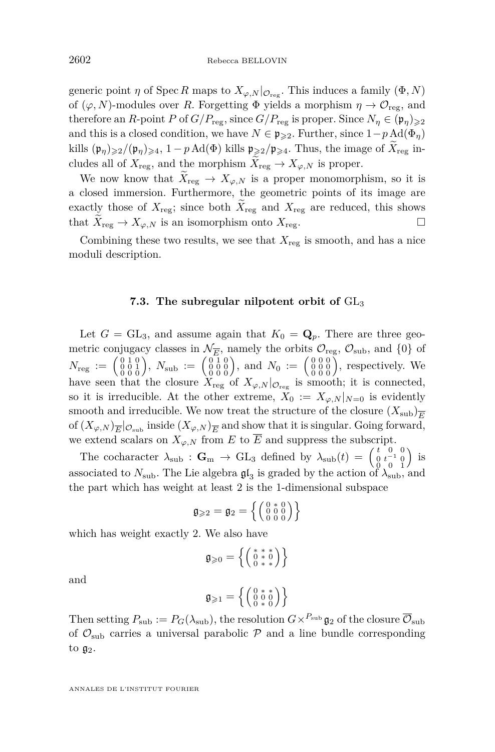generic point $\eta$ of $\operatorname{Spec} R$ maps to $X_{\varphi,N}|_{\mathcal{O}_{\mathrm{reg}}}$. This induces a family $(\Phi, N)$ of $(\varphi, N)$-modules over $R$. Forgetting $\Phi$ yields a morphism $\eta \to \mathcal{O}_{\mathrm{reg}}$, and therefore an $R$-point $P$ of $G/P_{\mathrm{reg}}$, since $G/P_{\mathrm{reg}}$ is proper. Since $N_\eta \in (\mathfrak{p}_\eta)_{\geqslant 2}$ and this is a closed condition, we have $N \in \mathfrak{p}_{\geqslant 2}$. Further, since $1-p\operatorname{Ad}(\Phi_\eta)$ kills $(\mathfrak{p}_\eta)_{\geqslant 2}/(\mathfrak{p}_\eta)_{\geqslant 4}$, $1-p\operatorname{Ad}(\Phi)$ kills $\mathfrak{p}_{\geqslant 2}/\mathfrak{p}_{\geqslant 4}$. Thus, the image of $\widetilde{X}_{\mathrm{reg}}$ includes all of $X_{\mathrm{reg}}$, and the morphism $\widetilde{X}_{\mathrm{reg}} \to X_{\varphi,N}$ is proper.

We now know that $\widetilde{X}_{\mathrm{reg}} \to X_{\varphi,N}$ is a proper monomorphism, so it is a closed immersion. Furthermore, the geometric points of its image are exactly those of $X_{\mathrm{reg}}$; since both $\widetilde{X}_{\mathrm{reg}}$ and $X_{\mathrm{reg}}$ are reduced, this shows that $\widetilde{X}_{\mathrm{reg}} \to X_{\varphi,N}$ is an isomorphism onto $X_{\mathrm{reg}}$. □

Combining these two results, we see that $X_{\mathrm{reg}}$ is smooth, and has a nice moduli description.

### 7.3. The subregular nilpotent orbit of $\mathrm{GL}_3$

Let $G = \mathrm{GL}_3$, and assume again that $K_0 = \mathbf{Q}_p$. There are three geometric conjugacy classes in $\mathcal{N}_{\overline{E}}$, namely the orbits $\mathcal{O}_{\mathrm{reg}}$, $\mathcal{O}_{\mathrm{sub}}$, and $\{0\}$ of $N_{\mathrm{reg}} := \left(\begin{smallmatrix} 0&1&0\\0&0&1\\0&0&0 \end{smallmatrix}\right)$, $N_{\mathrm{sub}} := \left(\begin{smallmatrix} 0&1&0\\0&0&0\\0&0&0 \end{smallmatrix}\right)$, and $N_0 := \left(\begin{smallmatrix} 0&0&0\\0&0&0\\0&0&0 \end{smallmatrix}\right)$, respectively. We have seen that the closure $X_{\mathrm{reg}}$ of $X_{\varphi,N}|_{\mathcal{O}_{\mathrm{reg}}}$ is smooth; it is connected, so it is irreducible. At the other extreme, $X_0 := X_{\varphi,N}|_{N=0}$ is evidently smooth and irreducible. We now treat the structure of the closure $(X_{\mathrm{sub}})_{\overline{E}}$ of $(X_{\varphi,N})_{\overline{E}}|_{\mathcal{O}_{\mathrm{sub}}}$ inside $(X_{\varphi,N})_{\overline{E}}$ and show that it is singular. Going forward, we extend scalars on $X_{\varphi,N}$ from $E$ to $\overline{E}$ and suppress the subscript.

The cocharacter $\lambda_{\mathrm{sub}} : \mathbf{G}_{\mathrm{m}} \to \mathrm{GL}_3$ defined by $\lambda_{\mathrm{sub}}(t) = \left(\begin{smallmatrix} t&0&0\\0&t^{-1}&0\\0&0&1 \end{smallmatrix}\right)$ is associated to $N_{\mathrm{sub}}$. The Lie algebra $\mathfrak{gl}_3$ is graded by the action of $\lambda_{\mathrm{sub}}$, and the part which has weight at least 2 is the 1-dimensional subspace

$$\mathfrak{g}_{\geqslant 2} = \mathfrak{g}_2 = \left\{ \left(\begin{smallmatrix} 0&*&0\\0&0&0\\0&0&0 \end{smallmatrix}\right) \right\}$$

which has weight exactly 2. We also have

$$\mathfrak{g}_{\geqslant 0} = \left\{ \left(\begin{smallmatrix} *&*&*\\0&*&0\\0&*&* \end{smallmatrix}\right) \right\}$$

and

$$\mathfrak{g}_{\geqslant 1} = \left\{ \left(\begin{smallmatrix} 0&*&*\\0&0&0\\0&*&0 \end{smallmatrix}\right) \right\}$$

Then setting $P_{\mathrm{sub}} := P_G(\lambda_{\mathrm{sub}})$, the resolution $G \times^{P_{\mathrm{sub}}} \mathfrak{g}_2$ of the closure $\overline{\mathcal{O}}_{\mathrm{sub}}$ of $\mathcal{O}_{\mathrm{sub}}$ carries a universal parabolic $\mathcal{P}$ and a line bundle corresponding to $\mathfrak{g}_2$.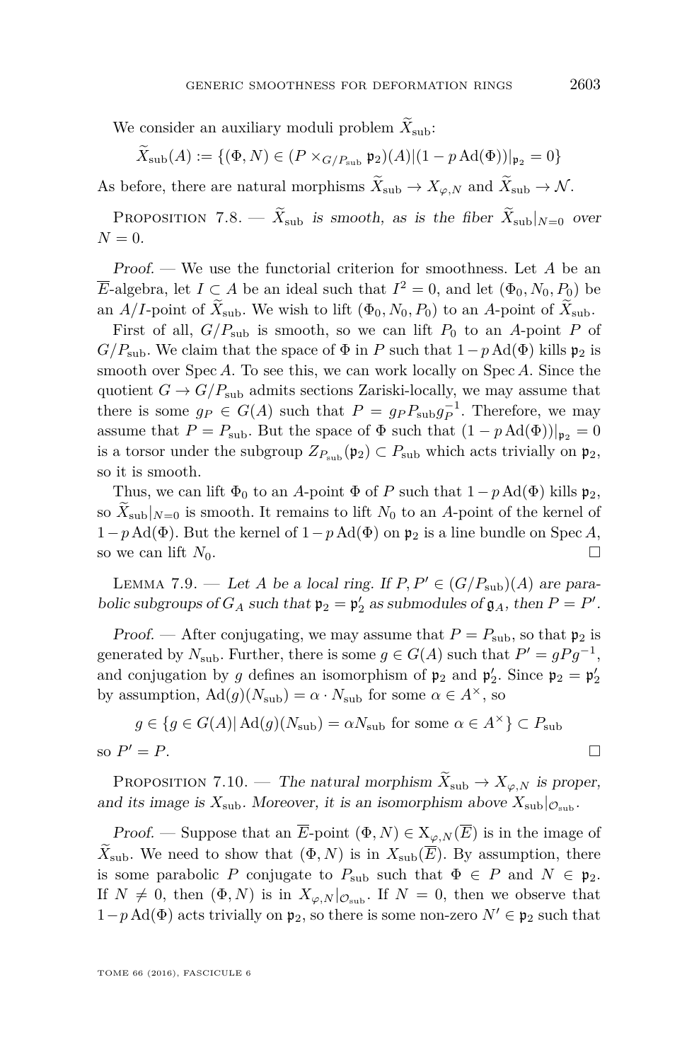We consider an auxiliary moduli problem $\widetilde{X}_{\mathrm{sub}}$:

$$\widetilde{X}_{\mathrm{sub}}(A) := \{(\Phi, N) \in (P \times_{G/P_{\mathrm{sub}}} \mathfrak{p}_2)(A) | (1 - p\,\mathrm{Ad}(\Phi))|_{\mathfrak{p}_2} = 0\}$$

As before, there are natural morphisms $\widetilde{X}_{\mathrm{sub}} \to X_{\varphi,N}$ and $\widetilde{X}_{\mathrm{sub}} \to \mathcal{N}$.

Proposition 7.8. — *$\widetilde{X}_{\mathrm{sub}}$ is smooth, as is the fiber $\widetilde{X}_{\mathrm{sub}}|_{N=0}$ over $N = 0$.*

*Proof.* — We use the functorial criterion for smoothness. Let $A$ be an $\overline{E}$-algebra, let $I \subset A$ be an ideal such that $I^2 = 0$, and let $(\Phi_0, N_0, P_0)$ be an $A/I$-point of $\widetilde{X}_{\mathrm{sub}}$. We wish to lift $(\Phi_0, N_0, P_0)$ to an $A$-point of $\widetilde{X}_{\mathrm{sub}}$.

First of all, $G/P_{\mathrm{sub}}$ is smooth, so we can lift $P_0$ to an $A$-point $P$ of $G/P_{\mathrm{sub}}$. We claim that the space of $\Phi$ in $P$ such that $1-p\,\mathrm{Ad}(\Phi)$ kills $\mathfrak{p}_2$ is smooth over $\operatorname{Spec} A$. To see this, we can work locally on $\operatorname{Spec} A$. Since the quotient $G \to G/P_{\mathrm{sub}}$ admits sections Zariski-locally, we may assume that there is some $g_P \in G(A)$ such that $P = g_P P_{\mathrm{sub}} g_P^{-1}$. Therefore, we may assume that $P = P_{\mathrm{sub}}$. But the space of $\Phi$ such that $(1 - p\,\mathrm{Ad}(\Phi))|_{\mathfrak{p}_2} = 0$ is a torsor under the subgroup $Z_{P_{\mathrm{sub}}}(\mathfrak{p}_2) \subset P_{\mathrm{sub}}$ which acts trivially on $\mathfrak{p}_2$, so it is smooth.

Thus, we can lift $\Phi_0$ to an $A$-point $\Phi$ of $P$ such that $1-p\,\mathrm{Ad}(\Phi)$ kills $\mathfrak{p}_2$, so $\widetilde{X}_{\mathrm{sub}}|_{N=0}$ is smooth. It remains to lift $N_0$ to an $A$-point of the kernel of $1-p\,\mathrm{Ad}(\Phi)$. But the kernel of $1-p\,\mathrm{Ad}(\Phi)$ on $\mathfrak{p}_2$ is a line bundle on $\operatorname{Spec} A$, so we can lift $N_0$. □

Lemma 7.9. — *Let $A$ be a local ring. If $P, P' \in (G/P_{\mathrm{sub}})(A)$ are parabolic subgroups of $G_A$ such that $\mathfrak{p}_2 = \mathfrak{p}_2'$ as submodules of $\mathfrak{g}_A$, then $P = P'$.*

*Proof.* — After conjugating, we may assume that $P = P_{\mathrm{sub}}$, so that $\mathfrak{p}_2$ is generated by $N_{\mathrm{sub}}$. Further, there is some $g \in G(A)$ such that $P' = gPg^{-1}$, and conjugation by $g$ defines an isomorphism of $\mathfrak{p}_2$ and $\mathfrak{p}_2'$. Since $\mathfrak{p}_2 = \mathfrak{p}_2'$ by assumption, $\mathrm{Ad}(g)(N_{\mathrm{sub}}) = \alpha \cdot N_{\mathrm{sub}}$ for some $\alpha \in A^\times$, so

$$g \in \{g \in G(A) | \mathrm{Ad}(g)(N_{\mathrm{sub}}) = \alpha N_{\mathrm{sub}} \text{ for some } \alpha \in A^\times\} \subset P_{\mathrm{sub}}$$

so $P' = P$. □

Proposition 7.10. — *The natural morphism $\widetilde{X}_{\mathrm{sub}} \to X_{\varphi,N}$ is proper, and its image is $X_{\mathrm{sub}}$. Moreover, it is an isomorphism above $X_{\mathrm{sub}}|_{\mathcal{O}_{\mathrm{sub}}}$.*

*Proof.* — Suppose that an $\overline{E}$-point $(\Phi, N) \in \mathrm{X}_{\varphi,N}(\overline{E})$ is in the image of $\widetilde{X}_{\mathrm{sub}}$. We need to show that $(\Phi, N)$ is in $X_{\mathrm{sub}}(\overline{E})$. By assumption, there is some parabolic $P$ conjugate to $P_{\mathrm{sub}}$ such that $\Phi \in P$ and $N \in \mathfrak{p}_2$. If $N \neq 0$, then $(\Phi, N)$ is in $X_{\varphi,N}|_{\mathcal{O}_{\mathrm{sub}}}$. If $N = 0$, then we observe that $1-p\,\mathrm{Ad}(\Phi)$ acts trivially on $\mathfrak{p}_2$, so there is some non-zero $N' \in \mathfrak{p}_2$ such that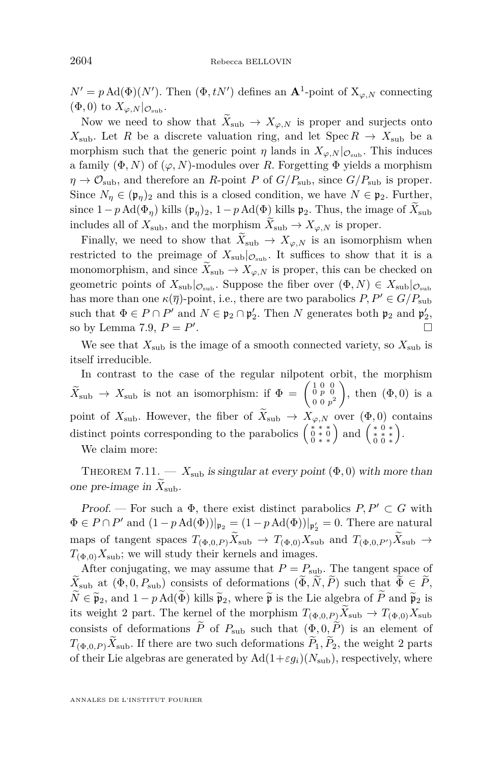$N' = p\,\mathrm{Ad}(\Phi)(N')$. Then $(\Phi, tN')$ defines an $\mathbf{A}^1$-point of $\mathrm{X}_{\varphi,N}$ connecting $(\Phi, 0)$ to $X_{\varphi,N}|_{\mathcal{O}_{\mathrm{sub}}}$.

Now we need to show that $\widetilde{X}_{\mathrm{sub}} \to X_{\varphi,N}$ is proper and surjects onto $X_{\mathrm{sub}}$. Let $R$ be a discrete valuation ring, and let $\operatorname{Spec} R \to X_{\mathrm{sub}}$ be a morphism such that the generic point $\eta$ lands in $X_{\varphi,N}|_{\mathcal{O}_{\mathrm{sub}}}$. This induces a family $(\Phi, N)$ of $(\varphi, N)$-modules over $R$. Forgetting $\Phi$ yields a morphism $\eta \to \mathcal{O}_{\mathrm{sub}}$, and therefore an $R$-point $P$ of $G/P_{\mathrm{sub}}$, since $G/P_{\mathrm{sub}}$ is proper. Since $N_\eta \in (\mathfrak{p}_\eta)_2$ and this is a closed condition, we have $N \in \mathfrak{p}_2$. Further, since $1 - p\,\mathrm{Ad}(\Phi_\eta)$ kills $(\mathfrak{p}_\eta)_2$, $1 - p\,\mathrm{Ad}(\Phi)$ kills $\mathfrak{p}_2$. Thus, the image of $\widetilde{X}_{\mathrm{sub}}$ includes all of $X_{\mathrm{sub}}$, and the morphism $\widetilde{X}_{\mathrm{sub}} \to X_{\varphi,N}$ is proper.

Finally, we need to show that $\widetilde{X}_{\mathrm{sub}} \to X_{\varphi,N}$ is an isomorphism when restricted to the preimage of $X_{\mathrm{sub}}|_{\mathcal{O}_{\mathrm{sub}}}$. It suffices to show that it is a monomorphism, and since $\widetilde{X}_{\mathrm{sub}} \to X_{\varphi,N}$ is proper, this can be checked on geometric points of $X_{\mathrm{sub}}|_{\mathcal{O}_{\mathrm{sub}}}$. Suppose the fiber over $(\Phi, N) \in X_{\mathrm{sub}}|_{\mathcal{O}_{\mathrm{sub}}}$ has more than one $\kappa(\overline{\eta})$-point, i.e., there are two parabolics $P, P' \in G/P_{\mathrm{sub}}$ such that $\Phi \in P \cap P'$ and $N \in \mathfrak{p}_2 \cap \mathfrak{p}'_2$. Then $N$ generates both $\mathfrak{p}_2$ and $\mathfrak{p}'_2$, so by Lemma 7.9, $P = P'$. $\square$

We see that $X_{\mathrm{sub}}$ is the image of a smooth connected variety, so $X_{\mathrm{sub}}$ is itself irreducible.

In contrast to the case of the regular nilpotent orbit, the morphism $\widetilde{X}_{\mathrm{sub}} \to X_{\mathrm{sub}}$ is not an isomorphism: if $\Phi = \begin{pmatrix} 1 & 0 & 0 \\ 0 & p & 0 \\ 0 & 0 & p^2 \end{pmatrix}$, then $(\Phi, 0)$ is a point of $X_{\mathrm{sub}}$. However, the fiber of $\widetilde{X}_{\mathrm{sub}} \to X_{\varphi,N}$ over $(\Phi, 0)$ contains distinct points corresponding to the parabolics $\begin{pmatrix} * & * & * \\ 0 & * & 0 \\ 0 & * & * \end{pmatrix}$ and $\begin{pmatrix} * & 0 & * \\ * & * & * \\ 0 & 0 & * \end{pmatrix}$.

We claim more:

**Theorem 7.11.** — *$X_{\mathrm{sub}}$ is singular at every point $(\Phi, 0)$ with more than one pre-image in $\widetilde{X}_{\mathrm{sub}}$.*

*Proof.* — For such a $\Phi$, there exist distinct parabolics $P, P' \subset G$ with $\Phi \in P \cap P'$ and $(1 - p\,\mathrm{Ad}(\Phi))|_{\mathfrak{p}_2} = (1 - p\,\mathrm{Ad}(\Phi))|_{\mathfrak{p}'_2} = 0$. There are natural maps of tangent spaces $T_{(\Phi,0,P)}\widetilde{X}_{\mathrm{sub}} \to T_{(\Phi,0)}X_{\mathrm{sub}}$ and $T_{(\Phi,0,P')}\widetilde{X}_{\mathrm{sub}} \to T_{(\Phi,0)}X_{\mathrm{sub}}$; we will study their kernels and images.

After conjugating, we may assume that $P = P_{\mathrm{sub}}$. The tangent space of $\widetilde{X}_{\mathrm{sub}}$ at $(\Phi, 0, P_{\mathrm{sub}})$ consists of deformations $(\widetilde{\Phi}, \widetilde{N}, \widetilde{P})$ such that $\widetilde{\Phi} \in \widetilde{P}$, $\widetilde{N} \in \widetilde{\mathfrak{p}}_2$, and $1 - p\,\mathrm{Ad}(\widetilde{\Phi})$ kills $\widetilde{\mathfrak{p}}_2$, where $\widetilde{\mathfrak{p}}$ is the Lie algebra of $\widetilde{P}$ and $\widetilde{\mathfrak{p}}_2$ is its weight 2 part. The kernel of the morphism $T_{(\Phi,0,P)}\widetilde{X}_{\mathrm{sub}} \to T_{(\Phi,0)}X_{\mathrm{sub}}$ consists of deformations $\widetilde{P}$ of $P_{\mathrm{sub}}$ such that $(\Phi, 0, \widetilde{P})$ is an element of $T_{(\Phi,0,P)}\widetilde{X}_{\mathrm{sub}}$. If there are two such deformations $\widetilde{P}_1, \widetilde{P}_2$, the weight 2 parts of their Lie algebras are generated by $\mathrm{Ad}(1+\varepsilon g_i)(N_{\mathrm{sub}})$, respectively, where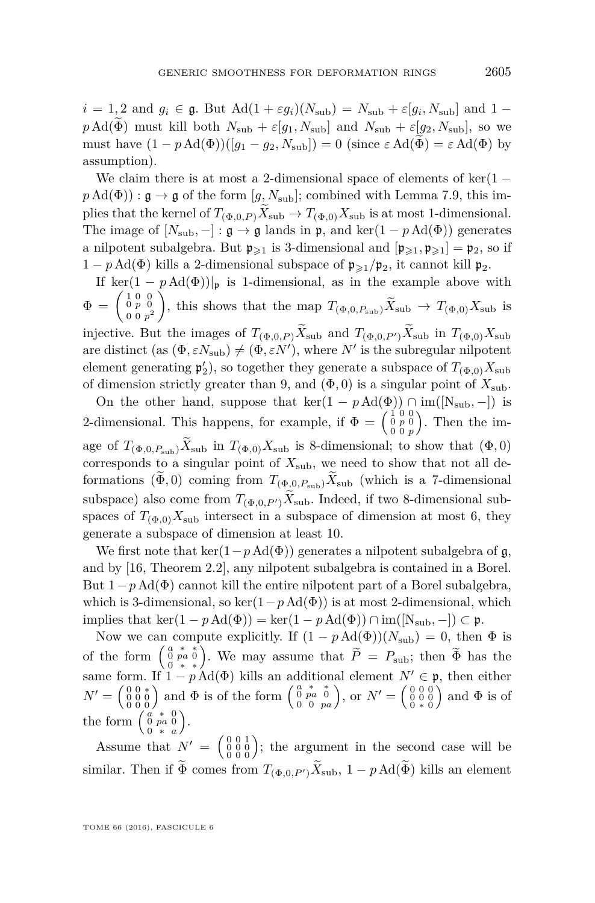$i = 1,2$ and $g_i \in \mathfrak{g}$. But $\operatorname{Ad}(1+\varepsilon g_i)(N_{\mathrm{sub}}) = N_{\mathrm{sub}} + \varepsilon[g_i, N_{\mathrm{sub}}]$ and $1 - p\operatorname{Ad}(\widetilde{\Phi})$ must kill both $N_{\mathrm{sub}} + \varepsilon[g_1, N_{\mathrm{sub}}]$ and $N_{\mathrm{sub}} + \varepsilon[g_2, N_{\mathrm{sub}}]$, so we must have $(1 - p\operatorname{Ad}(\Phi))([g_1 - g_2, N_{\mathrm{sub}}]) = 0$ (since $\varepsilon \operatorname{Ad}(\widetilde{\Phi}) = \varepsilon \operatorname{Ad}(\Phi)$ by assumption).

We claim there is at most a 2-dimensional space of elements of $\ker(1 - p\operatorname{Ad}(\Phi)) : \mathfrak{g} \to \mathfrak{g}$ of the form $[g, N_{\mathrm{sub}}]$; combined with Lemma 7.9, this implies that the kernel of $T_{(\Phi,0,P)}\widetilde{X}_{\mathrm{sub}} \to T_{(\Phi,0)}X_{\mathrm{sub}}$ is at most 1-dimensional. The image of $[N_{\mathrm{sub}}, -] : \mathfrak{g} \to \mathfrak{g}$ lands in $\mathfrak{p}$, and $\ker(1 - p\operatorname{Ad}(\Phi))$ generates a nilpotent subalgebra. But $\mathfrak{p}_{\geqslant 1}$ is 3-dimensional and $[\mathfrak{p}_{\geqslant 1}, \mathfrak{p}_{\geqslant 1}] = \mathfrak{p}_2$, so if $1 - p\operatorname{Ad}(\Phi)$ kills a 2-dimensional subspace of $\mathfrak{p}_{\geqslant 1}/\mathfrak{p}_2$, it cannot kill $\mathfrak{p}_2$.

If $\ker(1 - p\operatorname{Ad}(\Phi))|_{\mathfrak{p}}$ is 1-dimensional, as in the example above with $\Phi = \begin{pmatrix} 1 & 0 & 0 \\ 0 & p & 0 \\ 0 & 0 & p^2 \end{pmatrix}$, this shows that the map $T_{(\Phi,0,P_{\mathrm{sub}})}\widetilde{X}_{\mathrm{sub}} \to T_{(\Phi,0)}X_{\mathrm{sub}}$ is injective. But the images of $T_{(\Phi,0,P)}\widetilde{X}_{\mathrm{sub}}$ and $T_{(\Phi,0,P')}\widetilde{X}_{\mathrm{sub}}$ in $T_{(\Phi,0)}X_{\mathrm{sub}}$ are distinct (as $(\Phi, \varepsilon N_{\mathrm{sub}}) \neq (\Phi, \varepsilon N')$, where $N'$ is the subregular nilpotent element generating $\mathfrak{p}_2'$), so together they generate a subspace of $T_{(\Phi,0)}X_{\mathrm{sub}}$ of dimension strictly greater than 9, and $(\Phi, 0)$ is a singular point of $X_{\mathrm{sub}}$.

On the other hand, suppose that $\ker(1 - p\operatorname{Ad}(\Phi)) \cap \operatorname{im}([\mathrm{N}_{\mathrm{sub}}, -])$ is 2-dimensional. This happens, for example, if $\Phi = \begin{pmatrix} 1 & 0 & 0 \\ 0 & p & 0 \\ 0 & 0 & p \end{pmatrix}$. Then the image of $T_{(\Phi,0,P_{\mathrm{sub}})}\widetilde{X}_{\mathrm{sub}}$ in $T_{(\Phi,0)}X_{\mathrm{sub}}$ is 8-dimensional; to show that $(\Phi, 0)$ corresponds to a singular point of $X_{\mathrm{sub}}$, we need to show that not all deformations $(\widetilde{\Phi}, 0)$ coming from $T_{(\Phi,0,P_{\mathrm{sub}})}\widetilde{X}_{\mathrm{sub}}$ (which is a 7-dimensional subspace) also come from $T_{(\Phi,0,P')}\widetilde{X}_{\mathrm{sub}}$. Indeed, if two 8-dimensional subspaces of $T_{(\Phi,0)}X_{\mathrm{sub}}$ intersect in a subspace of dimension at most 6, they generate a subspace of dimension at least 10.

We first note that $\ker(1 - p\operatorname{Ad}(\Phi))$ generates a nilpotent subalgebra of $\mathfrak{g}$, and by [16, Theorem 2.2], any nilpotent subalgebra is contained in a Borel. But $1 - p\operatorname{Ad}(\Phi)$ cannot kill the entire nilpotent part of a Borel subalgebra, which is 3-dimensional, so $\ker(1 - p\operatorname{Ad}(\Phi))$ is at most 2-dimensional, which implies that $\ker(1 - p\operatorname{Ad}(\Phi)) = \ker(1 - p\operatorname{Ad}(\Phi)) \cap \operatorname{im}([\mathrm{N}_{\mathrm{sub}}, -]) \subset \mathfrak{p}$.

Now we can compute explicitly. If $(1 - p\operatorname{Ad}(\Phi))(N_{\mathrm{sub}}) = 0$, then $\Phi$ is of the form $\begin{pmatrix} a & * & * \\ 0 & pa & 0 \\ 0 & * & * \end{pmatrix}$. We may assume that $\widetilde{P} = P_{\mathrm{sub}}$; then $\widetilde{\Phi}$ has the same form. If $1 - p\operatorname{Ad}(\Phi)$ kills an additional element $N' \in \mathfrak{p}$, then either $N' = \begin{pmatrix} 0 & 0 & * \\ 0 & 0 & 0 \\ 0 & 0 & 0 \end{pmatrix}$ and $\Phi$ is of the form $\begin{pmatrix} a & * & * \\ 0 & pa & 0 \\ 0 & 0 & pa \end{pmatrix}$, or $N' = \begin{pmatrix} 0 & 0 & 0 \\ 0 & 0 & 0 \\ 0 & * & 0 \end{pmatrix}$ and $\Phi$ is of the form $\begin{pmatrix} a & * & 0 \\ 0 & pa & 0 \\ 0 & * & a \end{pmatrix}$.

Assume that $N' = \begin{pmatrix} 0 & 0 & 1 \\ 0 & 0 & 0 \\ 0 & 0 & 0 \end{pmatrix}$; the argument in the second case will be similar. Then if $\widetilde{\Phi}$ comes from $T_{(\Phi,0,P')}\widetilde{X}_{\mathrm{sub}}$, $1 - p\operatorname{Ad}(\widetilde{\Phi})$ kills an element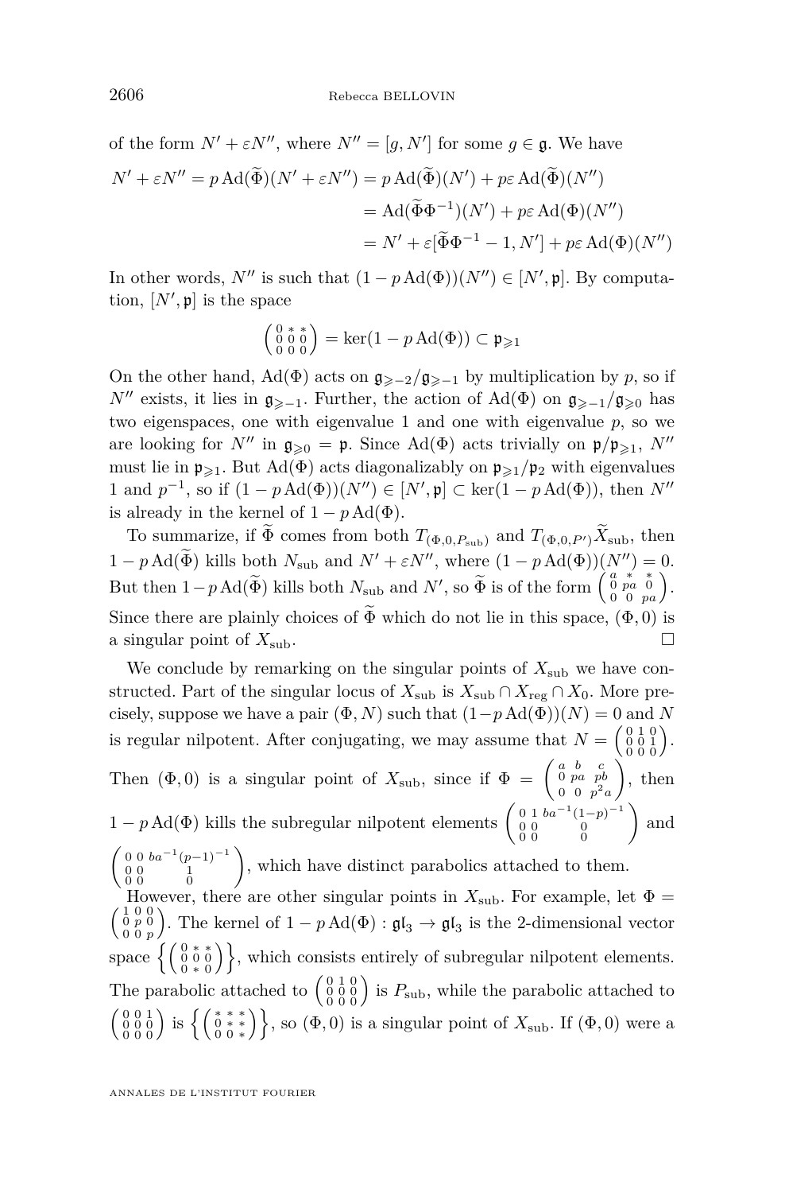of the form $N' + \varepsilon N''$, where $N'' = [g, N']$ for some $g \in \mathfrak{g}$. We have

$$\begin{aligned} N' + \varepsilon N'' = p \operatorname{Ad}(\widetilde{\Phi})(N' + \varepsilon N'') &= p \operatorname{Ad}(\widetilde{\Phi})(N') + p\varepsilon \operatorname{Ad}(\widetilde{\Phi})(N'') \\ &= \operatorname{Ad}(\widetilde{\Phi}\Phi^{-1})(N') + p\varepsilon \operatorname{Ad}(\Phi)(N'') \\ &= N' + \varepsilon[\widetilde{\Phi}\Phi^{-1} - 1, N'] + p\varepsilon \operatorname{Ad}(\Phi)(N'') \end{aligned}$$

In other words, $N''$ is such that $(1 - p\operatorname{Ad}(\Phi))(N'') \in [N', \mathfrak{p}]$. By computation, $[N', \mathfrak{p}]$ is the space

$$\left(\begin{smallmatrix} 0 & * & * \\ 0 & 0 & 0 \\ 0 & 0 & 0 \end{smallmatrix}\right) = \ker(1 - p\operatorname{Ad}(\Phi)) \subset \mathfrak{p}_{\geqslant 1}$$

On the other hand, $\operatorname{Ad}(\Phi)$ acts on $\mathfrak{g}_{\geqslant -2}/\mathfrak{g}_{\geqslant -1}$ by multiplication by $p$, so if $N''$ exists, it lies in $\mathfrak{g}_{\geqslant -1}$. Further, the action of $\operatorname{Ad}(\Phi)$ on $\mathfrak{g}_{\geqslant -1}/\mathfrak{g}_{\geqslant 0}$ has two eigenspaces, one with eigenvalue 1 and one with eigenvalue $p$, so we are looking for $N''$ in $\mathfrak{g}_{\geqslant 0} = \mathfrak{p}$. Since $\operatorname{Ad}(\Phi)$ acts trivially on $\mathfrak{p}/\mathfrak{p}_{\geqslant 1}$, $N''$ must lie in $\mathfrak{p}_{\geqslant 1}$. But $\operatorname{Ad}(\Phi)$ acts diagonalizably on $\mathfrak{p}_{\geqslant 1}/\mathfrak{p}_2$ with eigenvalues 1 and $p^{-1}$, so if $(1 - p\operatorname{Ad}(\Phi))(N'') \in [N', \mathfrak{p}] \subset \ker(1 - p\operatorname{Ad}(\Phi))$, then $N''$ is already in the kernel of $1 - p\operatorname{Ad}(\Phi)$.

To summarize, if $\widetilde{\Phi}$ comes from both $T_{(\Phi,0,P_{\text{sub}})}$ and $T_{(\Phi,0,P')}\widetilde{X}_{\text{sub}}$, then $1 - p\operatorname{Ad}(\widetilde{\Phi})$ kills both $N_{\text{sub}}$ and $N' + \varepsilon N''$, where $(1 - p\operatorname{Ad}(\Phi))(N'') = 0$. But then $1 - p\operatorname{Ad}(\widetilde{\Phi})$ kills both $N_{\text{sub}}$ and $N'$, so $\widetilde{\Phi}$ is of the form $\left(\begin{smallmatrix} a & * & * \\ 0 & pa & 0 \\ 0 & 0 & pa \end{smallmatrix}\right)$. Since there are plainly choices of $\widetilde{\Phi}$ which do not lie in this space, $(\Phi, 0)$ is a singular point of $X_{\text{sub}}$. $\square$

We conclude by remarking on the singular points of $X_{\text{sub}}$ we have constructed. Part of the singular locus of $X_{\text{sub}}$ is $X_{\text{sub}} \cap X_{\text{reg}} \cap X_0$. More precisely, suppose we have a pair $(\Phi, N)$ such that $(1 - p\operatorname{Ad}(\Phi))(N) = 0$ and $N$ is regular nilpotent. After conjugating, we may assume that $N = \left(\begin{smallmatrix} 0 & 1 & 0 \\ 0 & 0 & 1 \\ 0 & 0 & 0 \end{smallmatrix}\right)$. Then $(\Phi, 0)$ is a singular point of $X_{\text{sub}}$, since if $\Phi = \left(\begin{smallmatrix} a & b & c \\ 0 & pa & pb \\ 0 & 0 & p^2 a \end{smallmatrix}\right)$, then $1 - p\operatorname{Ad}(\Phi)$ kills the subregular nilpotent elements $\left(\begin{smallmatrix} 0 & 1 & ba^{-1}(1-p)^{-1} \\ 0 & 0 & 0 \\ 0 & 0 & 0 \end{smallmatrix}\right)$ and $\left(\begin{smallmatrix} 0 & 0 & ba^{-1}(p-1)^{-1} \\ 0 & 0 & 1 \\ 0 & 0 & 0 \end{smallmatrix}\right)$, which have distinct parabolics attached to them.

However, there are other singular points in $X_{\text{sub}}$. For example, let $\Phi = \left(\begin{smallmatrix} 1 & 0 & 0 \\ 0 & p & 0 \\ 0 & 0 & p \end{smallmatrix}\right)$. The kernel of $1 - p\operatorname{Ad}(\Phi) : \mathfrak{gl}_3 \to \mathfrak{gl}_3$ is the 2-dimensional vector space $\left\{\left(\begin{smallmatrix} 0 & * & * \\ 0 & 0 & 0 \\ 0 & * & 0 \end{smallmatrix}\right)\right\}$, which consists entirely of subregular nilpotent elements. The parabolic attached to $\left(\begin{smallmatrix} 0 & 1 & 0 \\ 0 & 0 & 0 \\ 0 & 0 & 0 \end{smallmatrix}\right)$ is $P_{\text{sub}}$, while the parabolic attached to $\left(\begin{smallmatrix} 0 & 0 & 1 \\ 0 & 0 & 0 \\ 0 & 0 & 0 \end{smallmatrix}\right)$ is $\left\{\left(\begin{smallmatrix} * & * & * \\ 0 & * & * \\ 0 & 0 & * \end{smallmatrix}\right)\right\}$, so $(\Phi, 0)$ is a singular point of $X_{\text{sub}}$. If $(\Phi, 0)$ were a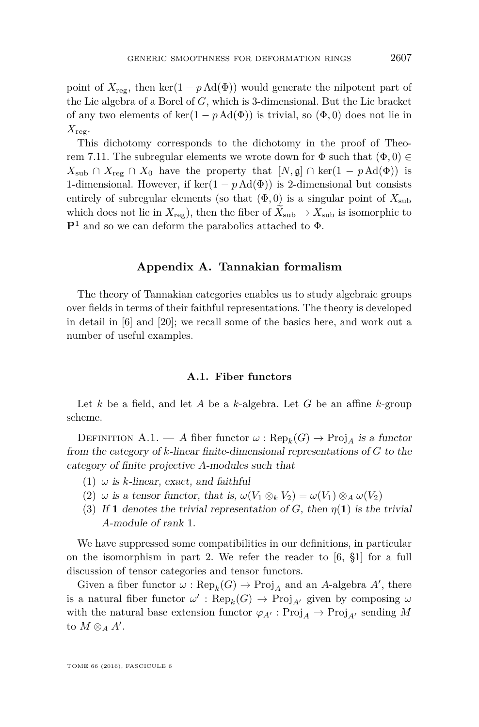point of $X_{\mathrm{reg}}$, then $\ker(1 - p\,\mathrm{Ad}(\Phi))$ would generate the nilpotent part of the Lie algebra of a Borel of $G$, which is 3-dimensional. But the Lie bracket of any two elements of $\ker(1 - p\,\mathrm{Ad}(\Phi))$ is trivial, so $(\Phi, 0)$ does not lie in $X_{\mathrm{reg}}$.

This dichotomy corresponds to the dichotomy in the proof of Theorem 7.11. The subregular elements we wrote down for $\Phi$ such that $(\Phi, 0) \in X_{\mathrm{sub}} \cap X_{\mathrm{reg}} \cap X_0$ have the property that $[N, \mathfrak{g}] \cap \ker(1 - p\,\mathrm{Ad}(\Phi))$ is 1-dimensional. However, if $\ker(1 - p\,\mathrm{Ad}(\Phi))$ is 2-dimensional but consists entirely of subregular elements (so that $(\Phi, 0)$ is a singular point of $X_{\mathrm{sub}}$ which does not lie in $X_{\mathrm{reg}}$), then the fiber of $\widetilde{X}_{\mathrm{sub}} \to X_{\mathrm{sub}}$ is isomorphic to $\mathbf{P}^1$ and so we can deform the parabolics attached to $\Phi$.

## Appendix A. Tannakian formalism

The theory of Tannakian categories enables us to study algebraic groups over fields in terms of their faithful representations. The theory is developed in detail in [6] and [20]; we recall some of the basics here, and work out a number of useful examples.

### A.1. Fiber functors

Let $k$ be a field, and let $A$ be a $k$-algebra. Let $G$ be an affine $k$-group scheme.

Definition A.1. — *A* fiber functor $\omega : \mathrm{Rep}_k(G) \to \mathrm{Proj}_A$ *is a functor from the category of $k$-linear finite-dimensional representations of $G$ to the category of finite projective $A$-modules such that*

1. *$\omega$ is $k$-linear, exact, and faithful*
2. *$\omega$ is a tensor functor, that is, $\omega(V_1 \otimes_k V_2) = \omega(V_1) \otimes_A \omega(V_2)$*
3. *If $\mathbf{1}$ denotes the trivial representation of $G$, then $\eta(\mathbf{1})$ is the trivial $A$-module of rank 1.*

We have suppressed some compatibilities in our definitions, in particular on the isomorphism in part 2. We refer the reader to [6, §1] for a full discussion of tensor categories and tensor functors.

Given a fiber functor $\omega : \mathrm{Rep}_k(G) \to \mathrm{Proj}_A$ and an $A$-algebra $A'$, there is a natural fiber functor $\omega' : \mathrm{Rep}_k(G) \to \mathrm{Proj}_{A'}$ given by composing $\omega$ with the natural base extension functor $\varphi_{A'} : \mathrm{Proj}_A \to \mathrm{Proj}_{A'}$ sending $M$ to $M \otimes_A A'$.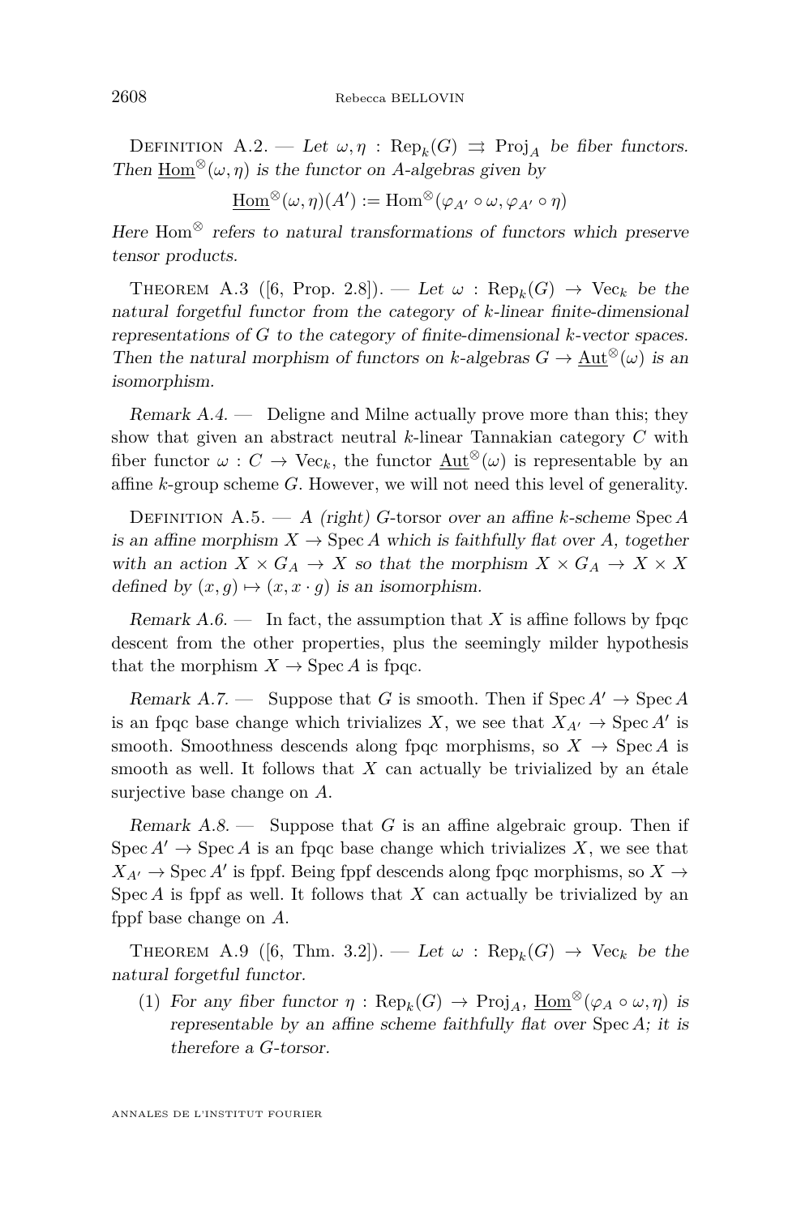Definition A.2. — *Let* $\omega, \eta : \mathrm{Rep}_k(G) \rightrightarrows \mathrm{Proj}_A$ *be fiber functors. Then* $\underline{\mathrm{Hom}}^{\otimes}(\omega, \eta)$ *is the functor on* $A$*-algebras given by*

$$\underline{\mathrm{Hom}}^{\otimes}(\omega, \eta)(A') := \mathrm{Hom}^{\otimes}(\varphi_{A'} \circ \omega, \varphi_{A'} \circ \eta)$$

*Here* $\mathrm{Hom}^{\otimes}$ *refers to natural transformations of functors which preserve tensor products.*

Theorem A.3 ([6, Prop. 2.8]). — *Let* $\omega : \mathrm{Rep}_k(G) \to \mathrm{Vec}_k$ *be the natural forgetful functor from the category of* $k$*-linear finite-dimensional representations of* $G$ *to the category of finite-dimensional* $k$*-vector spaces. Then the natural morphism of functors on* $k$*-algebras* $G \to \underline{\mathrm{Aut}}^{\otimes}(\omega)$ *is an isomorphism.*

*Remark A.4.* — Deligne and Milne actually prove more than this; they show that given an abstract neutral $k$-linear Tannakian category $C$ with fiber functor $\omega : C \to \mathrm{Vec}_k$, the functor $\underline{\mathrm{Aut}}^{\otimes}(\omega)$ is representable by an affine $k$-group scheme $G$. However, we will not need this level of generality.

Definition A.5. — *A (right)* $G$*-torsor over an affine* $k$*-scheme* $\mathrm{Spec}\, A$ *is an affine morphism* $X \to \mathrm{Spec}\, A$ *which is faithfully flat over* $A$*, together with an action* $X \times G_A \to X$ *so that the morphism* $X \times G_A \to X \times X$ *defined by* $(x, g) \mapsto (x, x \cdot g)$ *is an isomorphism.*

*Remark A.6.* — In fact, the assumption that $X$ is affine follows by fpqc descent from the other properties, plus the seemingly milder hypothesis that the morphism $X \to \mathrm{Spec}\, A$ is fpqc.

*Remark A.7.* — Suppose that $G$ is smooth. Then if $\mathrm{Spec}\, A' \to \mathrm{Spec}\, A$ is an fpqc base change which trivializes $X$, we see that $X_{A'} \to \mathrm{Spec}\, A'$ is smooth. Smoothness descends along fpqc morphisms, so $X \to \mathrm{Spec}\, A$ is smooth as well. It follows that $X$ can actually be trivialized by an étale surjective base change on $A$.

*Remark A.8.* — Suppose that $G$ is an affine algebraic group. Then if $\mathrm{Spec}\, A' \to \mathrm{Spec}\, A$ is an fpqc base change which trivializes $X$, we see that $X_{A'} \to \mathrm{Spec}\, A'$ is fppf. Being fppf descends along fpqc morphisms, so $X \to \mathrm{Spec}\, A$ is fppf as well. It follows that $X$ can actually be trivialized by an fppf base change on $A$.

Theorem A.9 ([6, Thm. 3.2]). — *Let* $\omega : \mathrm{Rep}_k(G) \to \mathrm{Vec}_k$ *be the natural forgetful functor.*

(1) *For any fiber functor* $\eta : \mathrm{Rep}_k(G) \to \mathrm{Proj}_A$*,* $\underline{\mathrm{Hom}}^{\otimes}(\varphi_A \circ \omega, \eta)$ *is representable by an affine scheme faithfully flat over* $\mathrm{Spec}\, A$*; it is therefore a* $G$*-torsor.*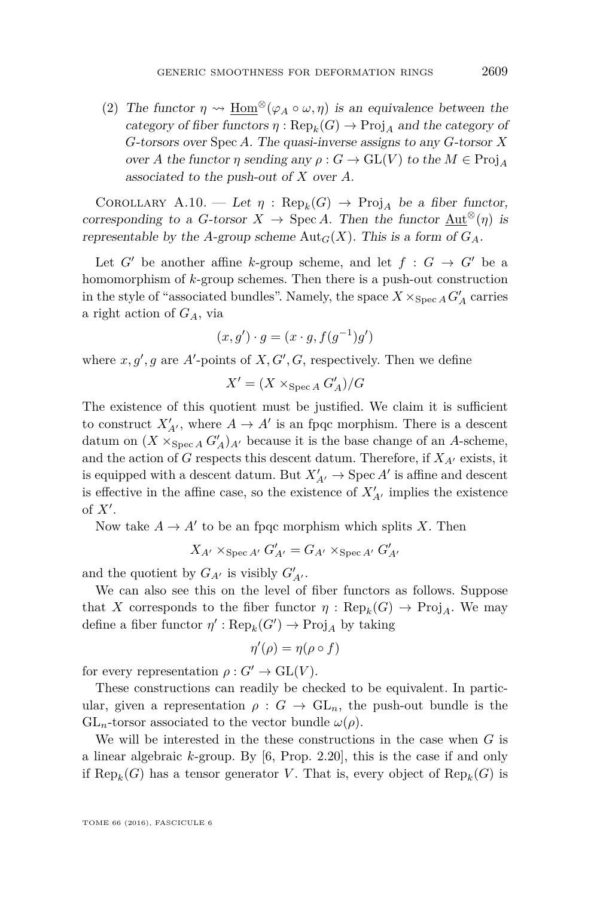(2) *The functor $\eta \rightsquigarrow \underline{\mathrm{Hom}}^{\otimes}(\varphi_A \circ \omega, \eta)$ is an equivalence between the category of fiber functors $\eta : \mathrm{Rep}_k(G) \to \mathrm{Proj}_A$ and the category of $G$-torsors over $\mathrm{Spec}\, A$. The quasi-inverse assigns to any $G$-torsor $X$ over $A$ the functor $\eta$ sending any $\rho : G \to \mathrm{GL}(V)$ to the $M \in \mathrm{Proj}_A$ associated to the push-out of $X$ over $A$.*

Corollary A.10. — *Let $\eta : \mathrm{Rep}_k(G) \to \mathrm{Proj}_A$ be a fiber functor, corresponding to a $G$-torsor $X \to \mathrm{Spec}\, A$. Then the functor $\underline{\mathrm{Aut}}^{\otimes}(\eta)$ is representable by the $A$-group scheme $\mathrm{Aut}_G(X)$. This is a form of $G_A$.*

Let $G'$ be another affine $k$-group scheme, and let $f : G \to G'$ be a homomorphism of $k$-group schemes. Then there is a push-out construction in the style of "associated bundles". Namely, the space $X \times_{\mathrm{Spec}\, A} G'_A$ carries a right action of $G_A$, via

$$(x, g') \cdot g = (x \cdot g, f(g^{-1})g')$$

where $x, g', g$ are $A'$-points of $X, G', G$, respectively. Then we define

$$X' = (X \times_{\mathrm{Spec}\, A} G'_A)/G$$

The existence of this quotient must be justified. We claim it is sufficient to construct $X'_{A'}$, where $A \to A'$ is an fpqc morphism. There is a descent datum on $(X \times_{\mathrm{Spec}\, A} G'_A)_{A'}$ because it is the base change of an $A$-scheme, and the action of $G$ respects this descent datum. Therefore, if $X_{A'}$ exists, it is equipped with a descent datum. But $X'_{A'} \to \mathrm{Spec}\, A'$ is affine and descent is effective in the affine case, so the existence of $X'_{A'}$ implies the existence of $X'$.

Now take $A \to A'$ to be an fpqc morphism which splits $X$. Then

$$X_{A'} \times_{\mathrm{Spec}\, A'} G'_{A'} = G_{A'} \times_{\mathrm{Spec}\, A'} G'_{A'}$$

and the quotient by $G_{A'}$ is visibly $G'_{A'}$.

We can also see this on the level of fiber functors as follows. Suppose that $X$ corresponds to the fiber functor $\eta : \mathrm{Rep}_k(G) \to \mathrm{Proj}_A$. We may define a fiber functor $\eta' : \mathrm{Rep}_k(G') \to \mathrm{Proj}_A$ by taking

$$\eta'(\rho) = \eta(\rho \circ f)$$

for every representation $\rho : G' \to \mathrm{GL}(V)$.

These constructions can readily be checked to be equivalent. In particular, given a representation $\rho : G \to \mathrm{GL}_n$, the push-out bundle is the $\mathrm{GL}_n$-torsor associated to the vector bundle $\omega(\rho)$.

We will be interested in the these constructions in the case when $G$ is a linear algebraic $k$-group. By [6, Prop. 2.20], this is the case if and only if $\mathrm{Rep}_k(G)$ has a tensor generator $V$. That is, every object of $\mathrm{Rep}_k(G)$ is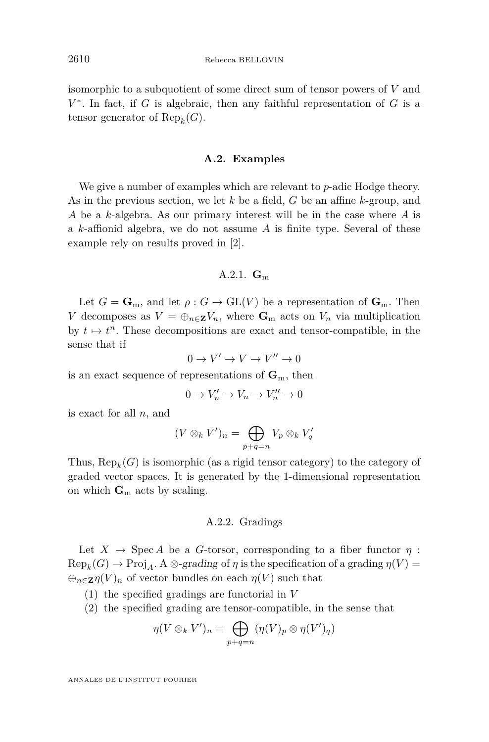isomorphic to a subquotient of some direct sum of tensor powers of $V$ and $V^*$. In fact, if $G$ is algebraic, then any faithful representation of $G$ is a tensor generator of $\mathrm{Rep}_k(G)$.

### A.2. Examples

We give a number of examples which are relevant to $p$-adic Hodge theory. As in the previous section, we let $k$ be a field, $G$ be an affine $k$-group, and $A$ be a $k$-algebra. As our primary interest will be in the case where $A$ is a $k$-affionid algebra, we do not assume $A$ is finite type. Several of these example rely on results proved in [2].

#### A.2.1. $\mathbf{G}_{\mathrm{m}}$

Let $G = \mathbf{G}_{\mathrm{m}}$, and let $\rho : G \to \mathrm{GL}(V)$ be a representation of $\mathbf{G}_{\mathrm{m}}$. Then $V$ decomposes as $V = \oplus_{n\in\mathbf{Z}} V_n$, where $\mathbf{G}_{\mathrm{m}}$ acts on $V_n$ via multiplication by $t \mapsto t^n$. These decompositions are exact and tensor-compatible, in the sense that if

$$0 \to V' \to V \to V'' \to 0$$

is an exact sequence of representations of $\mathbf{G}_{\mathrm{m}}$, then

$$0 \to V'_n \to V_n \to V''_n \to 0$$

is exact for all $n$, and

$$(V \otimes_k V')_n = \bigoplus_{p+q=n} V_p \otimes_k V'_q$$

Thus, $\mathrm{Rep}_k(G)$ is isomorphic (as a rigid tensor category) to the category of graded vector spaces. It is generated by the 1-dimensional representation on which $\mathbf{G}_{\mathrm{m}}$ acts by scaling.

#### A.2.2. Gradings

Let $X \to \mathrm{Spec}\, A$ be a $G$-torsor, corresponding to a fiber functor $\eta : \mathrm{Rep}_k(G) \to \mathrm{Proj}_A$. A $\otimes$-*grading* of $\eta$ is the specification of a grading $\eta(V) = \oplus_{n\in\mathbf{Z}} \eta(V)_n$ of vector bundles on each $\eta(V)$ such that

1. the specified gradings are functorial in $V$
2. the specified grading are tensor-compatible, in the sense that

$$\eta(V \otimes_k V')_n = \bigoplus_{p+q=n} (\eta(V)_p \otimes \eta(V')_q)$$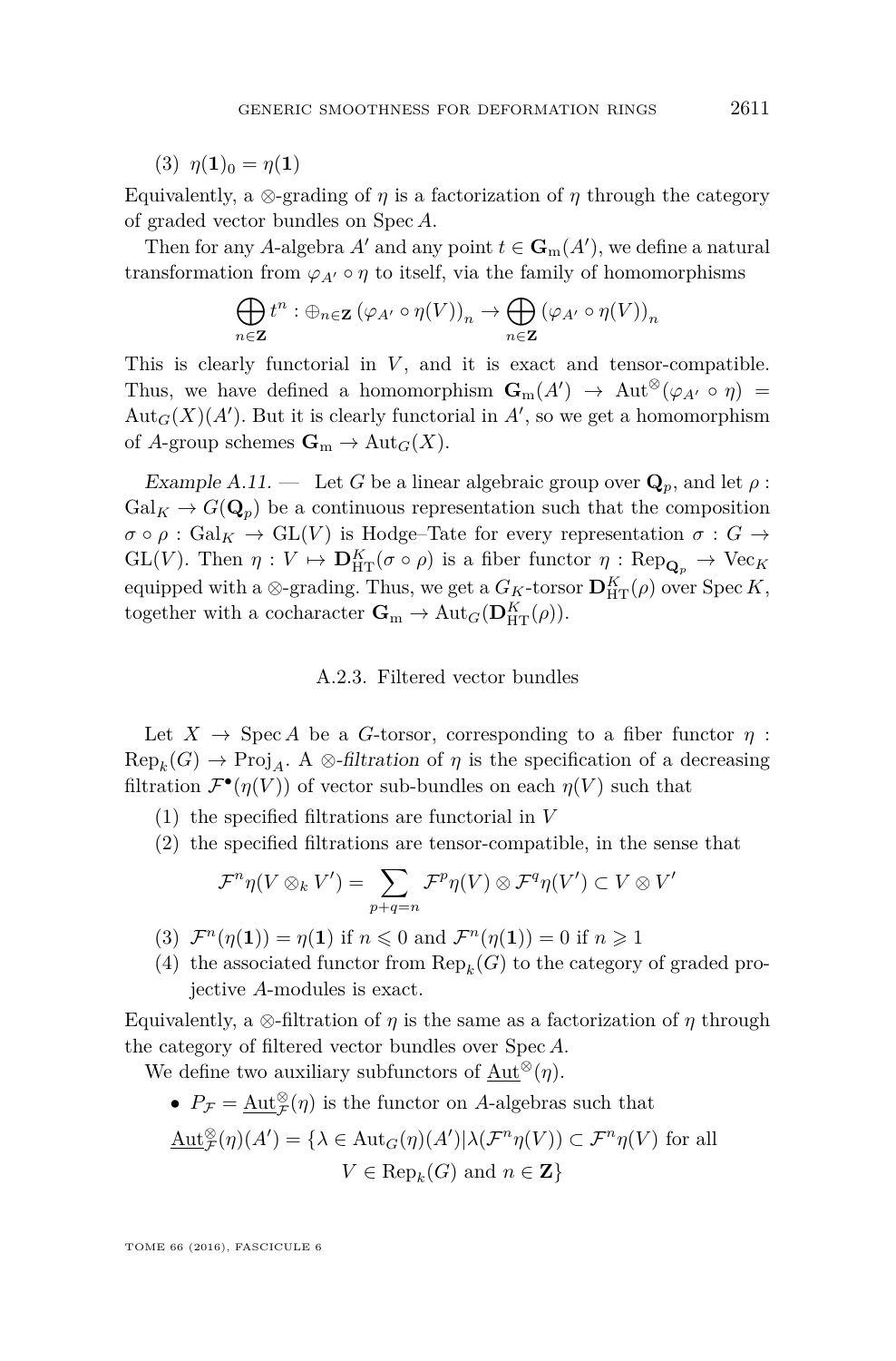(3) $\eta(\mathbf{1})_0 = \eta(\mathbf{1})$

Equivalently, a $\otimes$-grading of $\eta$ is a factorization of $\eta$ through the category of graded vector bundles on $\operatorname{Spec} A$.

Then for any $A$-algebra $A'$ and any point $t \in \mathbf{G}_{\mathrm{m}}(A')$, we define a natural transformation from $\varphi_{A'} \circ \eta$ to itself, via the family of homomorphisms

$$\bigoplus_{n \in \mathbf{Z}} t^n : \oplus_{n \in \mathbf{Z}} \left(\varphi_{A'} \circ \eta(V)\right)_n \to \bigoplus_{n \in \mathbf{Z}} \left(\varphi_{A'} \circ \eta(V)\right)_n$$

This is clearly functorial in $V$, and it is exact and tensor-compatible. Thus, we have defined a homomorphism $\mathbf{G}_{\mathrm{m}}(A') \to \operatorname{Aut}^{\otimes}(\varphi_{A'} \circ \eta) = \operatorname{Aut}_G(X)(A')$. But it is clearly functorial in $A'$, so we get a homomorphism of $A$-group schemes $\mathbf{G}_{\mathrm{m}} \to \operatorname{Aut}_G(X)$.

*Example A.11.* — Let $G$ be a linear algebraic group over $\mathbf{Q}_p$, and let $\rho : \operatorname{Gal}_K \to G(\mathbf{Q}_p)$ be a continuous representation such that the composition $\sigma \circ \rho : \operatorname{Gal}_K \to \operatorname{GL}(V)$ is Hodge–Tate for every representation $\sigma : G \to \operatorname{GL}(V)$. Then $\eta : V \mapsto \mathbf{D}^K_{\mathrm{HT}}(\sigma \circ \rho)$ is a fiber functor $\eta : \operatorname{Rep}_{\mathbf{Q}_p} \to \operatorname{Vec}_K$ equipped with a $\otimes$-grading. Thus, we get a $G_K$-torsor $\mathbf{D}^K_{\mathrm{HT}}(\rho)$ over $\operatorname{Spec} K$, together with a cocharacter $\mathbf{G}_{\mathrm{m}} \to \operatorname{Aut}_G(\mathbf{D}^K_{\mathrm{HT}}(\rho))$.

### A.2.3. Filtered vector bundles

Let $X \to \operatorname{Spec} A$ be a $G$-torsor, corresponding to a fiber functor $\eta : \operatorname{Rep}_k(G) \to \operatorname{Proj}_A$. A *$\otimes$-filtration* of $\eta$ is the specification of a decreasing filtration $\mathcal{F}^\bullet(\eta(V))$ of vector sub-bundles on each $\eta(V)$ such that

(1) the specified filtrations are functorial in $V$

(2) the specified filtrations are tensor-compatible, in the sense that

$$\mathcal{F}^n\eta(V \otimes_k V') = \sum_{p+q=n} \mathcal{F}^p\eta(V) \otimes \mathcal{F}^q\eta(V') \subset V \otimes V'$$

(3) $\mathcal{F}^n(\eta(\mathbf{1})) = \eta(\mathbf{1})$ if $n \leqslant 0$ and $\mathcal{F}^n(\eta(\mathbf{1})) = 0$ if $n \geqslant 1$

(4) the associated functor from $\operatorname{Rep}_k(G)$ to the category of graded projective $A$-modules is exact.

Equivalently, a $\otimes$-filtration of $\eta$ is the same as a factorization of $\eta$ through the category of filtered vector bundles over $\operatorname{Spec} A$.

We define two auxiliary subfunctors of $\underline{\operatorname{Aut}}^{\otimes}(\eta)$.

- $P_{\mathcal{F}} = \underline{\operatorname{Aut}}^{\otimes}_{\mathcal{F}}(\eta)$ is the functor on $A$-algebras such that

$$\underline{\operatorname{Aut}}^{\otimes}_{\mathcal{F}}(\eta)(A') = \{\lambda \in \operatorname{Aut}_G(\eta)(A') | \lambda(\mathcal{F}^n\eta(V)) \subset \mathcal{F}^n\eta(V) \text{ for all } V \in \operatorname{Rep}_k(G) \text{ and } n \in \mathbf{Z}\}$$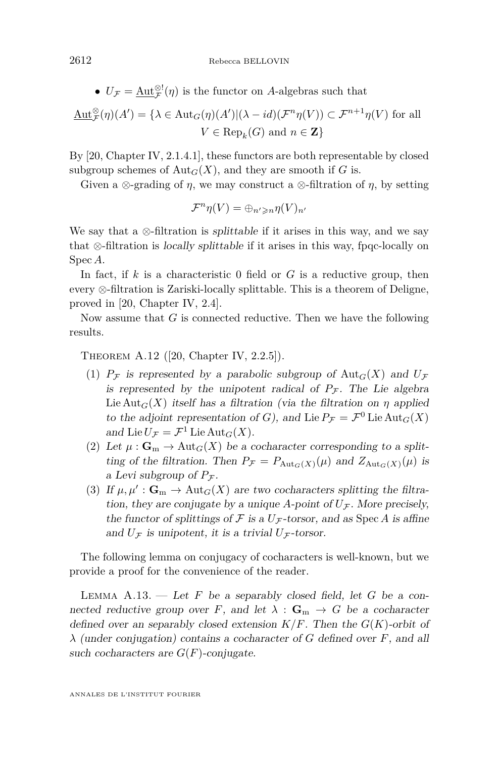- $U_{\mathcal{F}} = \underline{\mathrm{Aut}}^{\otimes !}_{\mathcal{F}}(\eta)$ is the functor on $A$-algebras such that

$$\underline{\mathrm{Aut}}^{\otimes}_{\mathcal{F}}(\eta)(A') = \{\lambda \in \mathrm{Aut}_G(\eta)(A') | (\lambda - id)(\mathcal{F}^n\eta(V)) \subset \mathcal{F}^{n+1}\eta(V) \text{ for all } V \in \mathrm{Rep}_k(G) \text{ and } n \in \mathbf{Z}\}$$

By [20, Chapter IV, 2.1.4.1], these functors are both representable by closed subgroup schemes of $\mathrm{Aut}_G(X)$, and they are smooth if $G$ is.

Given a $\otimes$-grading of $\eta$, we may construct a $\otimes$-filtration of $\eta$, by setting

$$\mathcal{F}^n\eta(V) = \oplus_{n' \geqslant n}\eta(V)_{n'}$$

We say that a $\otimes$-filtration is *splittable* if it arises in this way, and we say that $\otimes$-filtration is *locally splittable* if it arises in this way, fpqc-locally on $\mathrm{Spec}\, A$.

In fact, if $k$ is a characteristic 0 field or $G$ is a reductive group, then every $\otimes$-filtration is Zariski-locally splittable. This is a theorem of Deligne, proved in [20, Chapter IV, 2.4].

Now assume that $G$ is connected reductive. Then we have the following results.

Theorem A.12 ([20, Chapter IV, 2.2.5]).

1. *$P_{\mathcal{F}}$ is represented by a parabolic subgroup of $\mathrm{Aut}_G(X)$ and $U_{\mathcal{F}}$ is represented by the unipotent radical of $P_{\mathcal{F}}$. The Lie algebra $\mathrm{Lie}\,\mathrm{Aut}_G(X)$ itself has a filtration (via the filtration on $\eta$ applied to the adjoint representation of $G$), and $\mathrm{Lie}\, P_{\mathcal{F}} = \mathcal{F}^0\,\mathrm{Lie}\,\mathrm{Aut}_G(X)$ and $\mathrm{Lie}\, U_{\mathcal{F}} = \mathcal{F}^1\,\mathrm{Lie}\,\mathrm{Aut}_G(X)$.*
2. *Let $\mu : \mathbf{G}_{\mathrm{m}} \to \mathrm{Aut}_G(X)$ be a cocharacter corresponding to a splitting of the filtration. Then $P_{\mathcal{F}} = P_{\mathrm{Aut}_G(X)}(\mu)$ and $Z_{\mathrm{Aut}_G(X)}(\mu)$ is a Levi subgroup of $P_{\mathcal{F}}$.*
3. *If $\mu, \mu' : \mathbf{G}_{\mathrm{m}} \to \mathrm{Aut}_G(X)$ are two cocharacters splitting the filtration, they are conjugate by a unique $A$-point of $U_{\mathcal{F}}$. More precisely, the functor of splittings of $\mathcal{F}$ is a $U_{\mathcal{F}}$-torsor, and as $\mathrm{Spec}\, A$ is affine and $U_{\mathcal{F}}$ is unipotent, it is a trivial $U_{\mathcal{F}}$-torsor.*

The following lemma on conjugacy of cocharacters is well-known, but we provide a proof for the convenience of the reader.

Lemma A.13. — *Let $F$ be a separably closed field, let $G$ be a connected reductive group over $F$, and let $\lambda : \mathbf{G}_{\mathrm{m}} \to G$ be a cocharacter defined over an separably closed extension $K/F$. Then the $G(K)$-orbit of $\lambda$ (under conjugation) contains a cocharacter of $G$ defined over $F$, and all such cocharacters are $G(F)$-conjugate.*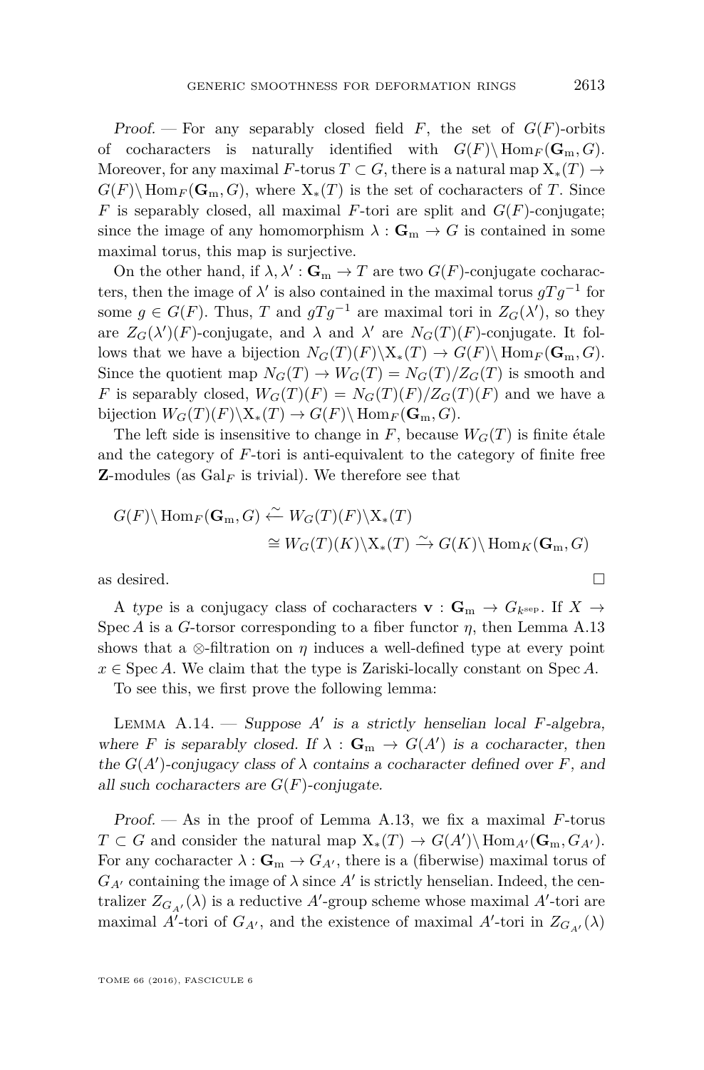*Proof.* — For any separably closed field $F$, the set of $G(F)$-orbits of cocharacters is naturally identified with $G(F)\backslash \operatorname{Hom}_F(\mathbf{G}_{\mathrm{m}}, G)$. Moreover, for any maximal $F$-torus $T \subset G$, there is a natural map $\mathrm{X}_*(T) \to G(F)\backslash \operatorname{Hom}_F(\mathbf{G}_{\mathrm{m}}, G)$, where $\mathrm{X}_*(T)$ is the set of cocharacters of $T$. Since $F$ is separably closed, all maximal $F$-tori are split and $G(F)$-conjugate; since the image of any homomorphism $\lambda : \mathbf{G}_{\mathrm{m}} \to G$ is contained in some maximal torus, this map is surjective.

On the other hand, if $\lambda, \lambda' : \mathbf{G}_{\mathrm{m}} \to T$ are two $G(F)$-conjugate cocharacters, then the image of $\lambda'$ is also contained in the maximal torus $gTg^{-1}$ for some $g \in G(F)$. Thus, $T$ and $gTg^{-1}$ are maximal tori in $Z_G(\lambda')$, so they are $Z_G(\lambda')(F)$-conjugate, and $\lambda$ and $\lambda'$ are $N_G(T)(F)$-conjugate. It follows that we have a bijection $N_G(T)(F)\backslash \mathrm{X}_*(T) \to G(F)\backslash \operatorname{Hom}_F(\mathbf{G}_{\mathrm{m}}, G)$. Since the quotient map $N_G(T) \to W_G(T) = N_G(T)/Z_G(T)$ is smooth and $F$ is separably closed, $W_G(T)(F) = N_G(T)(F)/Z_G(T)(F)$ and we have a bijection $W_G(T)(F)\backslash \mathrm{X}_*(T) \to G(F)\backslash \operatorname{Hom}_F(\mathbf{G}_{\mathrm{m}}, G)$.

The left side is insensitive to change in $F$, because $W_G(T)$ is finite étale and the category of $F$-tori is anti-equivalent to the category of finite free $\mathbf{Z}$-modules (as $\mathrm{Gal}_F$ is trivial). We therefore see that

$$
\begin{aligned}
G(F)\backslash \operatorname{Hom}_F(\mathbf{G}_{\mathrm{m}}, G) &\xleftarrow{\sim} W_G(T)(F)\backslash \mathrm{X}_*(T) \\
&\cong W_G(T)(K)\backslash \mathrm{X}_*(T) \xrightarrow{\sim} G(K)\backslash \operatorname{Hom}_K(\mathbf{G}_{\mathrm{m}}, G)
\end{aligned}
$$

as desired. $\square$

A *type* is a conjugacy class of cocharacters $\mathbf{v} : \mathbf{G}_{\mathrm{m}} \to G_{k^{\mathrm{sep}}}$. If $X \to \operatorname{Spec} A$ is a $G$-torsor corresponding to a fiber functor $\eta$, then Lemma A.13 shows that a $\otimes$-filtration on $\eta$ induces a well-defined type at every point $x \in \operatorname{Spec} A$. We claim that the type is Zariski-locally constant on $\operatorname{Spec} A$.

To see this, we first prove the following lemma:

Lemma A.14. — *Suppose $A'$ is a strictly henselian local $F$-algebra, where $F$ is separably closed. If $\lambda : \mathbf{G}_{\mathrm{m}} \to G(A')$ is a cocharacter, then the $G(A')$-conjugacy class of $\lambda$ contains a cocharacter defined over $F$, and all such cocharacters are $G(F)$-conjugate.*

*Proof.* — As in the proof of Lemma A.13, we fix a maximal $F$-torus $T \subset G$ and consider the natural map $\mathrm{X}_*(T) \to G(A')\backslash \operatorname{Hom}_{A'}(\mathbf{G}_{\mathrm{m}}, G_{A'})$. For any cocharacter $\lambda : \mathbf{G}_{\mathrm{m}} \to G_{A'}$, there is a (fiberwise) maximal torus of $G_{A'}$ containing the image of $\lambda$ since $A'$ is strictly henselian. Indeed, the centralizer $Z_{G_{A'}}(\lambda)$ is a reductive $A'$-group scheme whose maximal $A'$-tori are maximal $A'$-tori of $G_{A'}$, and the existence of maximal $A'$-tori in $Z_{G_{A'}}(\lambda)$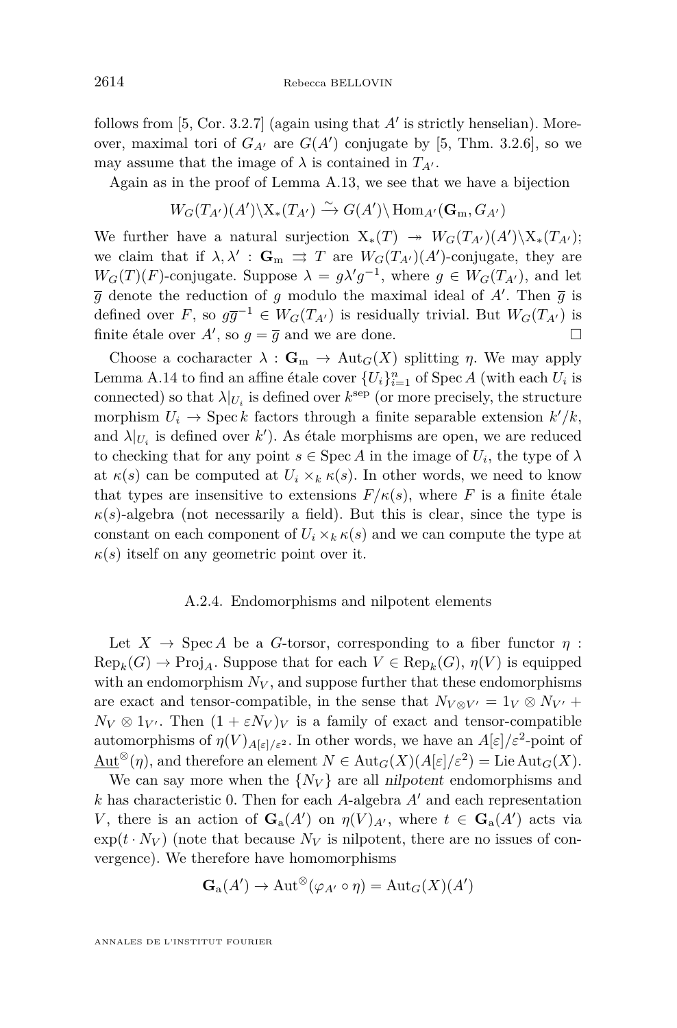follows from [5, Cor. 3.2.7] (again using that $A'$ is strictly henselian). Moreover, maximal tori of $G_{A'}$ are $G(A')$ conjugate by [5, Thm. 3.2.6], so we may assume that the image of $\lambda$ is contained in $T_{A'}$.

Again as in the proof of Lemma A.13, we see that we have a bijection

$$W_G(T_{A'})(A')\backslash \mathrm{X}_*(T_{A'}) \xrightarrow{\sim} G(A')\backslash \mathrm{Hom}_{A'}(\mathbf{G}_{\mathrm{m}}, G_{A'})$$

We further have a natural surjection $\mathrm{X}_*(T) \twoheadrightarrow W_G(T_{A'})(A')\backslash \mathrm{X}_*(T_{A'})$; we claim that if $\lambda, \lambda' : \mathbf{G}_{\mathrm{m}} \rightrightarrows T$ are $W_G(T_{A'})(A')$-conjugate, they are $W_G(T)(F)$-conjugate. Suppose $\lambda = g\lambda' g^{-1}$, where $g \in W_G(T_{A'})$, and let $\overline{g}$ denote the reduction of $g$ modulo the maximal ideal of $A'$. Then $\overline{g}$ is defined over $F$, so $g\overline{g}^{-1} \in W_G(T_{A'})$ is residually trivial. But $W_G(T_{A'})$ is finite étale over $A'$, so $g = \overline{g}$ and we are done. $\square$

Choose a cocharacter $\lambda : \mathbf{G}_{\mathrm{m}} \to \mathrm{Aut}_G(X)$ splitting $\eta$. We may apply Lemma A.14 to find an affine étale cover $\{U_i\}_{i=1}^n$ of $\operatorname{Spec} A$ (with each $U_i$ is connected) so that $\lambda|_{U_i}$ is defined over $k^{\mathrm{sep}}$ (or more precisely, the structure morphism $U_i \to \operatorname{Spec} k$ factors through a finite separable extension $k'/k$, and $\lambda|_{U_i}$ is defined over $k'$). As étale morphisms are open, we are reduced to checking that for any point $s \in \operatorname{Spec} A$ in the image of $U_i$, the type of $\lambda$ at $\kappa(s)$ can be computed at $U_i \times_k \kappa(s)$. In other words, we need to know that types are insensitive to extensions $F/\kappa(s)$, where $F$ is a finite étale $\kappa(s)$-algebra (not necessarily a field). But this is clear, since the type is constant on each component of $U_i \times_k \kappa(s)$ and we can compute the type at $\kappa(s)$ itself on any geometric point over it.

### A.2.4. Endomorphisms and nilpotent elements

Let $X \to \operatorname{Spec} A$ be a $G$-torsor, corresponding to a fiber functor $\eta : \mathrm{Rep}_k(G) \to \mathrm{Proj}_A$. Suppose that for each $V \in \mathrm{Rep}_k(G)$, $\eta(V)$ is equipped with an endomorphism $N_V$, and suppose further that these endomorphisms are exact and tensor-compatible, in the sense that $N_{V\otimes V'} = 1_V \otimes N_{V'} + N_V \otimes 1_{V'}$. Then $(1 + \varepsilon N_V)_V$ is a family of exact and tensor-compatible automorphisms of $\eta(V)_{A[\varepsilon]/\varepsilon^2}$. In other words, we have an $A[\varepsilon]/\varepsilon^2$-point of $\underline{\mathrm{Aut}}^{\otimes}(\eta)$, and therefore an element $N \in \mathrm{Aut}_G(X)(A[\varepsilon]/\varepsilon^2) = \mathrm{Lie}\,\mathrm{Aut}_G(X)$.

We can say more when the $\{N_V\}$ are all *nilpotent* endomorphisms and $k$ has characteristic 0. Then for each $A$-algebra $A'$ and each representation $V$, there is an action of $\mathbf{G}_{\mathrm{a}}(A')$ on $\eta(V)_{A'}$, where $t \in \mathbf{G}_{\mathrm{a}}(A')$ acts via $\exp(t \cdot N_V)$ (note that because $N_V$ is nilpotent, there are no issues of convergence). We therefore have homomorphisms

$$\mathbf{G}_{\mathrm{a}}(A') \to \mathrm{Aut}^{\otimes}(\varphi_{A'} \circ \eta) = \mathrm{Aut}_G(X)(A')$$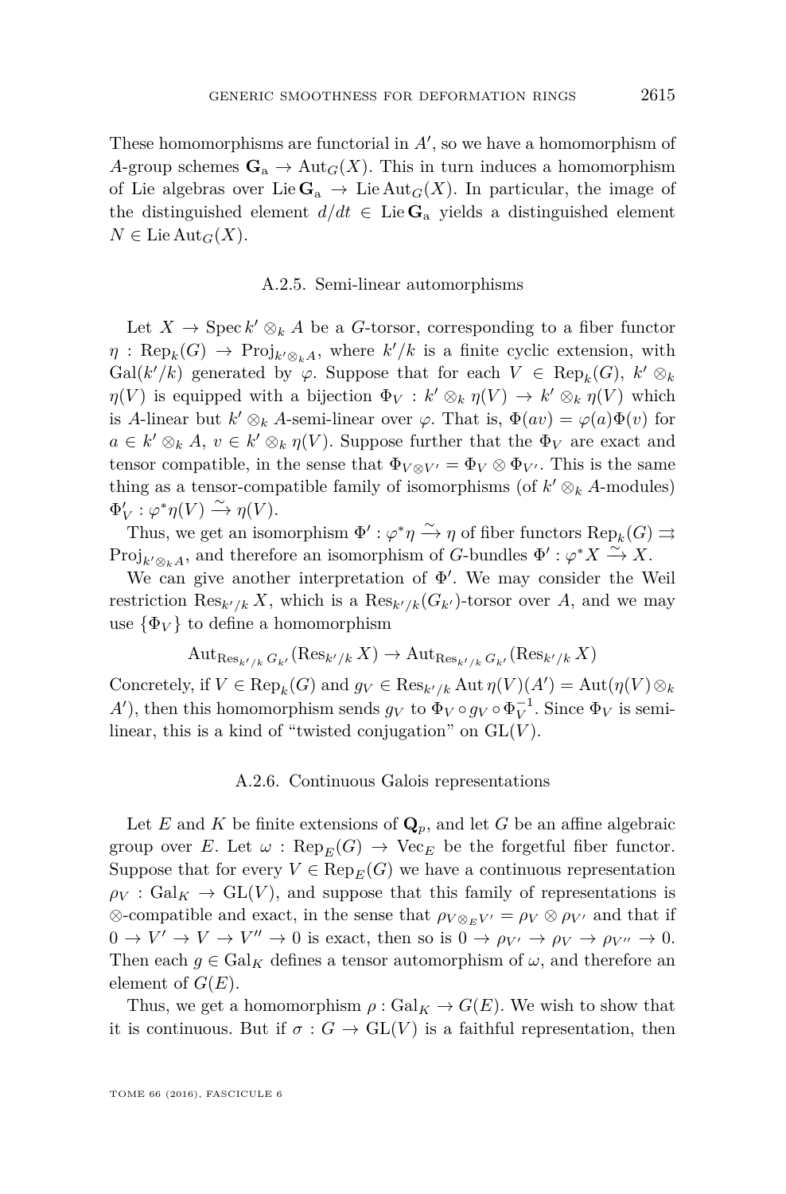These homomorphisms are functorial in $A'$, so we have a homomorphism of $A$-group schemes $\mathbf{G}_{\mathrm{a}} \to \mathrm{Aut}_G(X)$. This in turn induces a homomorphism of Lie algebras over $\mathrm{Lie}\,\mathbf{G}_{\mathrm{a}} \to \mathrm{Lie}\,\mathrm{Aut}_G(X)$. In particular, the image of the distinguished element $d/dt \in \mathrm{Lie}\,\mathbf{G}_{\mathrm{a}}$ yields a distinguished element $N \in \mathrm{Lie}\,\mathrm{Aut}_G(X)$.

### A.2.5. Semi-linear automorphisms

Let $X \to \mathrm{Spec}\, k' \otimes_k A$ be a $G$-torsor, corresponding to a fiber functor $\eta : \mathrm{Rep}_k(G) \to \mathrm{Proj}_{k'\otimes_k A}$, where $k'/k$ is a finite cyclic extension, with $\mathrm{Gal}(k'/k)$ generated by $\varphi$. Suppose that for each $V \in \mathrm{Rep}_k(G)$, $k' \otimes_k \eta(V)$ is equipped with a bijection $\Phi_V : k' \otimes_k \eta(V) \to k' \otimes_k \eta(V)$ which is $A$-linear but $k' \otimes_k A$-semi-linear over $\varphi$. That is, $\Phi(av) = \varphi(a)\Phi(v)$ for $a \in k' \otimes_k A$, $v \in k' \otimes_k \eta(V)$. Suppose further that the $\Phi_V$ are exact and tensor compatible, in the sense that $\Phi_{V\otimes V'} = \Phi_V \otimes \Phi_{V'}$. This is the same thing as a tensor-compatible family of isomorphisms (of $k' \otimes_k A$-modules) $\Phi'_V : \varphi^*\eta(V) \xrightarrow{\sim} \eta(V)$.

Thus, we get an isomorphism $\Phi' : \varphi^*\eta \xrightarrow{\sim} \eta$ of fiber functors $\mathrm{Rep}_k(G) \rightrightarrows \mathrm{Proj}_{k'\otimes_k A}$, and therefore an isomorphism of $G$-bundles $\Phi' : \varphi^* X \xrightarrow{\sim} X$.

We can give another interpretation of $\Phi'$. We may consider the Weil restriction $\mathrm{Res}_{k'/k} X$, which is a $\mathrm{Res}_{k'/k}(G_{k'})$-torsor over $A$, and we may use $\{\Phi_V\}$ to define a homomorphism

$$\mathrm{Aut}_{\mathrm{Res}_{k'/k} G_{k'}}(\mathrm{Res}_{k'/k} X) \to \mathrm{Aut}_{\mathrm{Res}_{k'/k} G_{k'}}(\mathrm{Res}_{k'/k} X)$$

Concretely, if $V \in \mathrm{Rep}_k(G)$ and $g_V \in \mathrm{Res}_{k'/k}\mathrm{Aut}\,\eta(V)(A') = \mathrm{Aut}(\eta(V)\otimes_k A')$, then this homomorphism sends $g_V$ to $\Phi_V \circ g_V \circ \Phi_V^{-1}$. Since $\Phi_V$ is semi-linear, this is a kind of "twisted conjugation" on $\mathrm{GL}(V)$.

### A.2.6. Continuous Galois representations

Let $E$ and $K$ be finite extensions of $\mathbf{Q}_p$, and let $G$ be an affine algebraic group over $E$. Let $\omega : \mathrm{Rep}_E(G) \to \mathrm{Vec}_E$ be the forgetful fiber functor. Suppose that for every $V \in \mathrm{Rep}_E(G)$ we have a continuous representation $\rho_V : \mathrm{Gal}_K \to \mathrm{GL}(V)$, and suppose that this family of representations is $\otimes$-compatible and exact, in the sense that $\rho_{V\otimes_E V'} = \rho_V \otimes \rho_{V'}$ and that if $0 \to V' \to V \to V'' \to 0$ is exact, then so is $0 \to \rho_{V'} \to \rho_V \to \rho_{V''} \to 0$. Then each $g \in \mathrm{Gal}_K$ defines a tensor automorphism of $\omega$, and therefore an element of $G(E)$.

Thus, we get a homomorphism $\rho : \mathrm{Gal}_K \to G(E)$. We wish to show that it is continuous. But if $\sigma : G \to \mathrm{GL}(V)$ is a faithful representation, then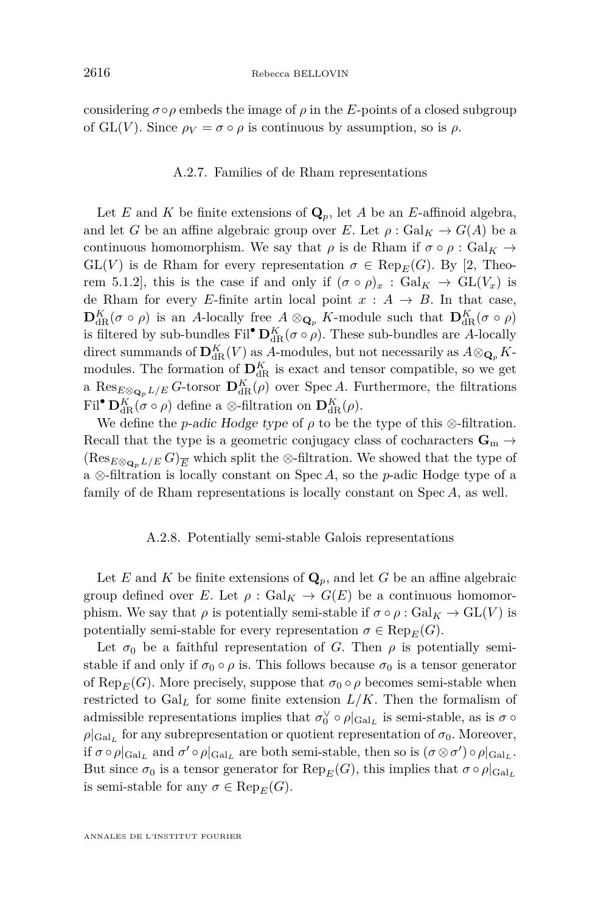considering $\sigma\circ\rho$ embeds the image of $\rho$ in the $E$-points of a closed subgroup of $\mathrm{GL}(V)$. Since $\rho_V = \sigma\circ\rho$ is continuous by assumption, so is $\rho$.

### A.2.7. Families of de Rham representations

Let $E$ and $K$ be finite extensions of $\mathbf{Q}_p$, let $A$ be an $E$-affinoid algebra, and let $G$ be an affine algebraic group over $E$. Let $\rho : \mathrm{Gal}_K \to G(A)$ be a continuous homomorphism. We say that $\rho$ is de Rham if $\sigma\circ\rho : \mathrm{Gal}_K \to \mathrm{GL}(V)$ is de Rham for every representation $\sigma \in \mathrm{Rep}_E(G)$. By [2, Theorem 5.1.2], this is the case if and only if $(\sigma\circ\rho)_x : \mathrm{Gal}_K \to \mathrm{GL}(V_x)$ is de Rham for every $E$-finite artin local point $x : A \to B$. In that case, $\mathbf{D}_{\mathrm{dR}}^K(\sigma\circ\rho)$ is an $A$-locally free $A\otimes_{\mathbf{Q}_p} K$-module such that $\mathbf{D}_{\mathrm{dR}}^K(\sigma\circ\rho)$ is filtered by sub-bundles $\mathrm{Fil}^\bullet \mathbf{D}_{\mathrm{dR}}^K(\sigma\circ\rho)$. These sub-bundles are $A$-locally direct summands of $\mathbf{D}_{\mathrm{dR}}^K(V)$ as $A$-modules, but not necessarily as $A\otimes_{\mathbf{Q}_p} K$-modules. The formation of $\mathbf{D}_{\mathrm{dR}}^K$ is exact and tensor compatible, so we get a $\mathrm{Res}_{E\otimes_{\mathbf{Q}_p} L/E}\, G$-torsor $\mathbf{D}_{\mathrm{dR}}^K(\rho)$ over $\operatorname{Spec} A$. Furthermore, the filtrations $\mathrm{Fil}^\bullet \mathbf{D}_{\mathrm{dR}}^K(\sigma\circ\rho)$ define a $\otimes$-filtration on $\mathbf{D}_{\mathrm{dR}}^K(\rho)$.

We define the *p-adic Hodge type* of $\rho$ to be the type of this $\otimes$-filtration. Recall that the type is a geometric conjugacy class of cocharacters $\mathbf{G}_{\mathrm{m}} \to (\mathrm{Res}_{E\otimes_{\mathbf{Q}_p} L/E}\, G)_{\overline{E}}$ which split the $\otimes$-filtration. We showed that the type of a $\otimes$-filtration is locally constant on $\operatorname{Spec} A$, so the $p$-adic Hodge type of a family of de Rham representations is locally constant on $\operatorname{Spec} A$, as well.

### A.2.8. Potentially semi-stable Galois representations

Let $E$ and $K$ be finite extensions of $\mathbf{Q}_p$, and let $G$ be an affine algebraic group defined over $E$. Let $\rho : \mathrm{Gal}_K \to G(E)$ be a continuous homomorphism. We say that $\rho$ is potentially semi-stable if $\sigma\circ\rho : \mathrm{Gal}_K \to \mathrm{GL}(V)$ is potentially semi-stable for every representation $\sigma \in \mathrm{Rep}_E(G)$.

Let $\sigma_0$ be a faithful representation of $G$. Then $\rho$ is potentially semi-stable if and only if $\sigma_0\circ\rho$ is. This follows because $\sigma_0$ is a tensor generator of $\mathrm{Rep}_E(G)$. More precisely, suppose that $\sigma_0\circ\rho$ becomes semi-stable when restricted to $\mathrm{Gal}_L$ for some finite extension $L/K$. Then the formalism of admissible representations implies that $\sigma_0^\vee\circ\rho|_{\mathrm{Gal}_L}$ is semi-stable, as is $\sigma\circ\rho|_{\mathrm{Gal}_L}$ for any subrepresentation or quotient representation of $\sigma_0$. Moreover, if $\sigma\circ\rho|_{\mathrm{Gal}_L}$ and $\sigma'\circ\rho|_{\mathrm{Gal}_L}$ are both semi-stable, then so is $(\sigma\otimes\sigma')\circ\rho|_{\mathrm{Gal}_L}$. But since $\sigma_0$ is a tensor generator for $\mathrm{Rep}_E(G)$, this implies that $\sigma\circ\rho|_{\mathrm{Gal}_L}$ is semi-stable for any $\sigma \in \mathrm{Rep}_E(G)$.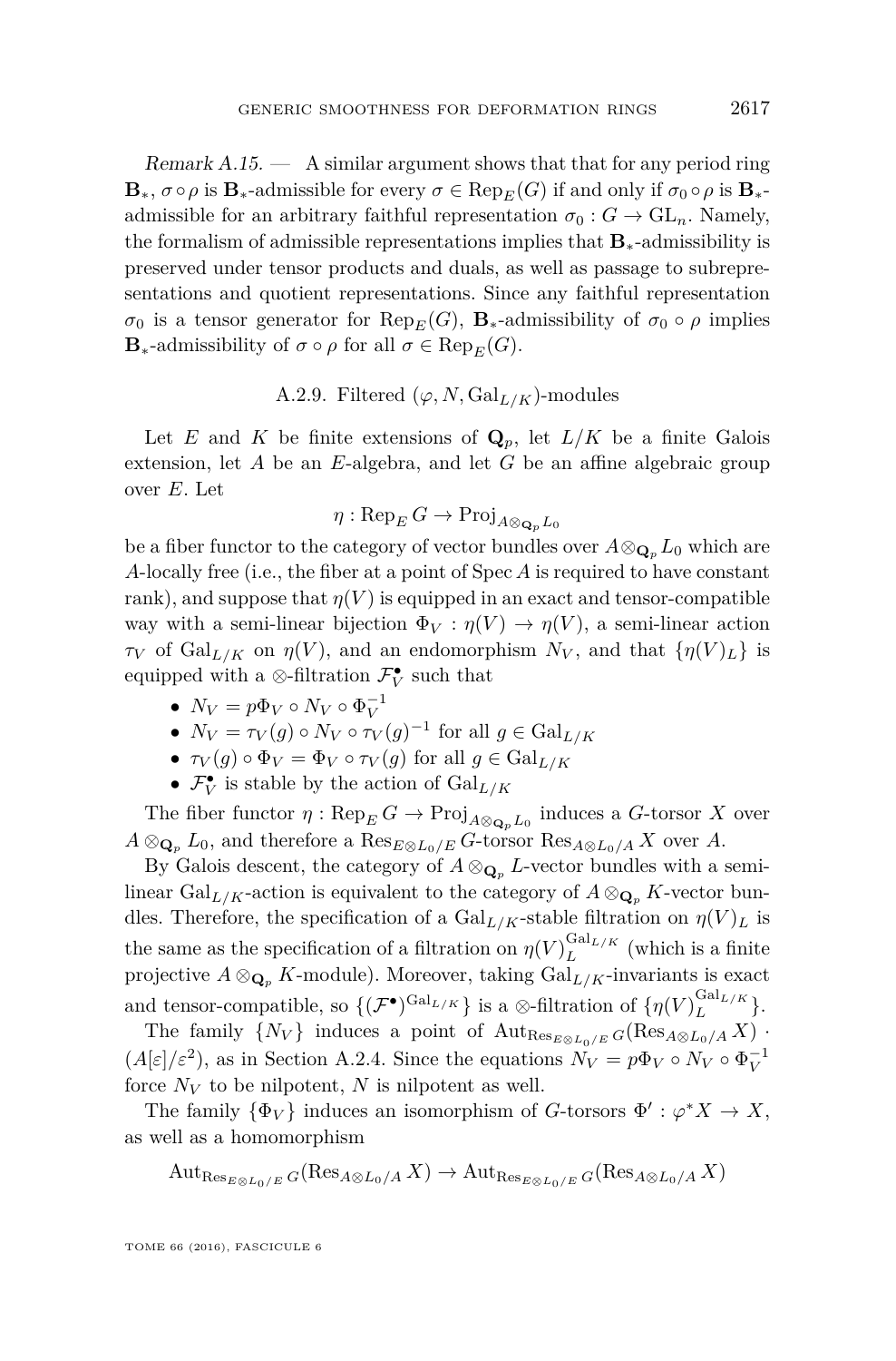*Remark A.15.* — A similar argument shows that that for any period ring $\mathbf{B}_*$, $\sigma \circ \rho$ is $\mathbf{B}_*$-admissible for every $\sigma \in \operatorname{Rep}_E(G)$ if and only if $\sigma_0 \circ \rho$ is $\mathbf{B}_*$-admissible for an arbitrary faithful representation $\sigma_0 : G \to \operatorname{GL}_n$. Namely, the formalism of admissible representations implies that $\mathbf{B}_*$-admissibility is preserved under tensor products and duals, as well as passage to subrepresentations and quotient representations. Since any faithful representation $\sigma_0$ is a tensor generator for $\operatorname{Rep}_E(G)$, $\mathbf{B}_*$-admissibility of $\sigma_0 \circ \rho$ implies $\mathbf{B}_*$-admissibility of $\sigma \circ \rho$ for all $\sigma \in \operatorname{Rep}_E(G)$.

### A.2.9. Filtered $(\varphi, N, \operatorname{Gal}_{L/K})$-modules

Let $E$ and $K$ be finite extensions of $\mathbf{Q}_p$, let $L/K$ be a finite Galois extension, let $A$ be an $E$-algebra, and let $G$ be an affine algebraic group over $E$. Let

$$\eta : \operatorname{Rep}_E G \to \operatorname{Proj}_{A \otimes_{\mathbf{Q}_p} L_0}$$

be a fiber functor to the category of vector bundles over $A \otimes_{\mathbf{Q}_p} L_0$ which are $A$-locally free (i.e., the fiber at a point of $\operatorname{Spec} A$ is required to have constant rank), and suppose that $\eta(V)$ is equipped in an exact and tensor-compatible way with a semi-linear bijection $\Phi_V : \eta(V) \to \eta(V)$, a semi-linear action $\tau_V$ of $\operatorname{Gal}_{L/K}$ on $\eta(V)$, and an endomorphism $N_V$, and that $\{\eta(V)_L\}$ is equipped with a $\otimes$-filtration $\mathcal{F}_V^\bullet$ such that

- $N_V = p\Phi_V \circ N_V \circ \Phi_V^{-1}$
- $N_V = \tau_V(g) \circ N_V \circ \tau_V(g)^{-1}$ for all $g \in \operatorname{Gal}_{L/K}$
- $\tau_V(g) \circ \Phi_V = \Phi_V \circ \tau_V(g)$ for all $g \in \operatorname{Gal}_{L/K}$
- $\mathcal{F}_V^\bullet$ is stable by the action of $\operatorname{Gal}_{L/K}$

The fiber functor $\eta : \operatorname{Rep}_E G \to \operatorname{Proj}_{A \otimes_{\mathbf{Q}_p} L_0}$ induces a $G$-torsor $X$ over $A \otimes_{\mathbf{Q}_p} L_0$, and therefore a $\operatorname{Res}_{E \otimes L_0/E} G$-torsor $\operatorname{Res}_{A \otimes L_0/A} X$ over $A$.

By Galois descent, the category of $A \otimes_{\mathbf{Q}_p} L$-vector bundles with a semi-linear $\operatorname{Gal}_{L/K}$-action is equivalent to the category of $A \otimes_{\mathbf{Q}_p} K$-vector bundles. Therefore, the specification of a $\operatorname{Gal}_{L/K}$-stable filtration on $\eta(V)_L$ is the same as the specification of a filtration on $\eta(V)_L^{\operatorname{Gal}_{L/K}}$ (which is a finite projective $A \otimes_{\mathbf{Q}_p} K$-module). Moreover, taking $\operatorname{Gal}_{L/K}$-invariants is exact and tensor-compatible, so $\{(\mathcal{F}^\bullet)^{\operatorname{Gal}_{L/K}}\}$ is a $\otimes$-filtration of $\{\eta(V)_L^{\operatorname{Gal}_{L/K}}\}$.

The family $\{N_V\}$ induces a point of $\operatorname{Aut}_{\operatorname{Res}_{E \otimes L_0/E} G}(\operatorname{Res}_{A \otimes L_0/A} X) \cdot (A[\varepsilon]/\varepsilon^2)$, as in Section A.2.4. Since the equations $N_V = p\Phi_V \circ N_V \circ \Phi_V^{-1}$ force $N_V$ to be nilpotent, $N$ is nilpotent as well.

The family $\{\Phi_V\}$ induces an isomorphism of $G$-torsors $\Phi' : \varphi^* X \to X$, as well as a homomorphism

$$\operatorname{Aut}_{\operatorname{Res}_{E \otimes L_0/E} G}(\operatorname{Res}_{A \otimes L_0/A} X) \to \operatorname{Aut}_{\operatorname{Res}_{E \otimes L_0/E} G}(\operatorname{Res}_{A \otimes L_0/A} X)$$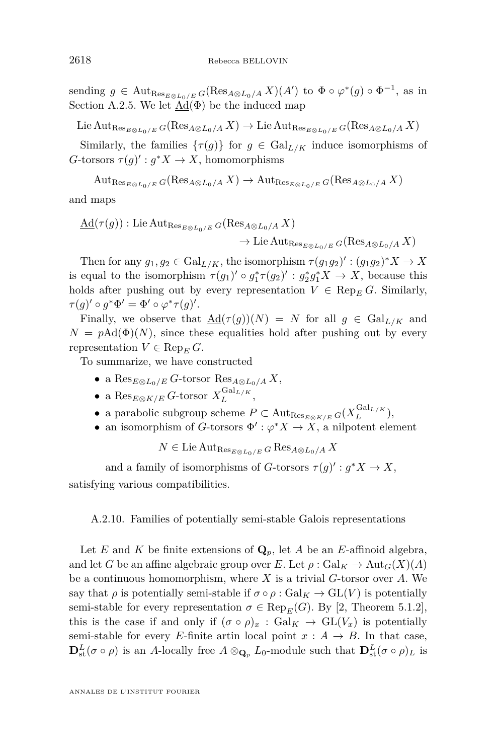sending $g \in \operatorname{Aut}_{\operatorname{Res}_{E\otimes L_0/E} G}(\operatorname{Res}_{A\otimes L_0/A} X)(A')$ to $\Phi \circ \varphi^*(g) \circ \Phi^{-1}$, as in Section A.2.5. We let $\underline{\operatorname{Ad}}(\Phi)$ be the induced map

$$\operatorname{Lie} \operatorname{Aut}_{\operatorname{Res}_{E\otimes L_0/E} G}(\operatorname{Res}_{A\otimes L_0/A} X) \to \operatorname{Lie} \operatorname{Aut}_{\operatorname{Res}_{E\otimes L_0/E} G}(\operatorname{Res}_{A\otimes L_0/A} X)$$

Similarly, the families $\{\tau(g)\}$ for $g \in \operatorname{Gal}_{L/K}$ induce isomorphisms of $G$-torsors $\tau(g)' : g^*X \to X$, homomorphisms

$$\operatorname{Aut}_{\operatorname{Res}_{E\otimes L_0/E} G}(\operatorname{Res}_{A\otimes L_0/A} X) \to \operatorname{Aut}_{\operatorname{Res}_{E\otimes L_0/E} G}(\operatorname{Res}_{A\otimes L_0/A} X)$$

and maps

$$\underline{\operatorname{Ad}}(\tau(g)) : \operatorname{Lie} \operatorname{Aut}_{\operatorname{Res}_{E\otimes L_0/E} G}(\operatorname{Res}_{A\otimes L_0/A} X) \to \operatorname{Lie} \operatorname{Aut}_{\operatorname{Res}_{E\otimes L_0/E} G}(\operatorname{Res}_{A\otimes L_0/A} X)$$

Then for any $g_1, g_2 \in \operatorname{Gal}_{L/K}$, the isomorphism $\tau(g_1g_2)' : (g_1g_2)^*X \to X$ is equal to the isomorphism $\tau(g_1)' \circ g_1^*\tau(g_2)' : g_2^*g_1^*X \to X$, because this holds after pushing out by every representation $V \in \operatorname{Rep}_E G$. Similarly, $\tau(g)' \circ g^*\Phi' = \Phi' \circ \varphi^*\tau(g)'$.

Finally, we observe that $\underline{\operatorname{Ad}}(\tau(g))(N) = N$ for all $g \in \operatorname{Gal}_{L/K}$ and $N = p\underline{\operatorname{Ad}}(\Phi)(N)$, since these equalities hold after pushing out by every representation $V \in \operatorname{Rep}_E G$.

To summarize, we have constructed

- a $\operatorname{Res}_{E\otimes L_0/E} G$-torsor $\operatorname{Res}_{A\otimes L_0/A} X$,
- a $\operatorname{Res}_{E\otimes K/E} G$-torsor $X_L^{\operatorname{Gal}_{L/K}}$,
- a parabolic subgroup scheme $P \subset \operatorname{Aut}_{\operatorname{Res}_{E\otimes K/E} G}(X_L^{\operatorname{Gal}_{L/K}})$,
- an isomorphism of $G$-torsors $\Phi' : \varphi^*X \to X$, a nilpotent element

  $$N \in \operatorname{Lie} \operatorname{Aut}_{\operatorname{Res}_{E\otimes L_0/E} G} \operatorname{Res}_{A\otimes L_0/A} X$$

  and a family of isomorphisms of $G$-torsors $\tau(g)' : g^*X \to X$,

satisfying various compatibilities.

### A.2.10. Families of potentially semi-stable Galois representations

Let $E$ and $K$ be finite extensions of $\mathbf{Q}_p$, let $A$ be an $E$-affinoid algebra, and let $G$ be an affine algebraic group over $E$. Let $\rho : \operatorname{Gal}_K \to \operatorname{Aut}_G(X)(A)$ be a continuous homomorphism, where $X$ is a trivial $G$-torsor over $A$. We say that $\rho$ is potentially semi-stable if $\sigma \circ \rho : \operatorname{Gal}_K \to \operatorname{GL}(V)$ is potentially semi-stable for every representation $\sigma \in \operatorname{Rep}_E(G)$. By [2, Theorem 5.1.2], this is the case if and only if $(\sigma \circ \rho)_x : \operatorname{Gal}_K \to \operatorname{GL}(V_x)$ is potentially semi-stable for every $E$-finite artin local point $x : A \to B$. In that case, $\mathbf{D}_{\mathrm{st}}^L(\sigma \circ \rho)$ is an $A$-locally free $A \otimes_{\mathbf{Q}_p} L_0$-module such that $\mathbf{D}_{\mathrm{st}}^L(\sigma \circ \rho)_L$ is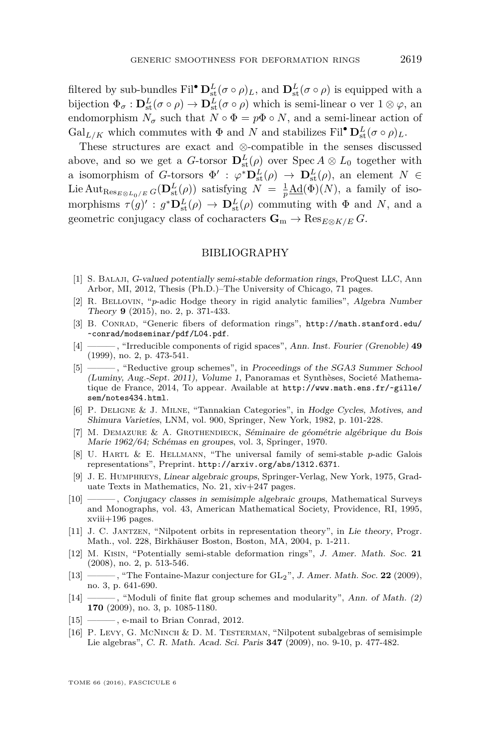filtered by sub-bundles $\mathrm{Fil}^\bullet \mathbf{D}_{\mathrm{st}}^L(\sigma\circ\rho)_L$, and $\mathbf{D}_{\mathrm{st}}^L(\sigma\circ\rho)$ is equipped with a bijection $\Phi_\sigma : \mathbf{D}_{\mathrm{st}}^L(\sigma\circ\rho) \to \mathbf{D}_{\mathrm{st}}^L(\sigma\circ\rho)$ which is semi-linear o ver $1\otimes\varphi$, an endomorphism $N_\sigma$ such that $N\circ\Phi = p\Phi\circ N$, and a semi-linear action of $\mathrm{Gal}_{L/K}$ which commutes with $\Phi$ and $N$ and stabilizes $\mathrm{Fil}^\bullet \mathbf{D}_{\mathrm{st}}^L(\sigma\circ\rho)_L$.

These structures are exact and $\otimes$-compatible in the senses discussed above, and so we get a $G$-torsor $\mathbf{D}_{\mathrm{st}}^L(\rho)$ over $\operatorname{Spec} A\otimes L_0$ together with a isomorphism of $G$-torsors $\Phi' : \varphi^*\mathbf{D}_{\mathrm{st}}^L(\rho) \to \mathbf{D}_{\mathrm{st}}^L(\rho)$, an element $N \in \operatorname{Lie}\operatorname{Aut}_{\operatorname{Res}_{E\otimes L_0/E} G}(\mathbf{D}_{\mathrm{st}}^L(\rho))$ satisfying $N = \frac{1}{p}\underline{\mathrm{Ad}}(\Phi)(N)$, a family of isomorphisms $\tau(g)' : g^*\mathbf{D}_{\mathrm{st}}^L(\rho) \to \mathbf{D}_{\mathrm{st}}^L(\rho)$ commuting with $\Phi$ and $N$, and a geometric conjugacy class of cocharacters $\mathbf{G}_{\mathrm{m}} \to \operatorname{Res}_{E\otimes K/E} G$.

## BIBLIOGRAPHY

[1] S. Balaji, *G-valued potentially semi-stable deformation rings*, ProQuest LLC, Ann Arbor, MI, 2012, Thesis (Ph.D.)–The University of Chicago, 71 pages.

[2] R. Bellovin, "p-adic Hodge theory in rigid analytic families", *Algebra Number Theory* **9** (2015), no. 2, p. 371-433.

[3] B. Conrad, "Generic fibers of deformation rings", http://math.stanford.edu/~conrad/modseminar/pdf/L04.pdf.

[4] ———, "Irreducible components of rigid spaces", *Ann. Inst. Fourier (Grenoble)* **49** (1999), no. 2, p. 473-541.

[5] ———, "Reductive group schemes", in *Proceedings of the SGA3 Summer School (Luminy, Aug.-Sept. 2011), Volume 1*, Panoramas et Synthèses, Societé Mathematique de France, 2014, To appear. Available at http://www.math.ens.fr/~gille/sem/notes434.html.

[6] P. Deligne & J. Milne, "Tannakian Categories", in *Hodge Cycles, Motives, and Shimura Varieties*, LNM, vol. 900, Springer, New York, 1982, p. 101-228.

[7] M. Demazure & A. Grothendieck, *Séminaire de géométrie algébrique du Bois Marie 1962/64; Schémas en groupes*, vol. 3, Springer, 1970.

[8] U. Hartl & E. Hellmann, "The universal family of semi-stable p-adic Galois representations", Preprint. http://arxiv.org/abs/1312.6371.

[9] J. E. Humphreys, *Linear algebraic groups*, Springer-Verlag, New York, 1975, Graduate Texts in Mathematics, No. 21, xiv+247 pages.

[10] ———, *Conjugacy classes in semisimple algebraic groups*, Mathematical Surveys and Monographs, vol. 43, American Mathematical Society, Providence, RI, 1995, xviii+196 pages.

[11] J. C. Jantzen, "Nilpotent orbits in representation theory", in *Lie theory*, Progr. Math., vol. 228, Birkhäuser Boston, Boston, MA, 2004, p. 1-211.

[12] M. Kisin, "Potentially semi-stable deformation rings", *J. Amer. Math. Soc.* **21** (2008), no. 2, p. 513-546.

[13] ———, "The Fontaine-Mazur conjecture for $\mathrm{GL}_2$", *J. Amer. Math. Soc.* **22** (2009), no. 3, p. 641-690.

[14] ———, "Moduli of finite flat group schemes and modularity", *Ann. of Math. (2)* **170** (2009), no. 3, p. 1085-1180.

[15] ———, e-mail to Brian Conrad, 2012.

[16] P. Levy, G. McNinch & D. M. Testerman, "Nilpotent subalgebras of semisimple Lie algebras", *C. R. Math. Acad. Sci. Paris* **347** (2009), no. 9-10, p. 477-482.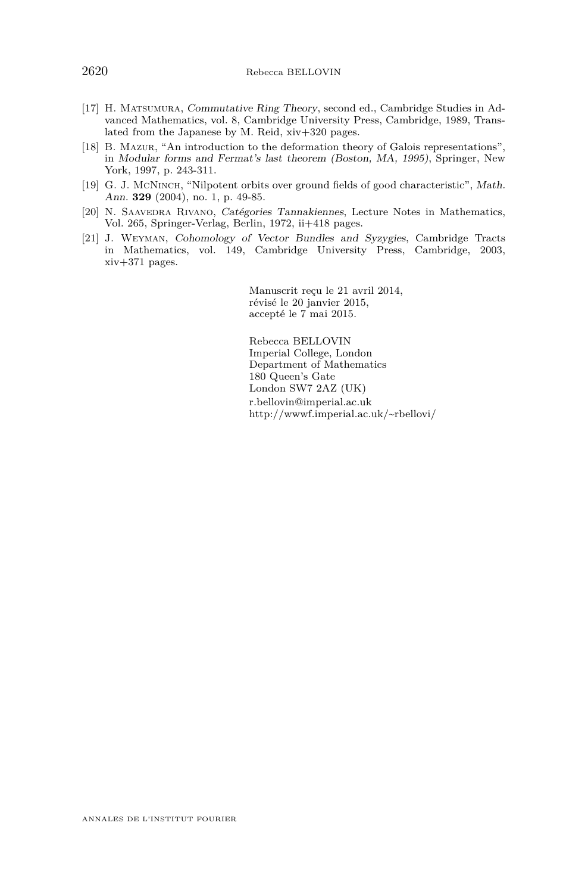[17] H. Matsumura, *Commutative Ring Theory*, second ed., Cambridge Studies in Advanced Mathematics, vol. 8, Cambridge University Press, Cambridge, 1989, Translated from the Japanese by M. Reid, xiv+320 pages.

[18] B. Mazur, "An introduction to the deformation theory of Galois representations", in *Modular forms and Fermat's last theorem (Boston, MA, 1995)*, Springer, New York, 1997, p. 243-311.

[19] G. J. McNinch, "Nilpotent orbits over ground fields of good characteristic", *Math. Ann.* **329** (2004), no. 1, p. 49-85.

[20] N. Saavedra Rivano, *Catégories Tannakiennes*, Lecture Notes in Mathematics, Vol. 265, Springer-Verlag, Berlin, 1972, ii+418 pages.

[21] J. Weyman, *Cohomology of Vector Bundles and Syzygies*, Cambridge Tracts in Mathematics, vol. 149, Cambridge University Press, Cambridge, 2003, xiv+371 pages.

Manuscrit reçu le 21 avril 2014,
révisé le 20 janvier 2015,
accepté le 7 mai 2015.

Rebecca BELLOVIN
Imperial College, London
Department of Mathematics
180 Queen's Gate
London SW7 2AZ (UK)
r.bellovin@imperial.ac.uk
http://wwwf.imperial.ac.uk/~rbellovi/